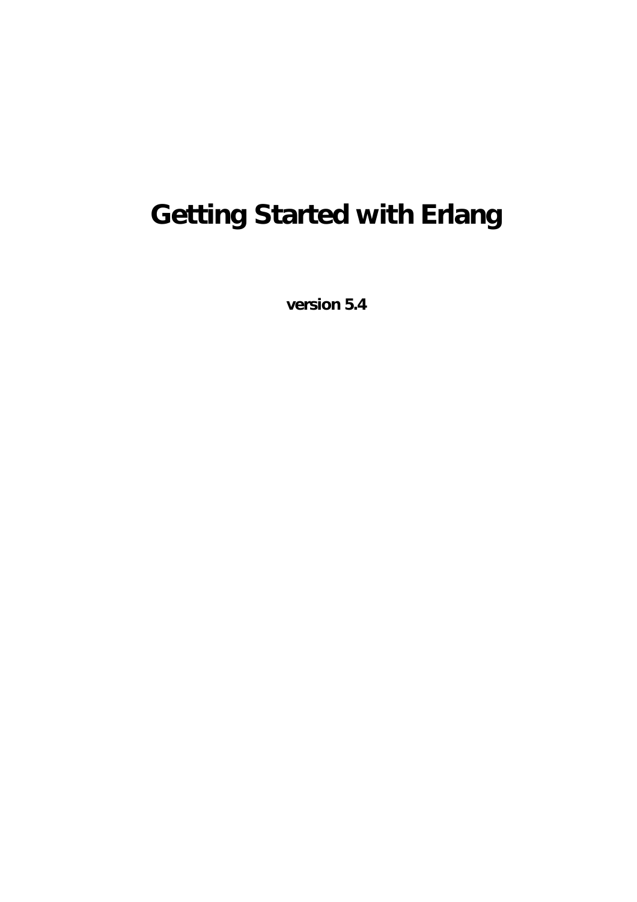# Getting Started with Erlang

**version 5.4**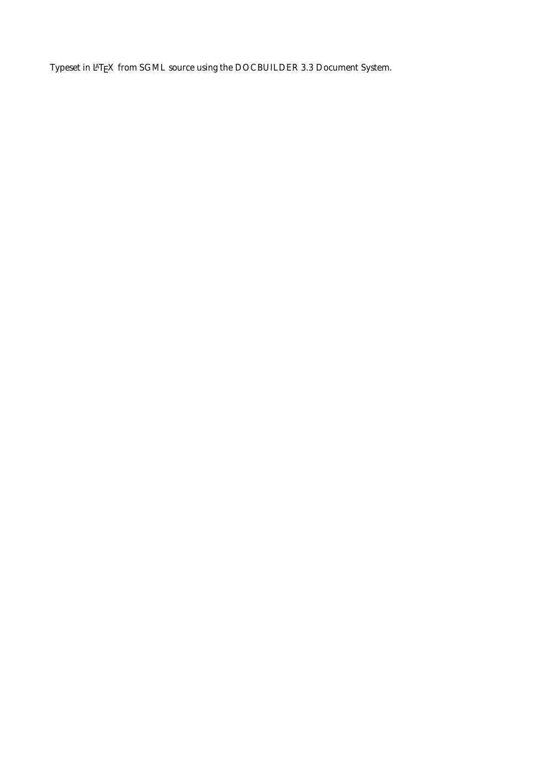Typeset in LaTeX from SGML source using the DOCBUILDER 3.3 Document System.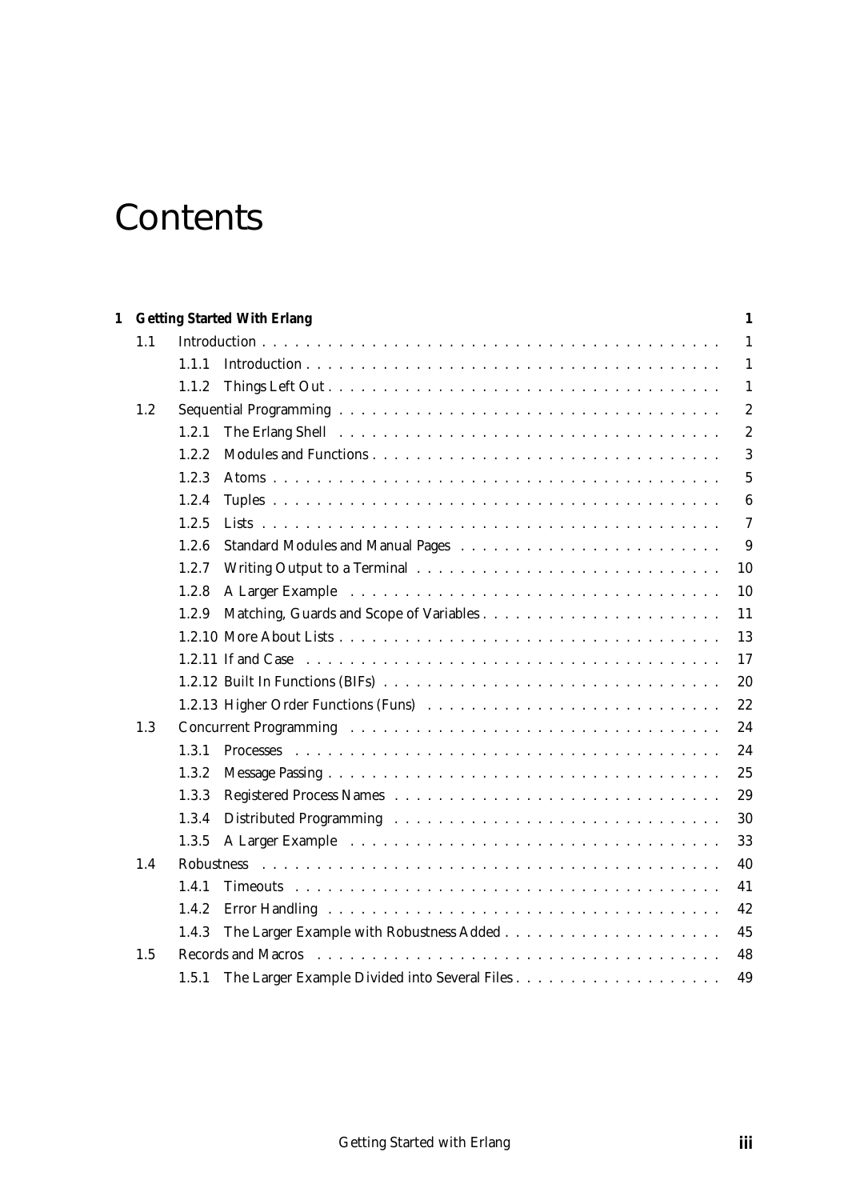# Contents

**1 Getting Started With Erlang** **1**

- 1.1 Introduction . . . 1
  - 1.1.1 Introduction . . . 1
  - 1.1.2 Things Left Out . . . 1
- 1.2 Sequential Programming . . . 2
  - 1.2.1 The Erlang Shell . . . 2
  - 1.2.2 Modules and Functions . . . 3
  - 1.2.3 Atoms . . . 5
  - 1.2.4 Tuples . . . 6
  - 1.2.5 Lists . . . 7
  - 1.2.6 Standard Modules and Manual Pages . . . 9
  - 1.2.7 Writing Output to a Terminal . . . 10
  - 1.2.8 A Larger Example . . . 10
  - 1.2.9 Matching, Guards and Scope of Variables . . . 11
  - 1.2.10 More About Lists . . . 13
  - 1.2.11 If and Case . . . 17
  - 1.2.12 Built In Functions (BIFs) . . . 20
  - 1.2.13 Higher Order Functions (Funs) . . . 22
- 1.3 Concurrent Programming . . . 24
  - 1.3.1 Processes . . . 24
  - 1.3.2 Message Passing . . . 25
  - 1.3.3 Registered Process Names . . . 29
  - 1.3.4 Distributed Programming . . . 30
  - 1.3.5 A Larger Example . . . 33
- 1.4 Robustness . . . 40
  - 1.4.1 Timeouts . . . 41
  - 1.4.2 Error Handling . . . 42
  - 1.4.3 The Larger Example with Robustness Added . . . 45
- 1.5 Records and Macros . . . 48
  - 1.5.1 The Larger Example Divided into Several Files . . . 49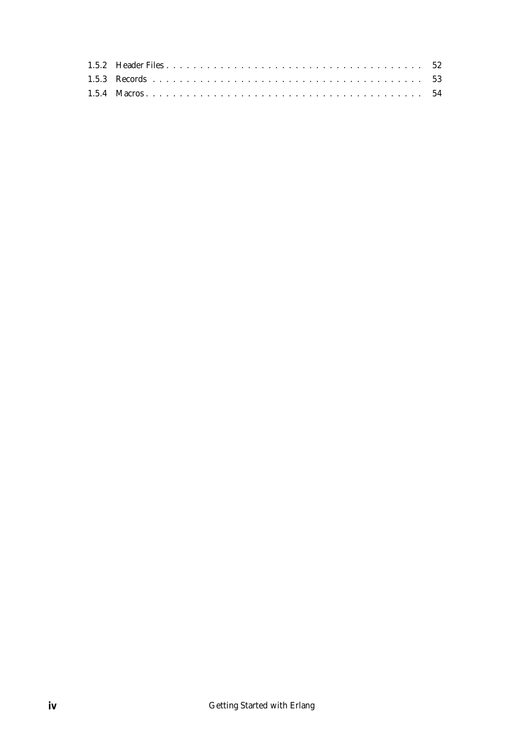1.5.2 Header Files . . . . . . . . . . . . . . . . . . . . . . . . . . . . . . . . . . . . . . 52

1.5.3 Records . . . . . . . . . . . . . . . . . . . . . . . . . . . . . . . . . . . . . . . . 53

1.5.4 Macros . . . . . . . . . . . . . . . . . . . . . . . . . . . . . . . . . . . . . . . . 54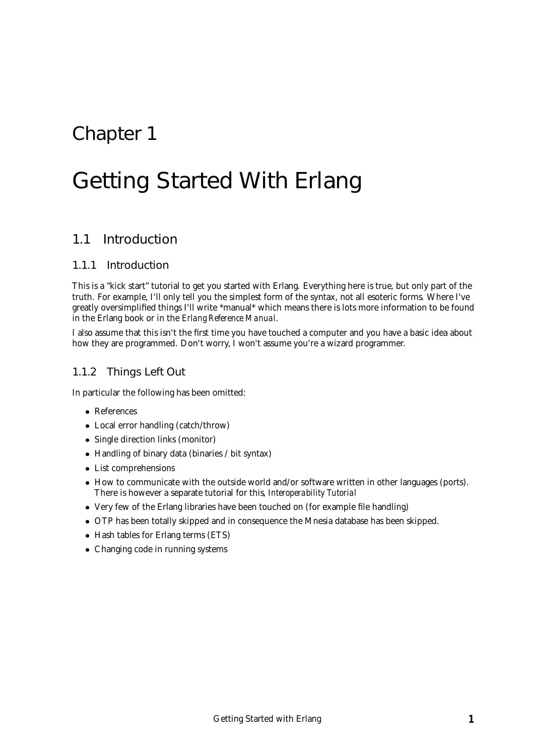# Chapter 1

# Getting Started With Erlang

## 1.1 Introduction

### 1.1.1 Introduction

This is a "kick start" tutorial to get you started with Erlang. Everything here is true, but only part of the truth. For example, I'll only tell you the simplest form of the syntax, not all esoteric forms. Where I've greatly oversimplified things I'll write *manual* which means there is lots more information to be found in the Erlang book or in the *Erlang Reference Manual*.

I also assume that this isn't the first time you have touched a computer and you have a basic idea about how they are programmed. Don't worry, I won't assume you're a wizard programmer.

### 1.1.2 Things Left Out

In particular the following has been omitted:

- References
- Local error handling (catch/throw)
- Single direction links (monitor)
- Handling of binary data (binaries / bit syntax)
- List comprehensions
- How to communicate with the outside world and/or software written in other languages (ports). There is however a separate tutorial for this, *Interoperability Tutorial*
- Very few of the Erlang libraries have been touched on (for example file handling)
- OTP has been totally skipped and in consequence the Mnesia database has been skipped.
- Hash tables for Erlang terms (ETS)
- Changing code in running systems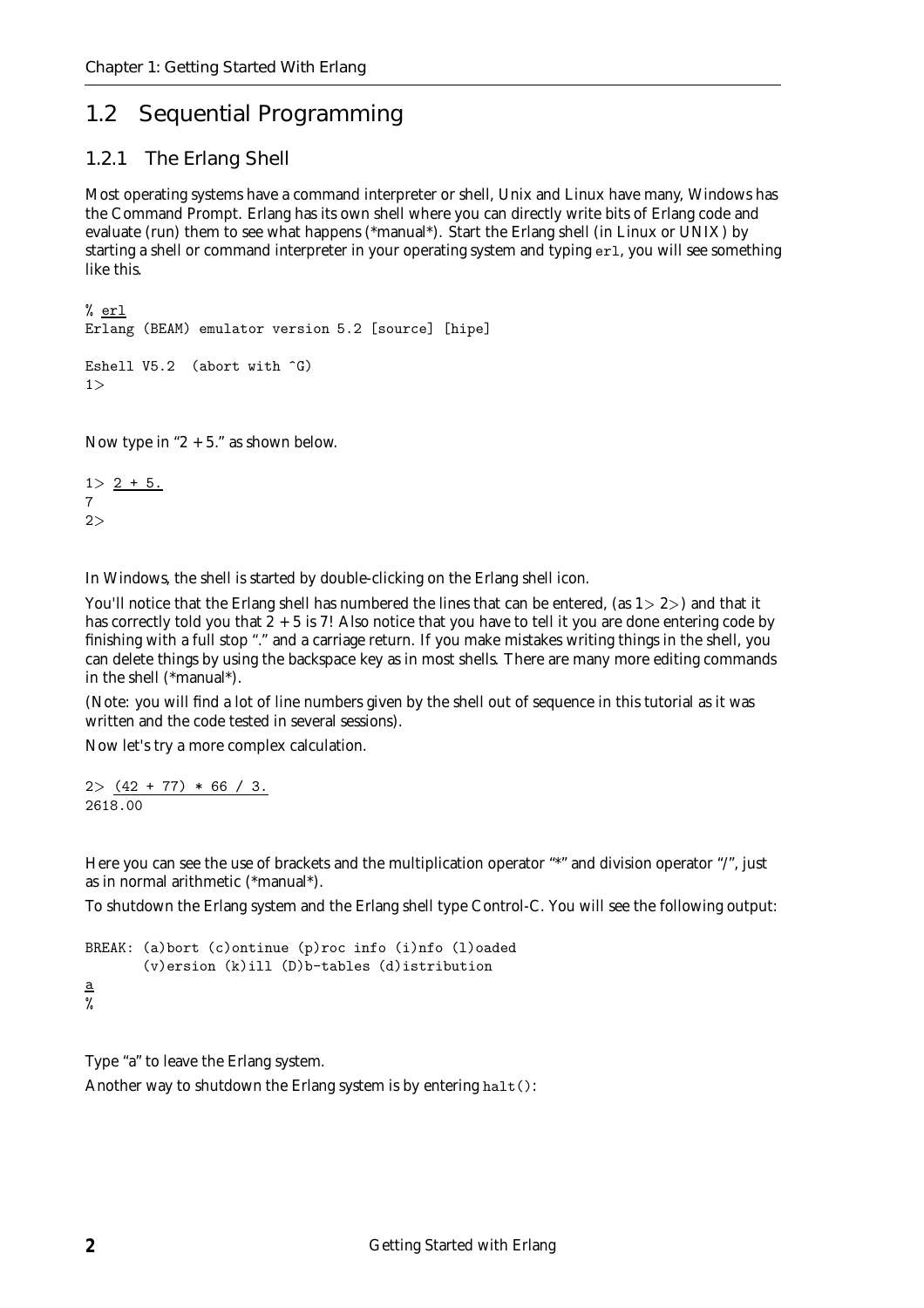## 1.2 Sequential Programming

### 1.2.1 The Erlang Shell

Most operating systems have a command interpreter or shell, Unix and Linux have many, Windows has the Command Prompt. Erlang has its own shell where you can directly write bits of Erlang code and evaluate (run) them to see what happens (*manual*). Start the Erlang shell (in Linux or UNIX) by starting a shell or command interpreter in your operating system and typing `erl`, you will see something like this.

```
% erl
Erlang (BEAM) emulator version 5.2 [source] [hipe]

Eshell V5.2  (abort with ^G)
1>
```

Now type in "2 + 5." as shown below.

```
1> 2 + 5.
7
2>
```

In Windows, the shell is started by double-clicking on the Erlang shell icon.

You'll notice that the Erlang shell has numbered the lines that can be entered, (as 1> 2>) and that it has correctly told you that 2 + 5 is 7! Also notice that you have to tell it you are done entering code by finishing with a full stop "." and a carriage return. If you make mistakes writing things in the shell, you can delete things by using the backspace key as in most shells. There are many more editing commands in the shell (*manual*).

(Note: you will find a lot of line numbers given by the shell out of sequence in this tutorial as it was written and the code tested in several sessions).

Now let's try a more complex calculation.

```
2> (42 + 77) * 66 / 3.
2618.00
```

Here you can see the use of brackets and the multiplication operator "*" and division operator "/", just as in normal arithmetic (*manual*).

To shutdown the Erlang system and the Erlang shell type Control-C. You will see the following output:

```
BREAK: (a)bort (c)ontinue (p)roc info (i)nfo (l)oaded
       (v)ersion (k)ill (D)b-tables (d)istribution
a
%
```

Type "a" to leave the Erlang system.

Another way to shutdown the Erlang system is by entering `halt()`: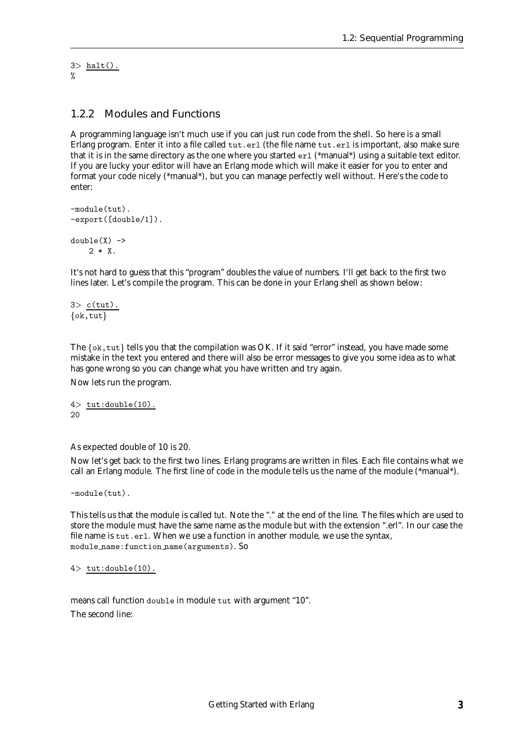```
3> halt().
%
```

### 1.2.2 Modules and Functions

A programming language isn't much use if you can just run code from the shell. So here is a small Erlang program. Enter it into a file called `tut.erl` (the file name `tut.erl` is important, also make sure that it is in the same directory as the one where you started `erl` (*manual*) using a suitable text editor. If you are lucky your editor will have an Erlang mode which will make it easier for you to enter and format your code nicely (*manual*), but you can manage perfectly well without. Here's the code to enter:

```
-module(tut).
-export([double/1]).

double(X) ->
    2 * X.
```

It's not hard to guess that this "program" doubles the value of numbers. I'll get back to the first two lines later. Let's compile the program. This can be done in your Erlang shell as shown below:

```
3> c(tut).
{ok,tut}
```

The `{ok,tut}` tells you that the compilation was OK. If it said "error" instead, you have made some mistake in the text you entered and there will also be error messages to give you some idea as to what has gone wrong so you can change what you have written and try again.

Now lets run the program.

```
4> tut:double(10).
20
```

As expected double of 10 is 20.

Now let's get back to the first two lines. Erlang programs are written in files. Each file contains what we call an Erlang *module*. The first line of code in the module tells us the name of the module (*manual*).

```
-module(tut).
```

This tells us that the module is called *tut*. Note the "." at the end of the line. The files which are used to store the module must have the same name as the module but with the extension ".erl". In our case the file name is `tut.erl`. When we use a function in another module, we use the syntax, `module_name:function_name(arguments)`. So

```
4> tut:double(10).
```

means call function `double` in module `tut` with argument "10".

The second line: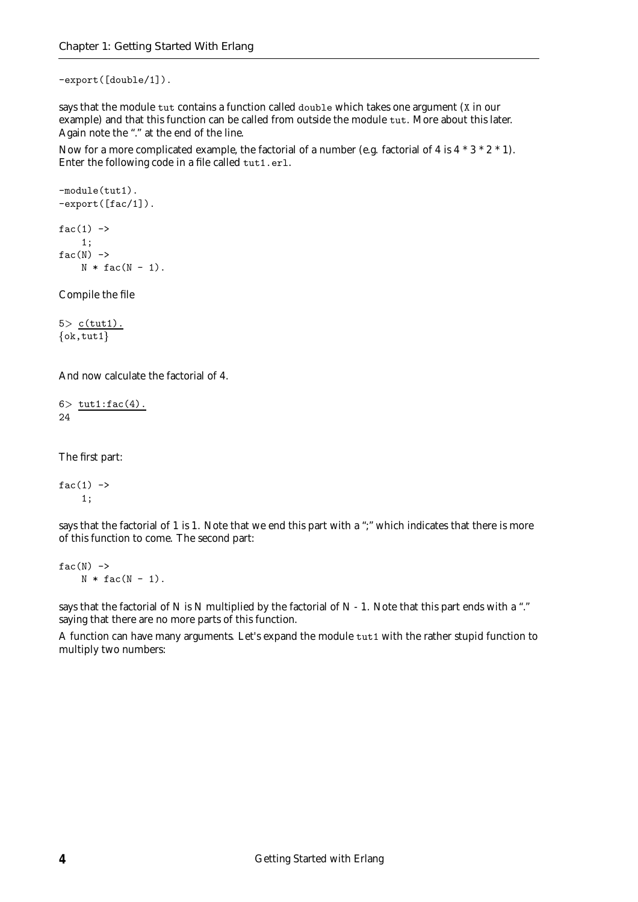```
-export([double/1]).
```

says that the module `tut` contains a function called `double` which takes one argument (`X` in our example) and that this function can be called from outside the module `tut`. More about this later. Again note the "." at the end of the line.

Now for a more complicated example, the factorial of a number (e.g. factorial of 4 is 4 * 3 * 2 * 1). Enter the following code in a file called `tut1.erl`.

```
-module(tut1).
-export([fac/1]).

fac(1) ->
    1;
fac(N) ->
    N * fac(N - 1).
```

Compile the file

```
5> c(tut1).
{ok,tut1}
```

And now calculate the factorial of 4.

```
6> tut1:fac(4).
24
```

The first part:

```
fac(1) ->
    1;
```

says that the factorial of 1 is 1. Note that we end this part with a ";" which indicates that there is more of this function to come. The second part:

```
fac(N) ->
    N * fac(N - 1).
```

says that the factorial of N is N multiplied by the factorial of N - 1. Note that this part ends with a "." saying that there are no more parts of this function.

A function can have many arguments. Let's expand the module `tut1` with the rather stupid function to multiply two numbers: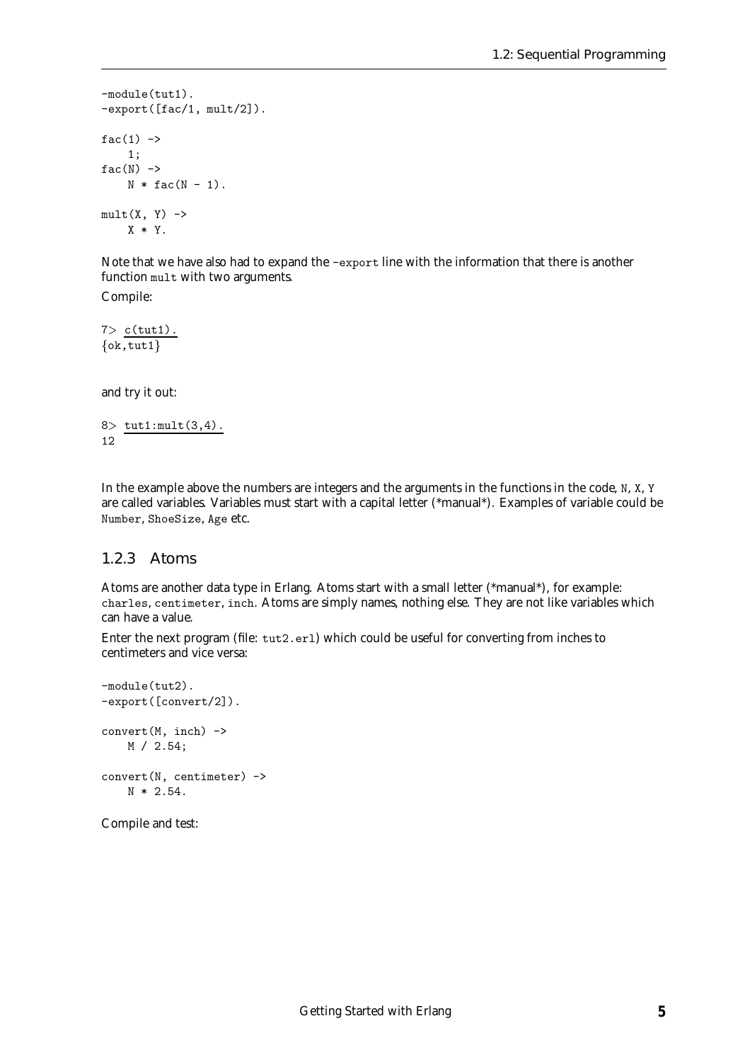```
-module(tut1).
-export([fac/1, mult/2]).

fac(1) ->
    1;
fac(N) ->
    N * fac(N - 1).

mult(X, Y) ->
    X * Y.
```

Note that we have also had to expand the `-export` line with the information that there is another function `mult` with two arguments.

Compile:

```
7> c(tut1).
{ok,tut1}
```

and try it out:

```
8> tut1:mult(3,4).
12
```

In the example above the numbers are integers and the arguments in the functions in the code, `N`, `X`, `Y` are called variables. Variables must start with a capital letter (*manual*). Examples of variable could be `Number`, `ShoeSize`, `Age` etc.

### 1.2.3 Atoms

Atoms are another data type in Erlang. Atoms start with a small letter (*manual*), for example: `charles`, `centimeter`, `inch`. Atoms are simply names, nothing else. They are not like variables which can have a value.

Enter the next program (file: `tut2.erl`) which could be useful for converting from inches to centimeters and vice versa:

```
-module(tut2).
-export([convert/2]).

convert(M, inch) ->
    M / 2.54;

convert(N, centimeter) ->
    N * 2.54.
```

Compile and test: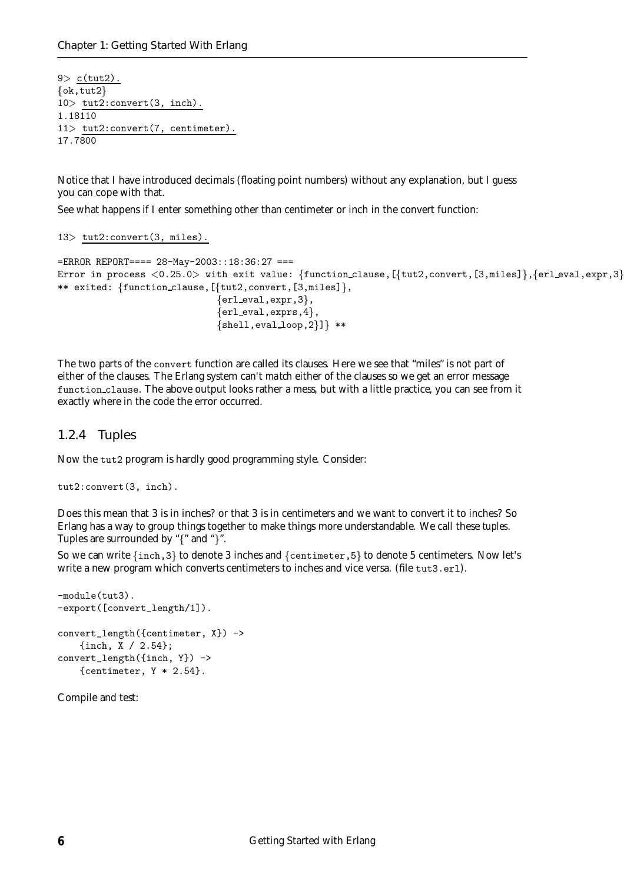```
9> c(tut2).
{ok,tut2}
10> tut2:convert(3, inch).
1.18110
11> tut2:convert(7, centimeter).
17.7800
```

Notice that I have introduced decimals (floating point numbers) without any explanation, but I guess you can cope with that.

See what happens if I enter something other than centimeter or inch in the convert function:

```
13> tut2:convert(3, miles).

=ERROR REPORT==== 28-May-2003::18:36:27 ===
Error in process <0.25.0> with exit value: {function_clause,[{tut2,convert,[3,miles]},{erl_eval,expr,3}
** exited: {function_clause,[{tut2,convert,[3,miles]},
                             {erl_eval,expr,3},
                             {erl_eval,exprs,4},
                             {shell,eval_loop,2}]} **
```

The two parts of the `convert` function are called its clauses. Here we see that "miles" is not part of either of the clauses. The Erlang system can't *match* either of the clauses so we get an error message `function_clause`. The above output looks rather a mess, but with a little practice, you can see from it exactly where in the code the error occurred.

### 1.2.4 Tuples

Now the `tut2` program is hardly good programming style. Consider:

```
tut2:convert(3, inch).
```

Does this mean that 3 is in inches? or that 3 is in centimeters and we want to convert it to inches? So Erlang has a way to group things together to make things more understandable. We call these *tuples*. Tuples are surrounded by "{" and "}".

So we can write `{inch,3}` to denote 3 inches and `{centimeter,5}` to denote 5 centimeters. Now let's write a new program which converts centimeters to inches and vice versa. (file `tut3.erl`).

```
-module(tut3).
-export([convert_length/1]).

convert_length({centimeter, X}) ->
    {inch, X / 2.54};
convert_length({inch, Y}) ->
    {centimeter, Y * 2.54}.
```

Compile and test: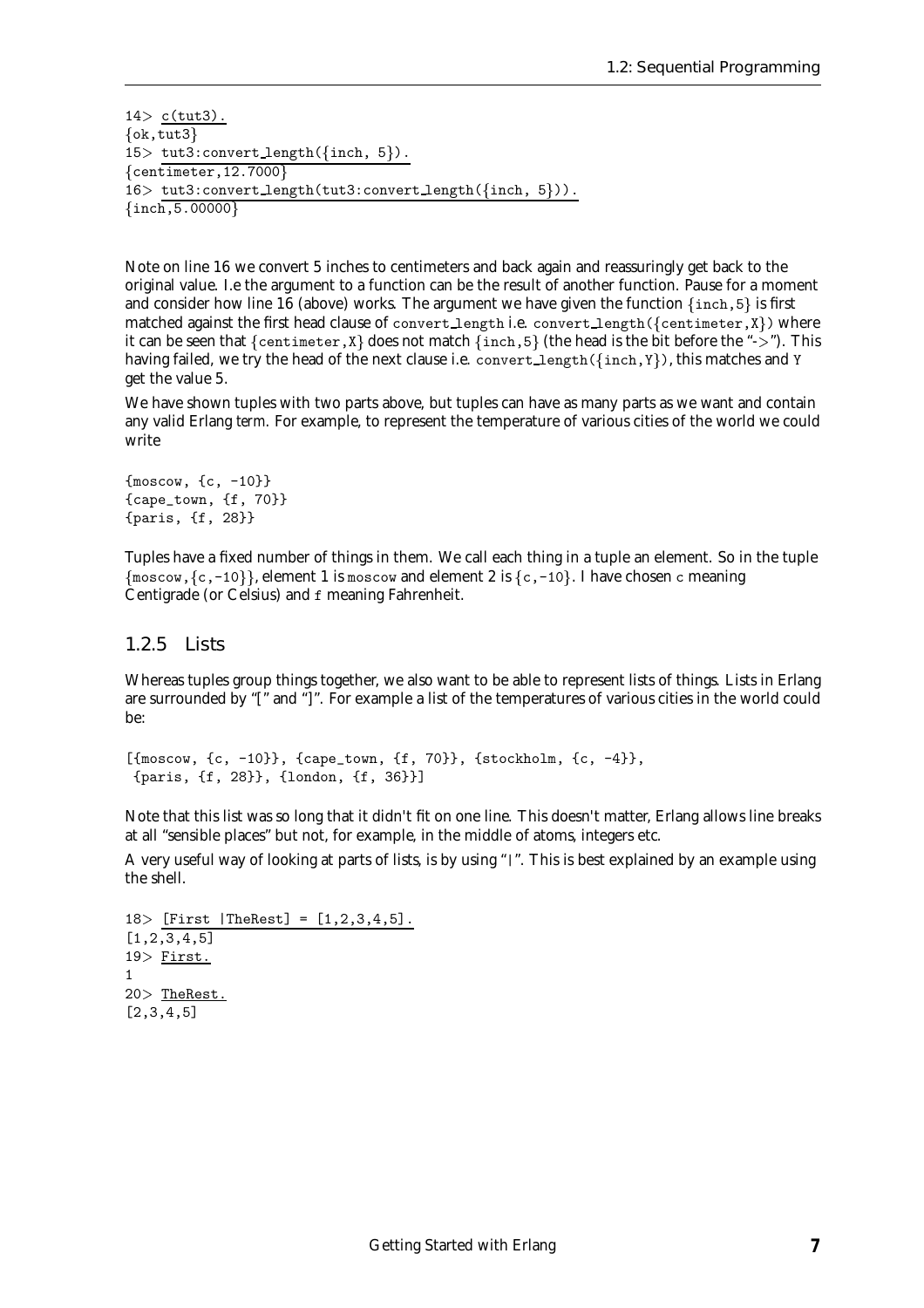```
14> c(tut3).
{ok,tut3}
15> tut3:convert_length({inch, 5}).
{centimeter,12.7000}
16> tut3:convert_length(tut3:convert_length({inch, 5})).
{inch,5.00000}
```

Note on line 16 we convert 5 inches to centimeters and back again and reassuringly get back to the original value. I.e the argument to a function can be the result of another function. Pause for a moment and consider how line 16 (above) works. The argument we have given the function `{inch,5}` is first matched against the first head clause of `convert_length` i.e. `convert_length({centimeter,X})` where it can be seen that `{centimeter,X}` does not match `{inch,5}` (the head is the bit before the "->"). This having failed, we try the head of the next clause i.e. `convert_length({inch,Y})`, this matches and `Y` get the value 5.

We have shown tuples with two parts above, but tuples can have as many parts as we want and contain any valid Erlang *term*. For example, to represent the temperature of various cities of the world we could write

```
{moscow, {c, -10}}
{cape_town, {f, 70}}
{paris, {f, 28}}
```

Tuples have a fixed number of things in them. We call each thing in a tuple an element. So in the tuple `{moscow,{c,-10}}`, element 1 is `moscow` and element 2 is `{c,-10}`. I have chosen `c` meaning Centigrade (or Celsius) and `f` meaning Fahrenheit.

### 1.2.5 Lists

Whereas tuples group things together, we also want to be able to represent lists of things. Lists in Erlang are surrounded by "[" and "]". For example a list of the temperatures of various cities in the world could be:

```
[{moscow, {c, -10}}, {cape_town, {f, 70}}, {stockholm, {c, -4}},
 {paris, {f, 28}}, {london, {f, 36}}]
```

Note that this list was so long that it didn't fit on one line. This doesn't matter, Erlang allows line breaks at all "sensible places" but not, for example, in the middle of atoms, integers etc.

A very useful way of looking at parts of lists, is by using "|". This is best explained by an example using the shell.

```
18> [First |TheRest] = [1,2,3,4,5].
[1,2,3,4,5]
19> First.
1
20> TheRest.
[2,3,4,5]
```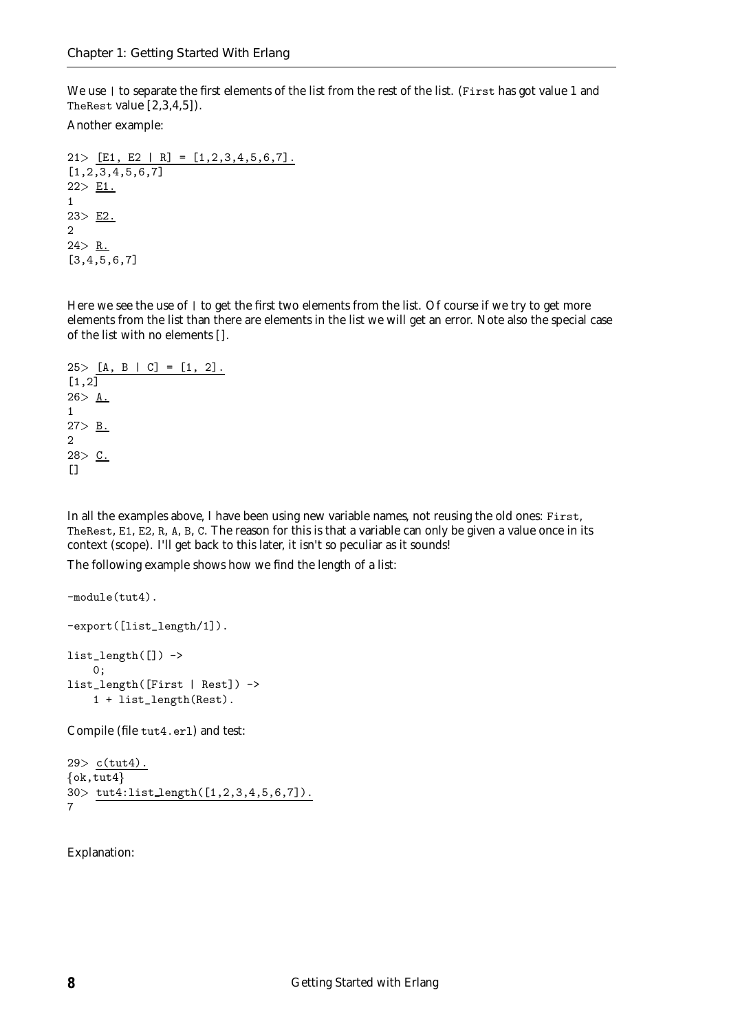We use | to separate the first elements of the list from the rest of the list. (First has got value 1 and TheRest value [2,3,4,5]).

Another example:

```
21> [E1, E2 | R] = [1,2,3,4,5,6,7].
[1,2,3,4,5,6,7]
22> E1.
1
23> E2.
2
24> R.
[3,4,5,6,7]
```

Here we see the use of | to get the first two elements from the list. Of course if we try to get more elements from the list than there are elements in the list we will get an error. Note also the special case of the list with no elements [].

```
25> [A, B | C] = [1, 2].
[1,2]
26> A.
1
27> B.
2
28> C.
[]
```

In all the examples above, I have been using new variable names, not reusing the old ones: First, TheRest, E1, E2, R, A, B, C. The reason for this is that a variable can only be given a value once in its context (scope). I'll get back to this later, it isn't so peculiar as it sounds!

The following example shows how we find the length of a list:

```
-module(tut4).

-export([list_length/1]).

list_length([]) ->
    0;
list_length([First | Rest]) ->
    1 + list_length(Rest).
```

Compile (file tut4.erl) and test:

```
29> c(tut4).
{ok,tut4}
30> tut4:list_length([1,2,3,4,5,6,7]).
7
```

Explanation: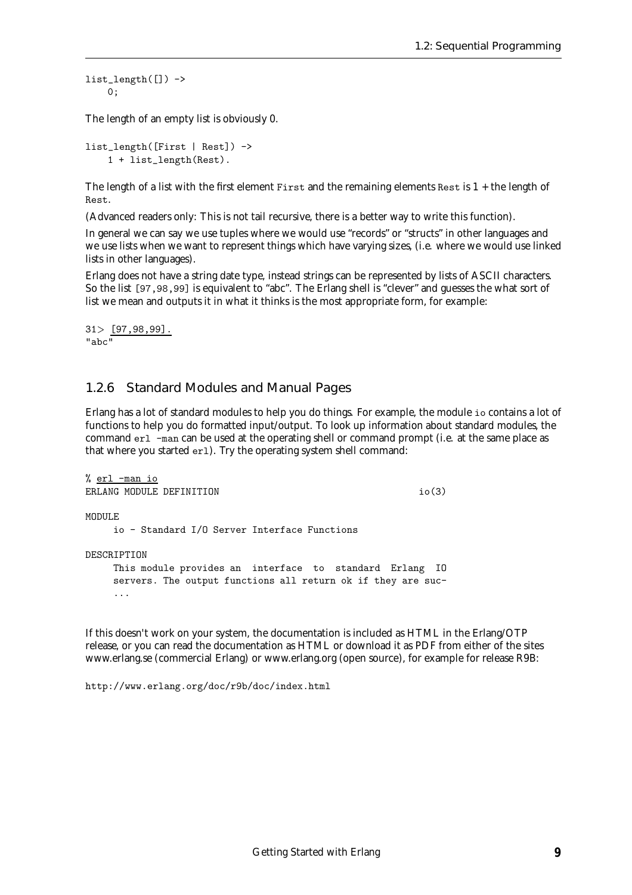```
list_length([]) ->
    0;
```

The length of an empty list is obviously 0.

```
list_length([First | Rest]) ->
    1 + list_length(Rest).
```

The length of a list with the first element `First` and the remaining elements `Rest` is 1 + the length of `Rest`.

(Advanced readers only: This is not tail recursive, there is a better way to write this function).

In general we can say we use tuples where we would use "records" or "structs" in other languages and we use lists when we want to represent things which have varying sizes, (i.e. where we would use linked lists in other languages).

Erlang does not have a string date type, instead strings can be represented by lists of ASCII characters. So the list `[97,98,99]` is equivalent to "abc". The Erlang shell is "clever" and guesses the what sort of list we mean and outputs it in what it thinks is the most appropriate form, for example:

```
31> [97,98,99].
"abc"
```

### 1.2.6 Standard Modules and Manual Pages

Erlang has a lot of standard modules to help you do things. For example, the module `io` contains a lot of functions to help you do formatted input/output. To look up information about standard modules, the command `erl -man` can be used at the operating shell or command prompt (i.e. at the same place as that where you started `erl`). Try the operating system shell command:

```
% erl -man io
ERLANG MODULE DEFINITION                                    io(3)

MODULE
     io - Standard I/O Server Interface Functions

DESCRIPTION
     This module provides an  interface  to  standard  Erlang  IO
     servers. The output functions all return ok if they are suc-
     ...
```

If this doesn't work on your system, the documentation is included as HTML in the Erlang/OTP release, or you can read the documentation as HTML or download it as PDF from either of the sites www.erlang.se (commercial Erlang) or www.erlang.org (open source), for example for release R9B:

```
http://www.erlang.org/doc/r9b/doc/index.html
```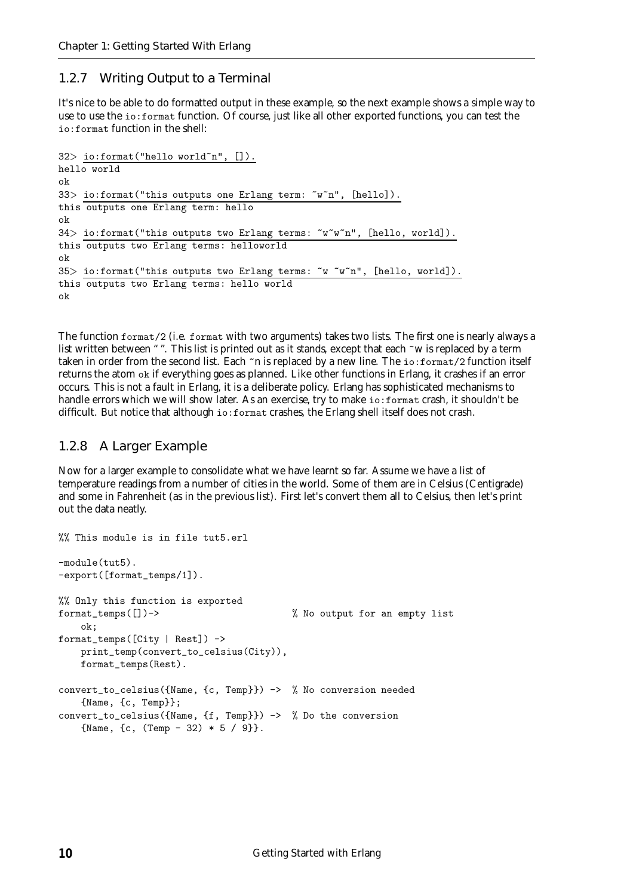### 1.2.7 Writing Output to a Terminal

It's nice to be able to do formatted output in these example, so the next example shows a simple way to use to use the io:format function. Of course, just like all other exported functions, you can test the io:format function in the shell:

```
32> io:format("hello world~n", []).
hello world
ok
33> io:format("this outputs one Erlang term: ~w~n", [hello]).
this outputs one Erlang term: hello
ok
34> io:format("this outputs two Erlang terms: ~w~w~n", [hello, world]).
this outputs two Erlang terms: helloworld
ok
35> io:format("this outputs two Erlang terms: ~w ~w~n", [hello, world]).
this outputs two Erlang terms: hello world
ok
```

The function format/2 (i.e. format with two arguments) takes two lists. The first one is nearly always a list written between " ". This list is printed out as it stands, except that each ~w is replaced by a term taken in order from the second list. Each ~n is replaced by a new line. The io:format/2 function itself returns the atom ok if everything goes as planned. Like other functions in Erlang, it crashes if an error occurs. This is not a fault in Erlang, it is a deliberate policy. Erlang has sophisticated mechanisms to handle errors which we will show later. As an exercise, try to make io:format crash, it shouldn't be difficult. But notice that although io:format crashes, the Erlang shell itself does not crash.

### 1.2.8 A Larger Example

Now for a larger example to consolidate what we have learnt so far. Assume we have a list of temperature readings from a number of cities in the world. Some of them are in Celsius (Centigrade) and some in Fahrenheit (as in the previous list). First let's convert them all to Celsius, then let's print out the data neatly.

```
%% This module is in file tut5.erl

-module(tut5).
-export([format_temps/1]).

%% Only this function is exported
format_temps([])->                        % No output for an empty list
    ok;
format_temps([City | Rest]) ->
    print_temp(convert_to_celsius(City)),
    format_temps(Rest).

convert_to_celsius({Name, {c, Temp}}) ->  % No conversion needed
    {Name, {c, Temp}};
convert_to_celsius({Name, {f, Temp}}) ->  % Do the conversion
    {Name, {c, (Temp - 32) * 5 / 9}}.
```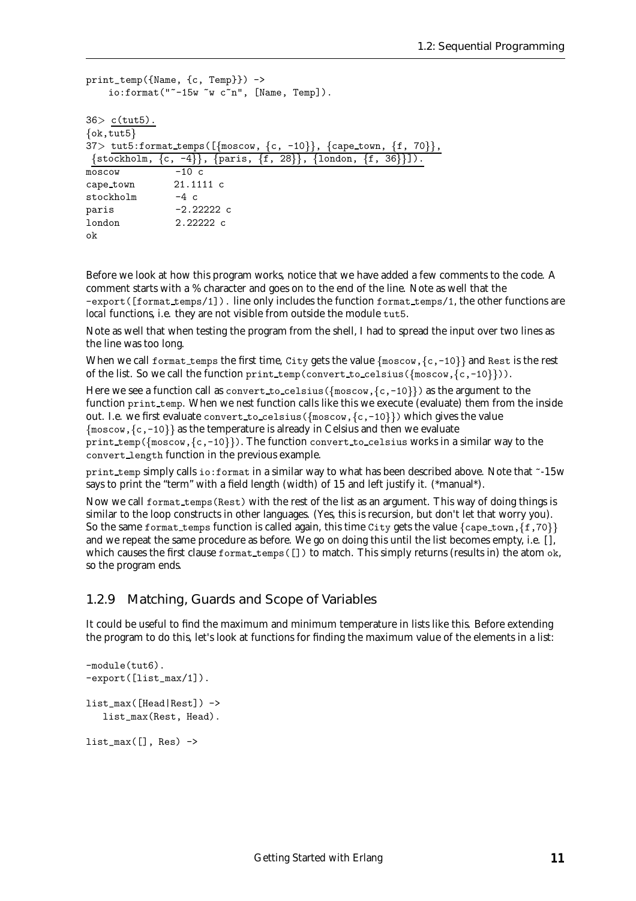```
print_temp({Name, {c, Temp}}) ->
    io:format("~-15w ~w c~n", [Name, Temp]).
```

```
36> c(tut5).
{ok,tut5}
37> tut5:format_temps([{moscow, {c, -10}}, {cape_town, {f, 70}},
 {stockholm, {c, -4}}, {paris, {f, 28}}, {london, {f, 36}}]).
moscow          -10 c
cape_town       21.1111 c
stockholm       -4 c
paris           -2.22222 c
london          2.22222 c
ok
```

Before we look at how this program works, notice that we have added a few comments to the code. A comment starts with a % character and goes on to the end of the line. Note as well that the `-export([format_temps/1]).` line only includes the function `format_temps/1`, the other functions are *local* functions, i.e. they are not visible from outside the module `tut5`.

Note as well that when testing the program from the shell, I had to spread the input over two lines as the line was too long.

When we call `format_temps` the first time, `City` gets the value `{moscow,{c,-10}}` and `Rest` is the rest of the list. So we call the function `print_temp(convert_to_celsius({moscow,{c,-10}}))`.

Here we see a function call as `convert_to_celsius({moscow,{c,-10}})` as the argument to the function `print_temp`. When we *nest* function calls like this we execute (evaluate) them from the inside out. I.e. we first evaluate `convert_to_celsius({moscow,{c,-10}})` which gives the value `{moscow,{c,-10}}` as the temperature is already in Celsius and then we evaluate `print_temp({moscow,{c,-10}})`. The function `convert_to_celsius` works in a similar way to the `convert_length` function in the previous example.

`print_temp` simply calls `io:format` in a similar way to what has been described above. Note that ~-15w says to print the "term" with a field length (width) of 15 and left justify it. (*manual*).

Now we call `format_temps(Rest)` with the rest of the list as an argument. This way of doing things is similar to the loop constructs in other languages. (Yes, this is recursion, but don't let that worry you). So the same `format_temps` function is called again, this time `City` gets the value `{cape_town,{f,70}}` and we repeat the same procedure as before. We go on doing this until the list becomes empty, i.e. [], which causes the first clause `format_temps([])` to match. This simply returns (results in) the atom `ok`, so the program ends.

### 1.2.9 Matching, Guards and Scope of Variables

It could be useful to find the maximum and minimum temperature in lists like this. Before extending the program to do this, let's look at functions for finding the maximum value of the elements in a list:

```
-module(tut6).
-export([list_max/1]).

list_max([Head|Rest]) ->
   list_max(Rest, Head).

list_max([], Res) ->
```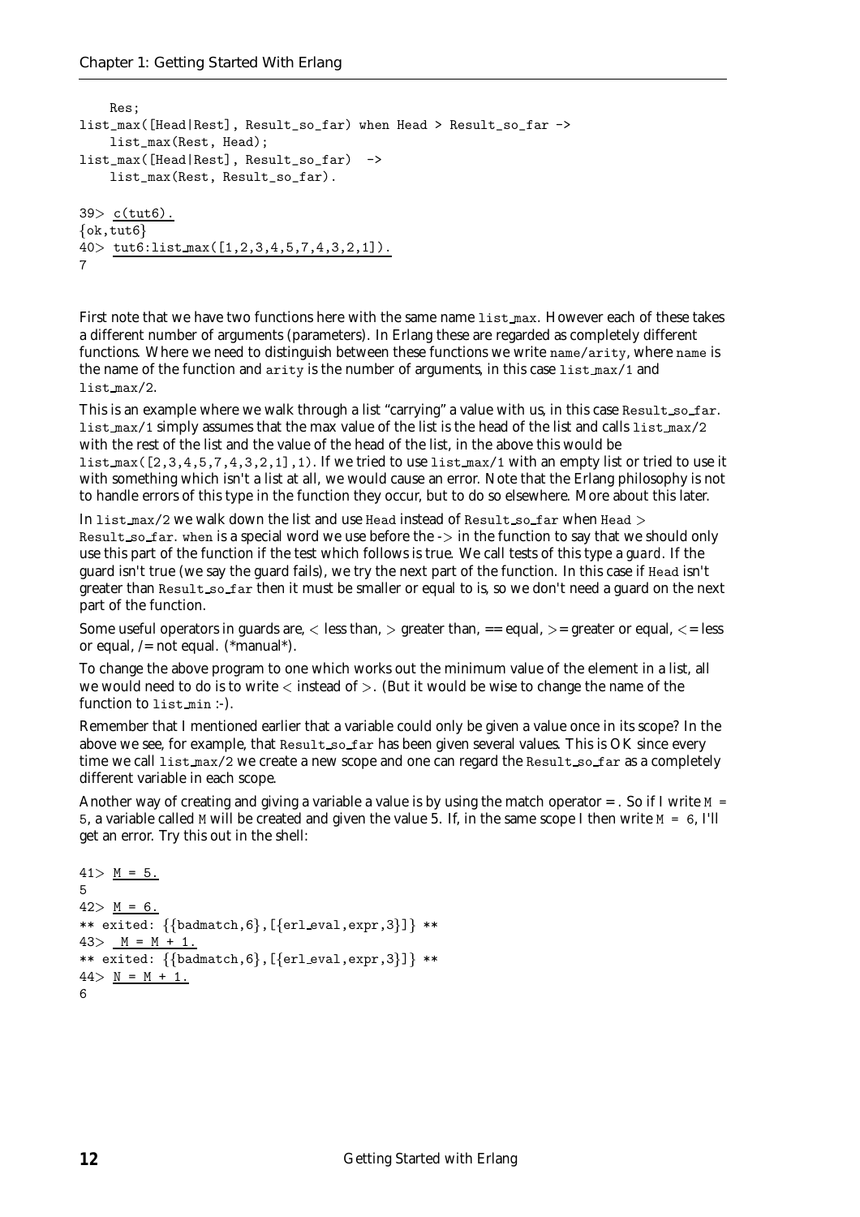```
    Res;
list_max([Head|Rest], Result_so_far) when Head > Result_so_far ->
    list_max(Rest, Head);
list_max([Head|Rest], Result_so_far)  ->
    list_max(Rest, Result_so_far).
```

```
39> c(tut6).
{ok,tut6}
40> tut6:list_max([1,2,3,4,5,7,4,3,2,1]).
7
```

First note that we have two functions here with the same name `list_max`. However each of these takes a different number of arguments (parameters). In Erlang these are regarded as completely different functions. Where we need to distinguish between these functions we write `name/arity`, where `name` is the name of the function and `arity` is the number of arguments, in this case `list_max/1` and `list_max/2`.

This is an example where we walk through a list "carrying" a value with us, in this case `Result_so_far`. `list_max/1` simply assumes that the max value of the list is the head of the list and calls `list_max/2` with the rest of the list and the value of the head of the list, in the above this would be `list_max([2,3,4,5,7,4,3,2,1],1)`. If we tried to use `list_max/1` with an empty list or tried to use it with something which isn't a list at all, we would cause an error. Note that the Erlang philosophy is not to handle errors of this type in the function they occur, but to do so elsewhere. More about this later.

In `list_max/2` we walk down the list and use `Head` instead of `Result_so_far` when `Head > Result_so_far`. `when` is a special word we use before the `->` in the function to say that we should only use this part of the function if the test which follows is true. We call tests of this type a *guard*. If the guard isn't true (we say the guard fails), we try the next part of the function. In this case if `Head` isn't greater than `Result_so_far` then it must be smaller or equal to is, so we don't need a guard on the next part of the function.

Some useful operators in guards are, < less than, > greater than, == equal, >= greater or equal, <= less or equal, /= not equal. (*manual*).

To change the above program to one which works out the minimum value of the element in a list, all we would need to do is to write < instead of >. (But it would be wise to change the name of the function to `list_min` :-).

Remember that I mentioned earlier that a variable could only be given a value once in its scope? In the above we see, for example, that `Result_so_far` has been given several values. This is OK since every time we call `list_max/2` we create a new scope and one can regard the `Result_so_far` as a completely different variable in each scope.

Another way of creating and giving a variable a value is by using the match operator = . So if I write `M = 5`, a variable called `M` will be created and given the value 5. If, in the same scope I then write `M = 6`, I'll get an error. Try this out in the shell:

```
41> M = 5.
5
42> M = 6.
** exited: {{badmatch,6},[{erl_eval,expr,3}]} **
43>  M = M + 1.
** exited: {{badmatch,6},[{erl_eval,expr,3}]} **
44> N = M + 1.
6
```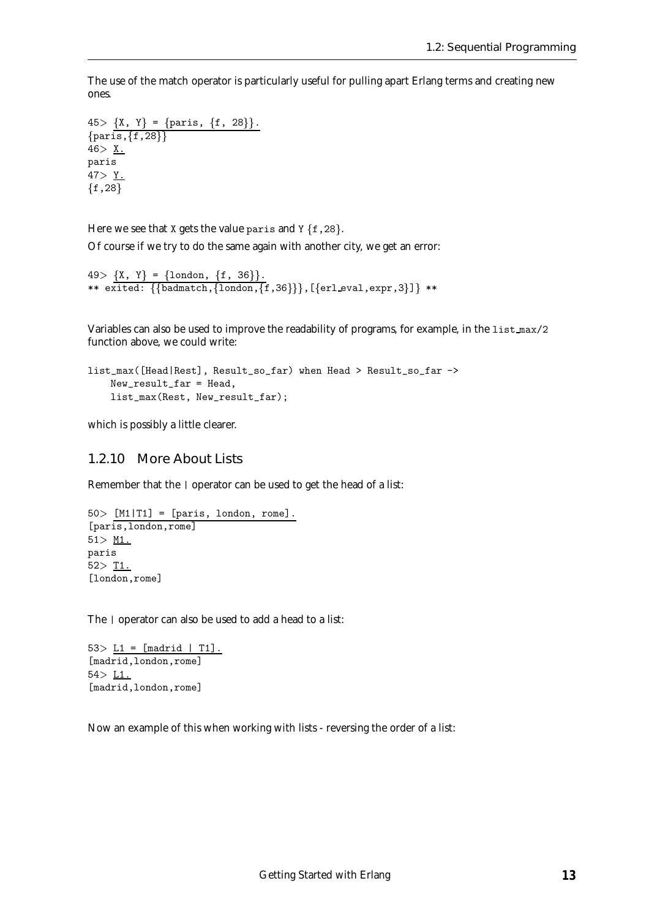The use of the match operator is particularly useful for pulling apart Erlang terms and creating new ones.

```
45> {X, Y} = {paris, {f, 28}}.
{paris,{f,28}}
46> X.
paris
47> Y.
{f,28}
```

Here we see that `X` gets the value `paris` and `Y` `{f,28}`.

Of course if we try to do the same again with another city, we get an error:

```
49> {X, Y} = {london, {f, 36}}.
** exited: {{badmatch,{london,{f,36}}},[{erl_eval,expr,3}]} **
```

Variables can also be used to improve the readability of programs, for example, in the `list_max/2` function above, we could write:

```
list_max([Head|Rest], Result_so_far) when Head > Result_so_far ->
    New_result_far = Head,
    list_max(Rest, New_result_far);
```

which is possibly a little clearer.

### 1.2.10 More About Lists

Remember that the `|` operator can be used to get the head of a list:

```
50> [M1|T1] = [paris, london, rome].
[paris,london,rome]
51> M1.
paris
52> T1.
[london,rome]
```

The `|` operator can also be used to add a head to a list:

```
53> L1 = [madrid | T1].
[madrid,london,rome]
54> L1.
[madrid,london,rome]
```

Now an example of this when working with lists - reversing the order of a list: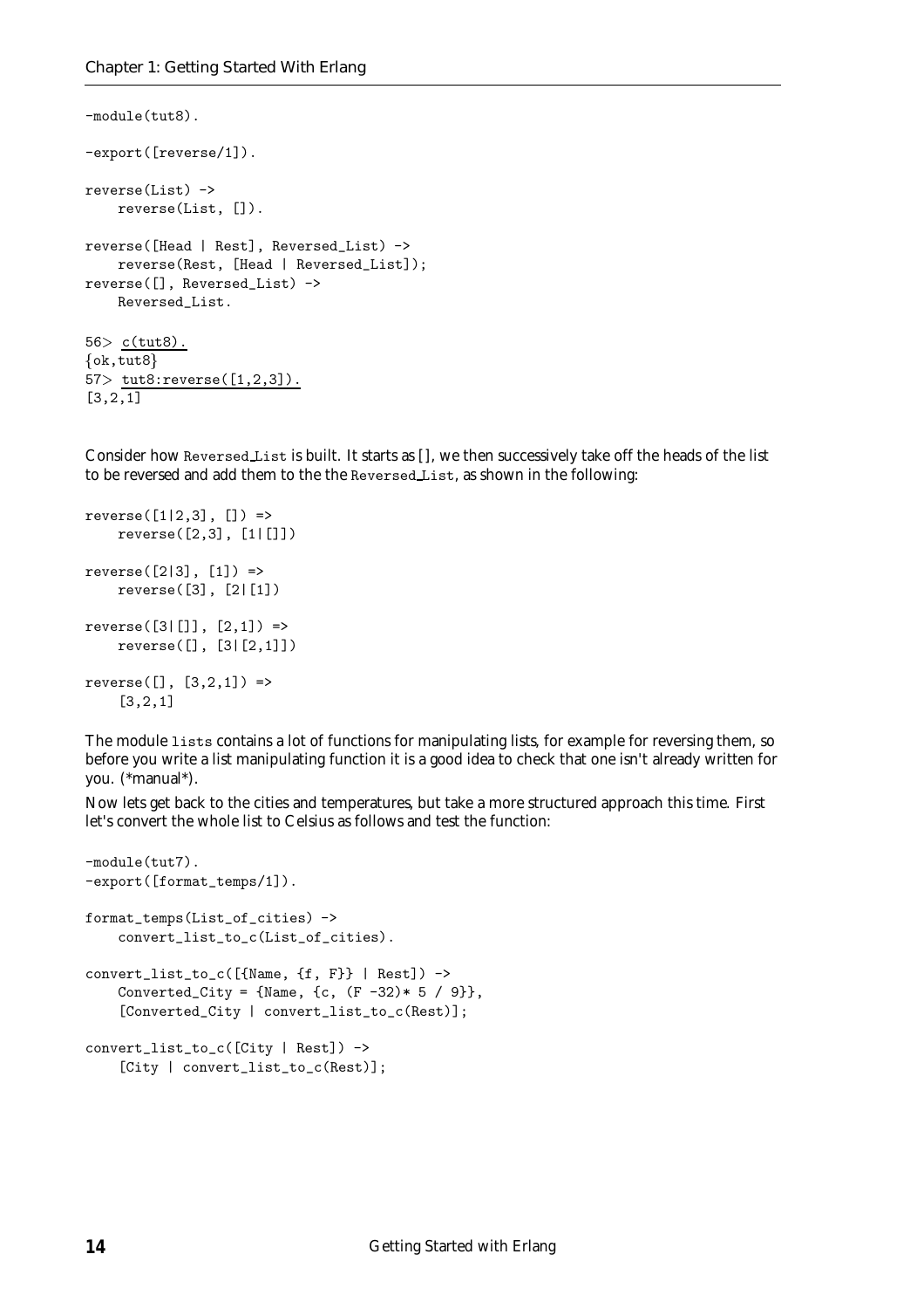```
-module(tut8).

-export([reverse/1]).

reverse(List) ->
    reverse(List, []).

reverse([Head | Rest], Reversed_List) ->
    reverse(Rest, [Head | Reversed_List]);
reverse([], Reversed_List) ->
    Reversed_List.
```

```
56> c(tut8).
{ok,tut8}
57> tut8:reverse([1,2,3]).
[3,2,1]
```

Consider how Reversed_List is built. It starts as [], we then successively take off the heads of the list to be reversed and add them to the the Reversed_List, as shown in the following:

```
reverse([1|2,3], []) =>
    reverse([2,3], [1|[]])

reverse([2|3], [1]) =>
    reverse([3], [2|[1])

reverse([3|[]], [2,1]) =>
    reverse([], [3|[2,1]])

reverse([], [3,2,1]) =>
    [3,2,1]
```

The module lists contains a lot of functions for manipulating lists, for example for reversing them, so before you write a list manipulating function it is a good idea to check that one isn't already written for you. (*manual*).

Now lets get back to the cities and temperatures, but take a more structured approach this time. First let's convert the whole list to Celsius as follows and test the function:

```
-module(tut7).
-export([format_temps/1]).

format_temps(List_of_cities) ->
    convert_list_to_c(List_of_cities).

convert_list_to_c([{Name, {f, F}} | Rest]) ->
    Converted_City = {Name, {c, (F -32)* 5 / 9}},
    [Converted_City | convert_list_to_c(Rest)];

convert_list_to_c([City | Rest]) ->
    [City | convert_list_to_c(Rest)];
```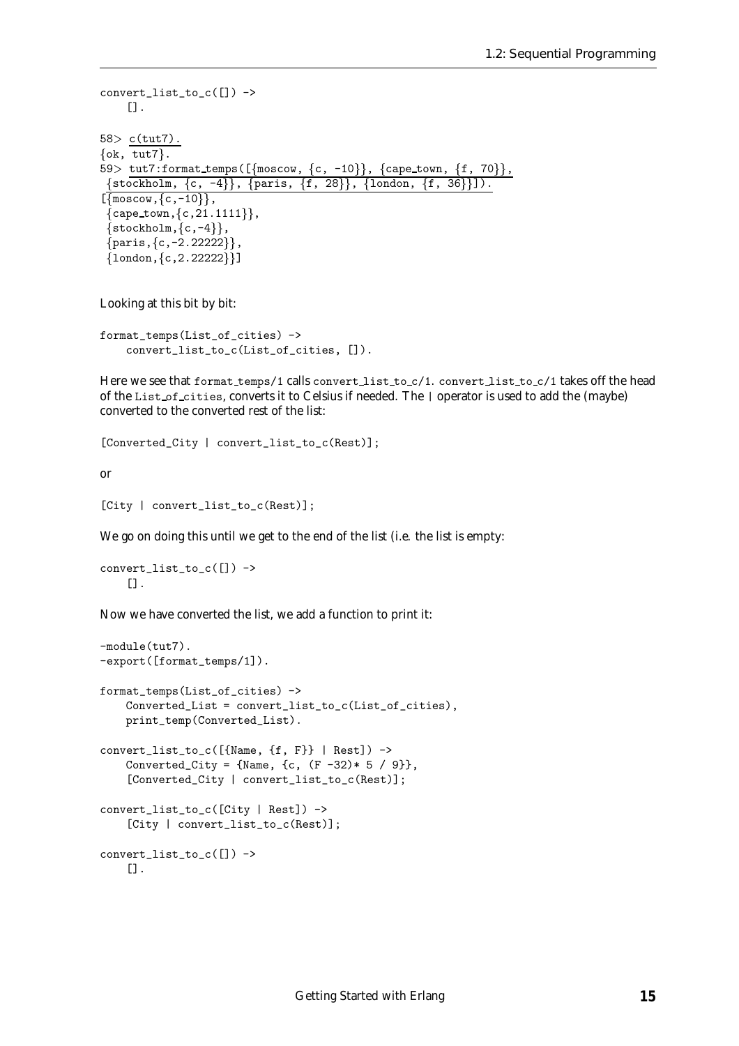```
convert_list_to_c([]) ->
    [].
```

```
58> c(tut7).
{ok, tut7}.
59> tut7:format_temps([{moscow, {c, -10}}, {cape_town, {f, 70}},
 {stockholm, {c, -4}}, {paris, {f, 28}}, {london, {f, 36}}]).
[{moscow,{c,-10}},
 {cape_town,{c,21.1111}},
 {stockholm,{c,-4}},
 {paris,{c,-2.22222}},
 {london,{c,2.22222}}]
```

Looking at this bit by bit:

```
format_temps(List_of_cities) ->
    convert_list_to_c(List_of_cities, []).
```

Here we see that `format_temps/1` calls `convert_list_to_c/1`. `convert_list_to_c/1` takes off the head of the `List_of_cities`, converts it to Celsius if needed. The `|` operator is used to add the (maybe) converted to the converted rest of the list:

```
[Converted_City | convert_list_to_c(Rest)];
```

or

```
[City | convert_list_to_c(Rest)];
```

We go on doing this until we get to the end of the list (i.e. the list is empty:

```
convert_list_to_c([]) ->
    [].
```

Now we have converted the list, we add a function to print it:

```
-module(tut7).
-export([format_temps/1]).

format_temps(List_of_cities) ->
    Converted_List = convert_list_to_c(List_of_cities),
    print_temp(Converted_List).

convert_list_to_c([{Name, {f, F}} | Rest]) ->
    Converted_City = {Name, {c, (F -32)* 5 / 9}},
    [Converted_City | convert_list_to_c(Rest)];

convert_list_to_c([City | Rest]) ->
    [City | convert_list_to_c(Rest)];

convert_list_to_c([]) ->
    [].
```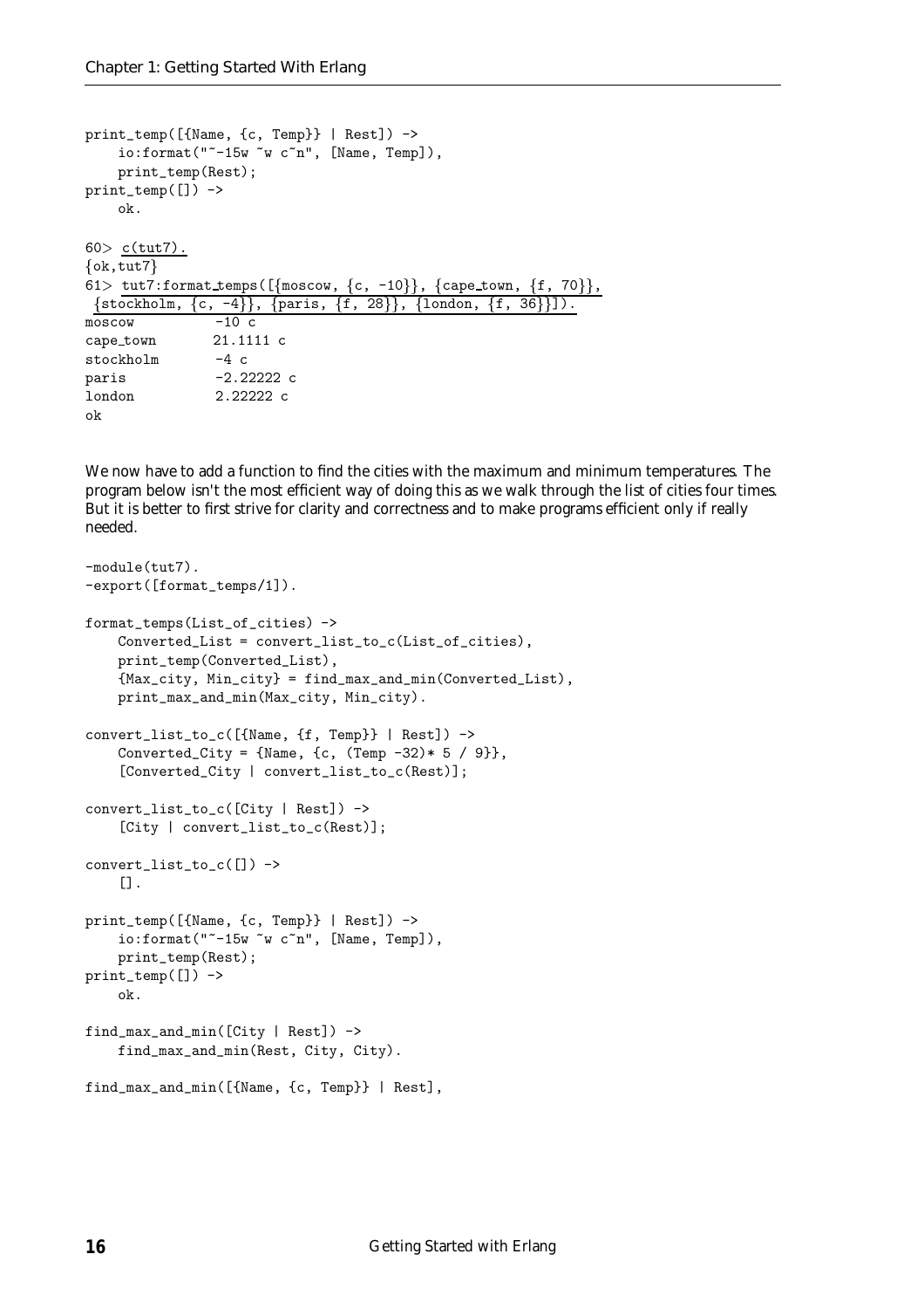```
print_temp([{Name, {c, Temp}} | Rest]) ->
    io:format("~-15w ~w c~n", [Name, Temp]),
    print_temp(Rest);
print_temp([]) ->
    ok.
```

```
60> c(tut7).
{ok,tut7}
61> tut7:format_temps([{moscow, {c, -10}}, {cape_town, {f, 70}},
 {stockholm, {c, -4}}, {paris, {f, 28}}, {london, {f, 36}}]).
moscow          -10 c
cape_town       21.1111 c
stockholm       -4 c
paris           -2.22222 c
london          2.22222 c
ok
```

We now have to add a function to find the cities with the maximum and minimum temperatures. The program below isn't the most efficient way of doing this as we walk through the list of cities four times. But it is better to first strive for clarity and correctness and to make programs efficient only if really needed.

```
-module(tut7).
-export([format_temps/1]).

format_temps(List_of_cities) ->
    Converted_List = convert_list_to_c(List_of_cities),
    print_temp(Converted_List),
    {Max_city, Min_city} = find_max_and_min(Converted_List),
    print_max_and_min(Max_city, Min_city).

convert_list_to_c([{Name, {f, Temp}} | Rest]) ->
    Converted_City = {Name, {c, (Temp -32)* 5 / 9}},
    [Converted_City | convert_list_to_c(Rest)];

convert_list_to_c([City | Rest]) ->
    [City | convert_list_to_c(Rest)];

convert_list_to_c([]) ->
    [].

print_temp([{Name, {c, Temp}} | Rest]) ->
    io:format("~-15w ~w c~n", [Name, Temp]),
    print_temp(Rest);
print_temp([]) ->
    ok.

find_max_and_min([City | Rest]) ->
    find_max_and_min(Rest, City, City).

find_max_and_min([{Name, {c, Temp}} | Rest],
```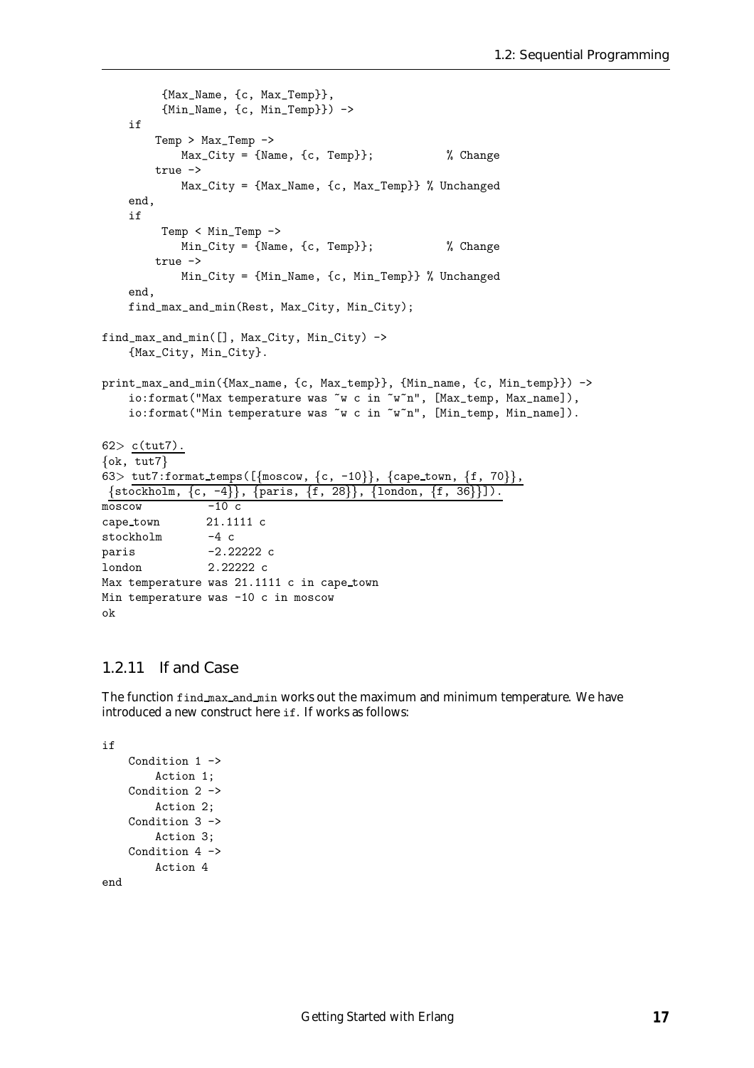```
         {Max_Name, {c, Max_Temp}},
         {Min_Name, {c, Min_Temp}}) ->
    if
        Temp > Max_Temp ->
            Max_City = {Name, {c, Temp}};           % Change
        true ->
            Max_City = {Max_Name, {c, Max_Temp}} % Unchanged
    end,
    if
         Temp < Min_Temp ->
            Min_City = {Name, {c, Temp}};           % Change
        true ->
            Min_City = {Min_Name, {c, Min_Temp}} % Unchanged
    end,
    find_max_and_min(Rest, Max_City, Min_City);

find_max_and_min([], Max_City, Min_City) ->
    {Max_City, Min_City}.

print_max_and_min({Max_name, {c, Max_temp}}, {Min_name, {c, Min_temp}}) ->
    io:format("Max temperature was ~w c in ~w~n", [Max_temp, Max_name]),
    io:format("Min temperature was ~w c in ~w~n", [Min_temp, Min_name]).
```

```
62> c(tut7).
{ok, tut7}
63> tut7:format_temps([{moscow, {c, -10}}, {cape_town, {f, 70}},
 {stockholm, {c, -4}}, {paris, {f, 28}}, {london, {f, 36}}]).
moscow          -10 c
cape_town       21.1111 c
stockholm       -4 c
paris           -2.22222 c
london          2.22222 c
Max temperature was 21.1111 c in cape_town
Min temperature was -10 c in moscow
ok
```

### 1.2.11 If and Case

The function `find_max_and_min` works out the maximum and minimum temperature. We have introduced a new construct here `if`. If works as follows:

```
if
    Condition 1 ->
        Action 1;
    Condition 2 ->
        Action 2;
    Condition 3 ->
        Action 3;
    Condition 4 ->
        Action 4
end
```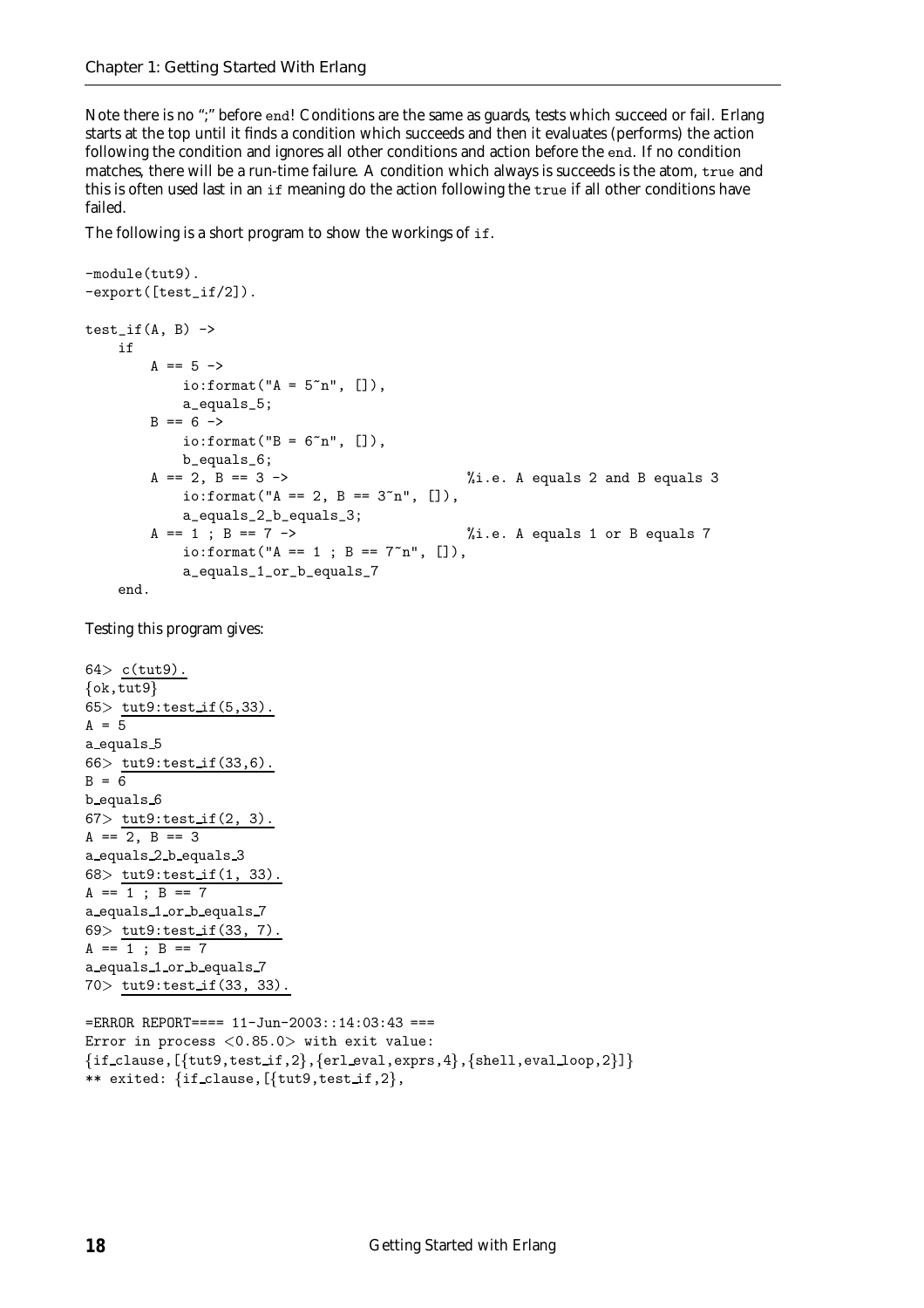Note there is no ";" before `end`! Conditions are the same as guards, tests which succeed or fail. Erlang starts at the top until it finds a condition which succeeds and then it evaluates (performs) the action following the condition and ignores all other conditions and action before the `end`. If no condition matches, there will be a run-time failure. A condition which always is succeeds is the atom, `true` and this is often used last in an `if` meaning do the action following the `true` if all other conditions have failed.

The following is a short program to show the workings of `if`.

```
-module(tut9).
-export([test_if/2]).

test_if(A, B) ->
    if
        A == 5 ->
            io:format("A = 5~n", []),
            a_equals_5;
        B == 6 ->
            io:format("B = 6~n", []),
            b_equals_6;
        A == 2, B == 3 ->                      %i.e. A equals 2 and B equals 3
            io:format("A == 2, B == 3~n", []),
            a_equals_2_b_equals_3;
        A == 1 ; B == 7 ->                     %i.e. A equals 1 or B equals 7
            io:format("A == 1 ; B == 7~n", []),
            a_equals_1_or_b_equals_7
    end.
```

Testing this program gives:

```
64> c(tut9).
{ok,tut9}
65> tut9:test_if(5,33).
A = 5
a_equals_5
66> tut9:test_if(33,6).
B = 6
b_equals_6
67> tut9:test_if(2, 3).
A == 2, B == 3
a_equals_2_b_equals_3
68> tut9:test_if(1, 33).
A == 1 ; B == 7
a_equals_1_or_b_equals_7
69> tut9:test_if(33, 7).
A == 1 ; B == 7
a_equals_1_or_b_equals_7
70> tut9:test_if(33, 33).

=ERROR REPORT==== 11-Jun-2003::14:03:43 ===
Error in process <0.85.0> with exit value:
{if_clause,[{tut9,test_if,2},{erl_eval,exprs,4},{shell,eval_loop,2}]}
** exited: {if_clause,[{tut9,test_if,2},
```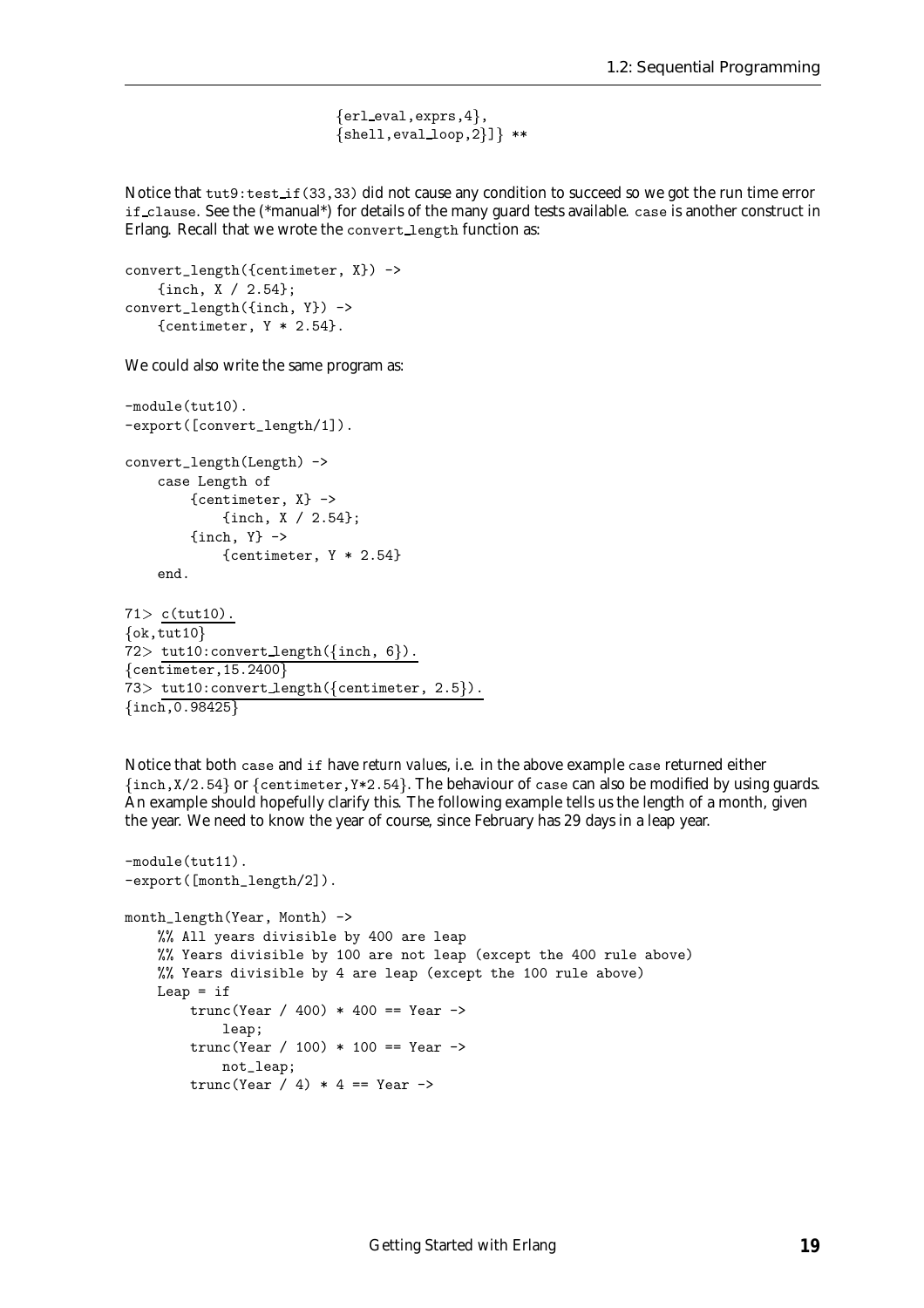```
                        {erl_eval,exprs,4},
                        {shell,eval_loop,2}]} **
```

Notice that `tut9:test_if(33,33)` did not cause any condition to succeed so we got the run time error `if_clause`. See the (*manual*) for details of the many guard tests available. `case` is another construct in Erlang. Recall that we wrote the `convert_length` function as:

```
convert_length({centimeter, X}) ->
    {inch, X / 2.54};
convert_length({inch, Y}) ->
    {centimeter, Y * 2.54}.
```

We could also write the same program as:

```
-module(tut10).
-export([convert_length/1]).

convert_length(Length) ->
    case Length of
        {centimeter, X} ->
            {inch, X / 2.54};
        {inch, Y} ->
            {centimeter, Y * 2.54}
    end.
```

```
71> c(tut10).
{ok,tut10}
72> tut10:convert_length({inch, 6}).
{centimeter,15.2400}
73> tut10:convert_length({centimeter, 2.5}).
{inch,0.98425}
```

Notice that both `case` and `if` have *return values*, i.e. in the above example `case` returned either `{inch,X/2.54}` or `{centimeter,Y*2.54}`. The behaviour of `case` can also be modified by using guards. An example should hopefully clarify this. The following example tells us the length of a month, given the year. We need to know the year of course, since February has 29 days in a leap year.

```
-module(tut11).
-export([month_length/2]).

month_length(Year, Month) ->
    %% All years divisible by 400 are leap
    %% Years divisible by 100 are not leap (except the 400 rule above)
    %% Years divisible by 4 are leap (except the 100 rule above)
    Leap = if
        trunc(Year / 400) * 400 == Year ->
            leap;
        trunc(Year / 100) * 100 == Year ->
            not_leap;
        trunc(Year / 4) * 4 == Year ->
```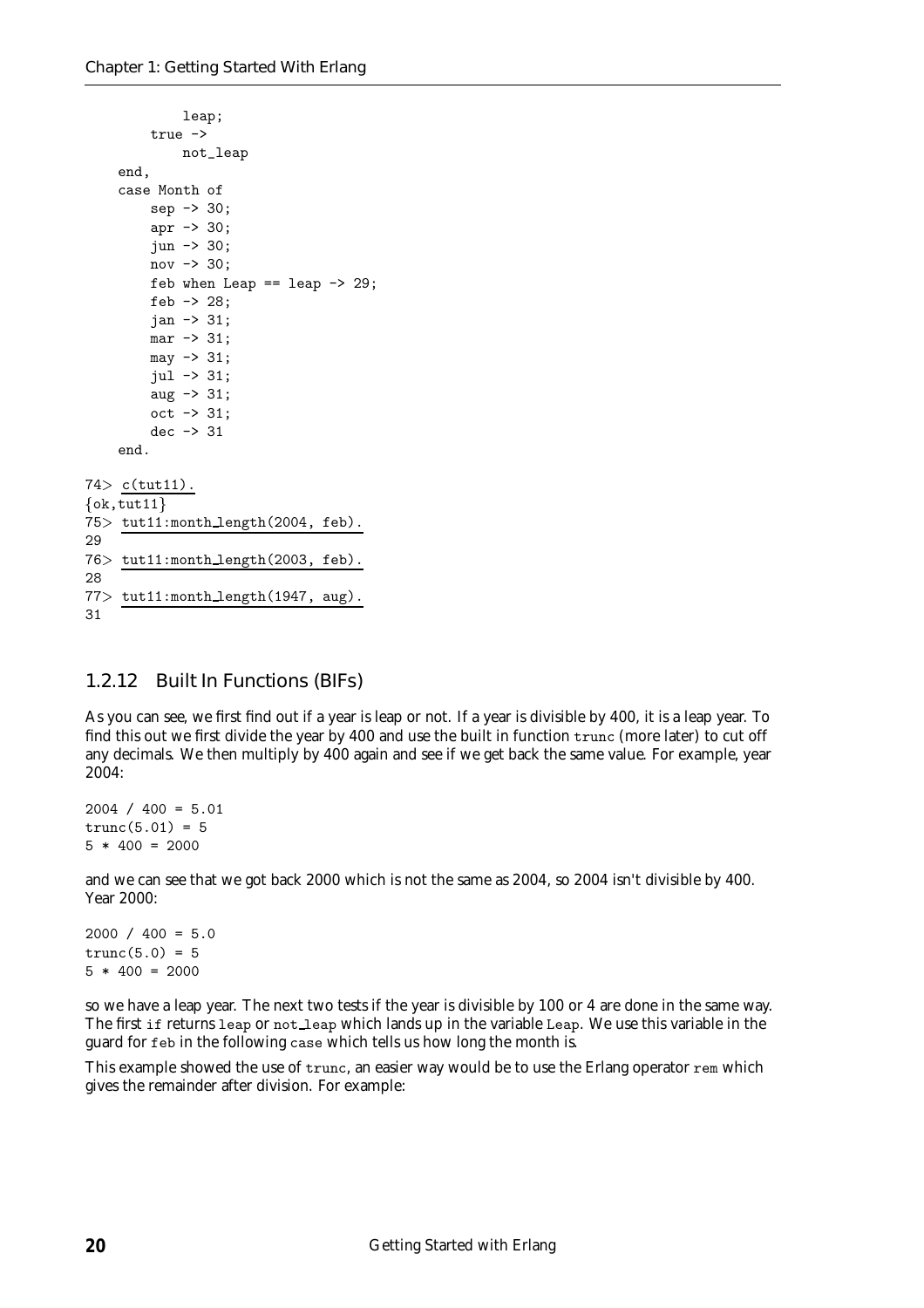```
            leap;
        true ->
            not_leap
    end,
    case Month of
        sep -> 30;
        apr -> 30;
        jun -> 30;
        nov -> 30;
        feb when Leap == leap -> 29;
        feb -> 28;
        jan -> 31;
        mar -> 31;
        may -> 31;
        jul -> 31;
        aug -> 31;
        oct -> 31;
        dec -> 31
    end.
```

```
74> c(tut11).
{ok,tut11}
75> tut11:month_length(2004, feb).
29
76> tut11:month_length(2003, feb).
28
77> tut11:month_length(1947, aug).
31
```

### 1.2.12 Built In Functions (BIFs)

As you can see, we first find out if a year is leap or not. If a year is divisible by 400, it is a leap year. To find this out we first divide the year by 400 and use the built in function `trunc` (more later) to cut off any decimals. We then multiply by 400 again and see if we get back the same value. For example, year 2004:

```
2004 / 400 = 5.01
trunc(5.01) = 5
5 * 400 = 2000
```

and we can see that we got back 2000 which is not the same as 2004, so 2004 isn't divisible by 400. Year 2000:

```
2000 / 400 = 5.0
trunc(5.0) = 5
5 * 400 = 2000
```

so we have a leap year. The next two tests if the year is divisible by 100 or 4 are done in the same way. The first `if` returns `leap` or `not_leap` which lands up in the variable `Leap`. We use this variable in the guard for `feb` in the following `case` which tells us how long the month is.

This example showed the use of `trunc`, an easier way would be to use the Erlang operator `rem` which gives the remainder after division. For example: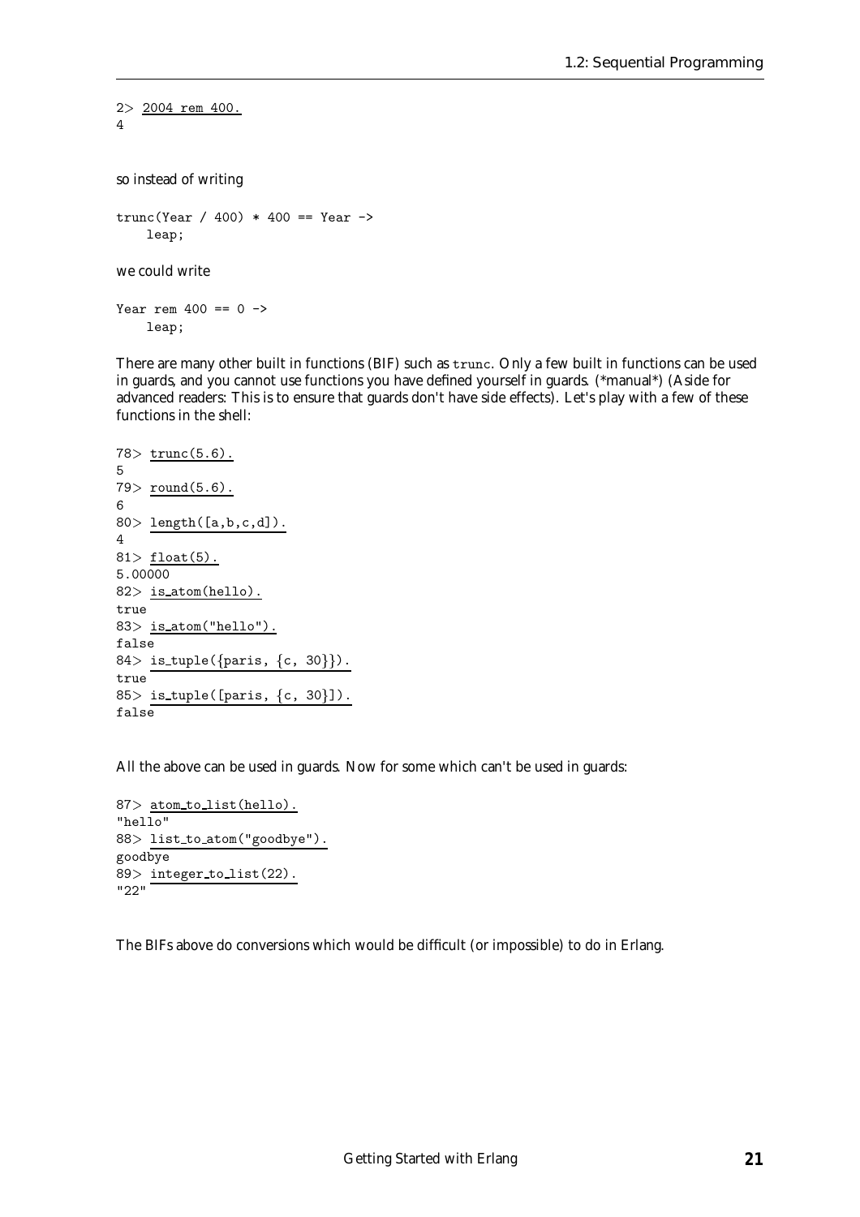```
2> 2004 rem 400.
4
```

so instead of writing

```
trunc(Year / 400) * 400 == Year ->
    leap;
```

we could write

```
Year rem 400 == 0 ->
    leap;
```

There are many other built in functions (BIF) such as `trunc`. Only a few built in functions can be used in guards, and you cannot use functions you have defined yourself in guards. (*manual*) (Aside for advanced readers: This is to ensure that guards don't have side effects). Let's play with a few of these functions in the shell:

```
78> trunc(5.6).
5
79> round(5.6).
6
80> length([a,b,c,d]).
4
81> float(5).
5.00000
82> is_atom(hello).
true
83> is_atom("hello").
false
84> is_tuple({paris, {c, 30}}).
true
85> is_tuple([paris, {c, 30}]).
false
```

All the above can be used in guards. Now for some which can't be used in guards:

```
87> atom_to_list(hello).
"hello"
88> list_to_atom("goodbye").
goodbye
89> integer_to_list(22).
"22"
```

The BIFs above do conversions which would be difficult (or impossible) to do in Erlang.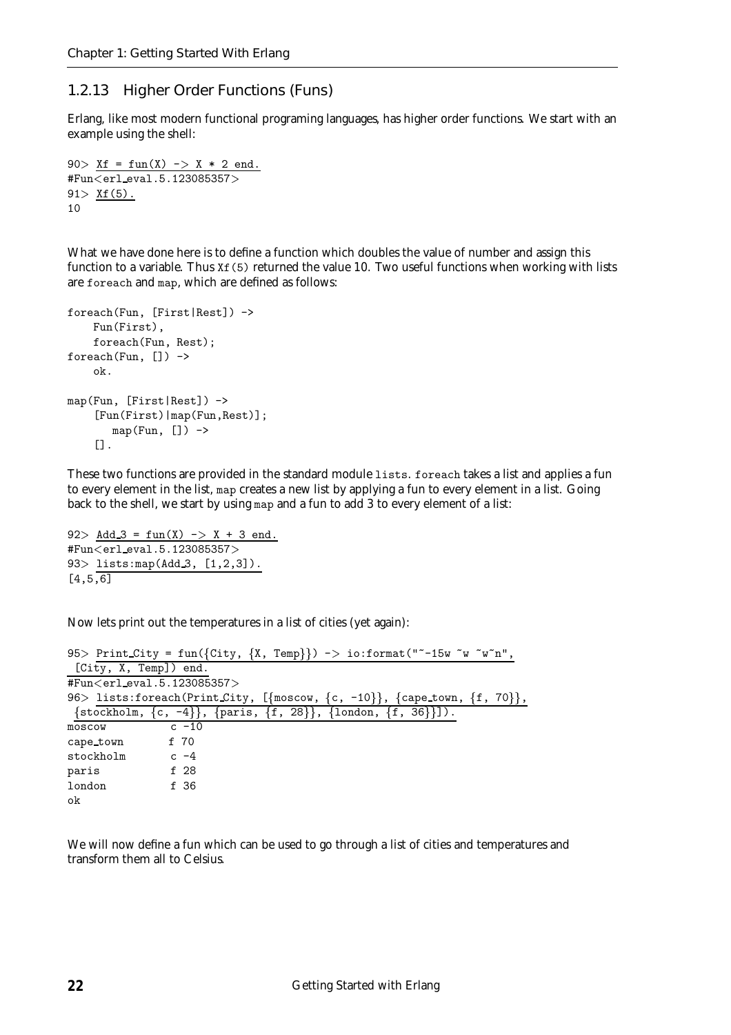### 1.2.13 Higher Order Functions (Funs)

Erlang, like most modern functional programing languages, has higher order functions. We start with an example using the shell:

```
90> Xf = fun(X) -> X * 2 end.
#Fun<erl_eval.5.123085357>
91> Xf(5).
10
```

What we have done here is to define a function which doubles the value of number and assign this function to a variable. Thus `Xf(5)` returned the value 10. Two useful functions when working with lists are `foreach` and `map`, which are defined as follows:

```
foreach(Fun, [First|Rest]) ->
    Fun(First),
    foreach(Fun, Rest);
foreach(Fun, []) ->
    ok.

map(Fun, [First|Rest]) ->
    [Fun(First)|map(Fun,Rest)];
       map(Fun, []) ->
    [].
```

These two functions are provided in the standard module `lists`. `foreach` takes a list and applies a fun to every element in the list, `map` creates a new list by applying a fun to every element in a list. Going back to the shell, we start by using `map` and a fun to add 3 to every element of a list:

```
92> Add_3 = fun(X) -> X + 3 end.
#Fun<erl_eval.5.123085357>
93> lists:map(Add_3, [1,2,3]).
[4,5,6]
```

Now lets print out the temperatures in a list of cities (yet again):

```
95> Print_City = fun({City, {X, Temp}}) -> io:format("~-15w ~w ~w~n",
 [City, X, Temp]) end.
#Fun<erl_eval.5.123085357>
96> lists:foreach(Print_City, [{moscow, {c, -10}}, {cape_town, {f, 70}},
 {stockholm, {c, -4}}, {paris, {f, 28}}, {london, {f, 36}}]).
moscow          c -10
cape_town       f 70
stockholm       c -4
paris           f 28
london          f 36
ok
```

We will now define a fun which can be used to go through a list of cities and temperatures and transform them all to Celsius.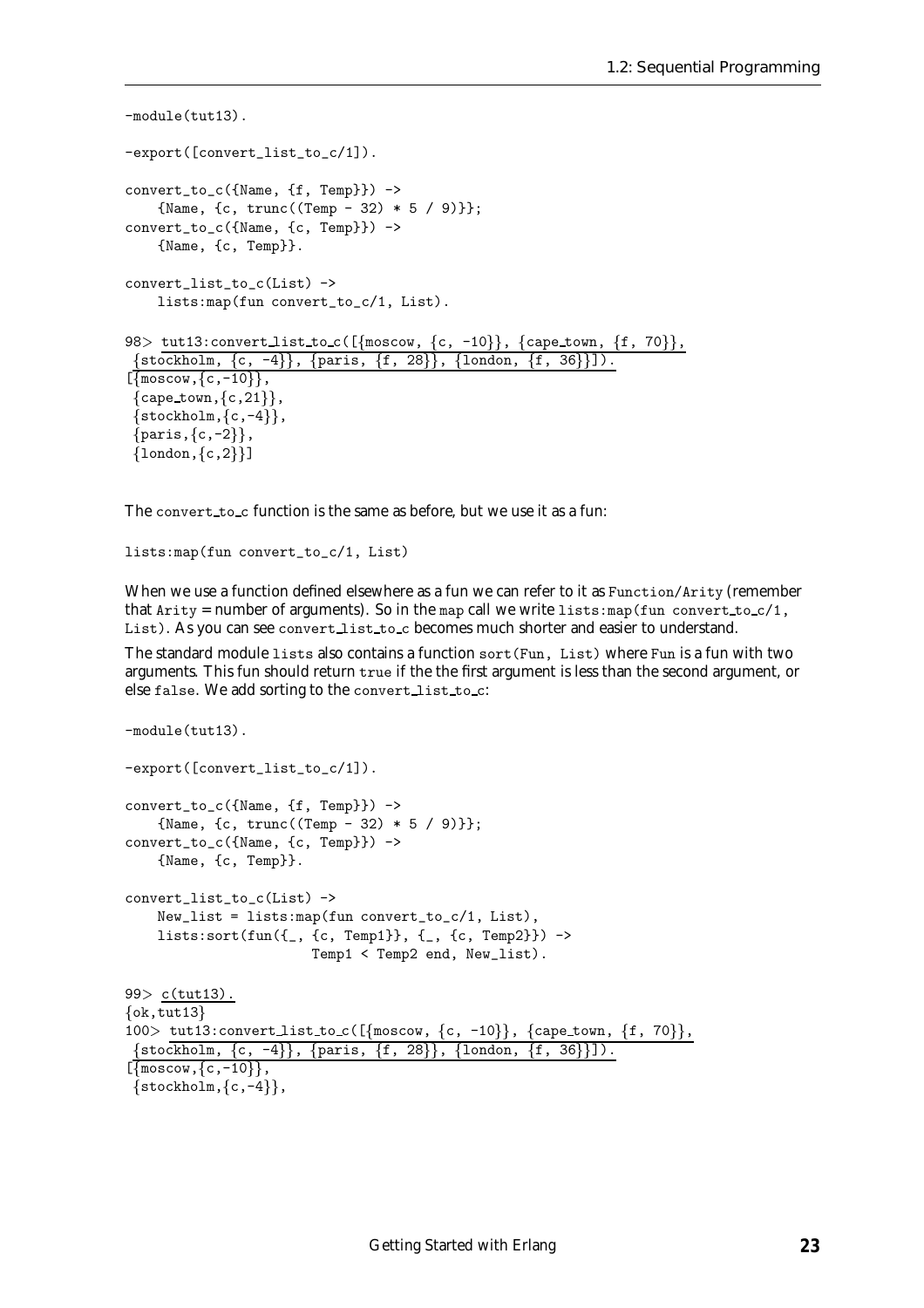```
-module(tut13).

-export([convert_list_to_c/1]).

convert_to_c({Name, {f, Temp}}) ->
    {Name, {c, trunc((Temp - 32) * 5 / 9)}};
convert_to_c({Name, {c, Temp}}) ->
    {Name, {c, Temp}}.

convert_list_to_c(List) ->
    lists:map(fun convert_to_c/1, List).
```

```
98> tut13:convert_list_to_c([{moscow, {c, -10}}, {cape_town, {f, 70}},
 {stockholm, {c, -4}}, {paris, {f, 28}}, {london, {f, 36}}]).
[{moscow,{c,-10}},
 {cape_town,{c,21}},
 {stockholm,{c,-4}},
 {paris,{c,-2}},
 {london,{c,2}}]
```

The `convert_to_c` function is the same as before, but we use it as a fun:

```
lists:map(fun convert_to_c/1, List)
```

When we use a function defined elsewhere as a fun we can refer to it as `Function/Arity` (remember that `Arity` = number of arguments). So in the `map` call we write `lists:map(fun convert_to_c/1, List)`. As you can see `convert_list_to_c` becomes much shorter and easier to understand.

The standard module `lists` also contains a function `sort(Fun, List)` where `Fun` is a fun with two arguments. This fun should return `true` if the the first argument is less than the second argument, or else `false`. We add sorting to the `convert_list_to_c`:

```
-module(tut13).

-export([convert_list_to_c/1]).

convert_to_c({Name, {f, Temp}}) ->
    {Name, {c, trunc((Temp - 32) * 5 / 9)}};
convert_to_c({Name, {c, Temp}}) ->
    {Name, {c, Temp}}.

convert_list_to_c(List) ->
    New_list = lists:map(fun convert_to_c/1, List),
    lists:sort(fun({_, {c, Temp1}}, {_, {c, Temp2}}) ->
                       Temp1 < Temp2 end, New_list).
```

```
99> c(tut13).
{ok,tut13}
100> tut13:convert_list_to_c([{moscow, {c, -10}}, {cape_town, {f, 70}},
 {stockholm, {c, -4}}, {paris, {f, 28}}, {london, {f, 36}}]).
[{moscow,{c,-10}},
 {stockholm,{c,-4}},
```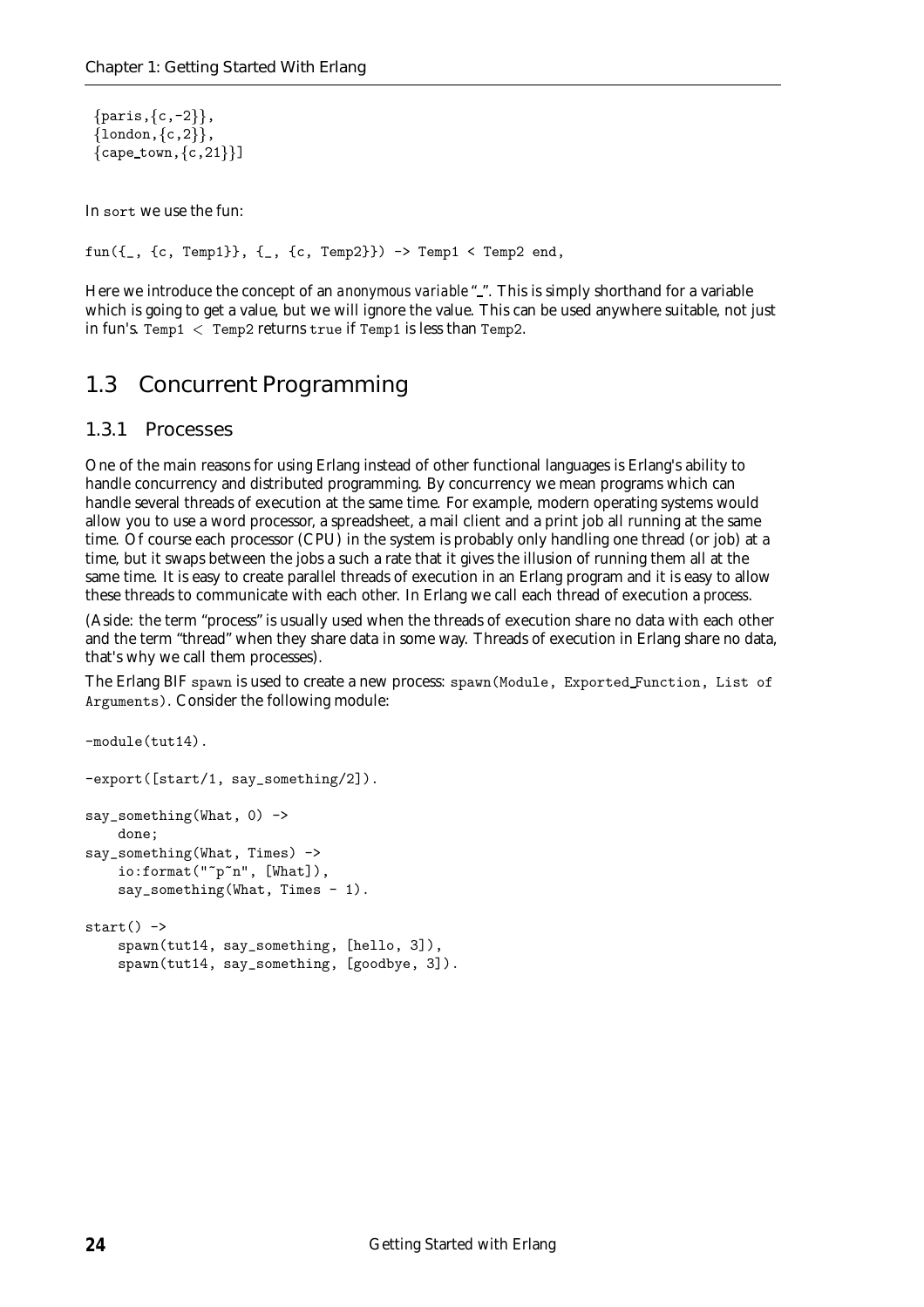```
 {paris,{c,-2}},
 {london,{c,2}},
 {cape_town,{c,21}}]
```

In `sort` we use the fun:

```
fun({_, {c, Temp1}}, {_, {c, Temp2}}) -> Temp1 < Temp2 end,
```

Here we introduce the concept of an *anonymous variable* "_". This is simply shorthand for a variable which is going to get a value, but we will ignore the value. This can be used anywhere suitable, not just in fun's. `Temp1 < Temp2` returns `true` if `Temp1` is less than `Temp2`.

## 1.3 Concurrent Programming

### 1.3.1 Processes

One of the main reasons for using Erlang instead of other functional languages is Erlang's ability to handle concurrency and distributed programming. By concurrency we mean programs which can handle several threads of execution at the same time. For example, modern operating systems would allow you to use a word processor, a spreadsheet, a mail client and a print job all running at the same time. Of course each processor (CPU) in the system is probably only handling one thread (or job) at a time, but it swaps between the jobs a such a rate that it gives the illusion of running them all at the same time. It is easy to create parallel threads of execution in an Erlang program and it is easy to allow these threads to communicate with each other. In Erlang we call each thread of execution a *process*.

(Aside: the term "process" is usually used when the threads of execution share no data with each other and the term "thread" when they share data in some way. Threads of execution in Erlang share no data, that's why we call them processes).

The Erlang BIF `spawn` is used to create a new process: `spawn(Module, Exported_Function, List of Arguments)`. Consider the following module:

```
-module(tut14).

-export([start/1, say_something/2]).

say_something(What, 0) ->
    done;
say_something(What, Times) ->
    io:format("~p~n", [What]),
    say_something(What, Times - 1).

start() ->
    spawn(tut14, say_something, [hello, 3]),
    spawn(tut14, say_something, [goodbye, 3]).
```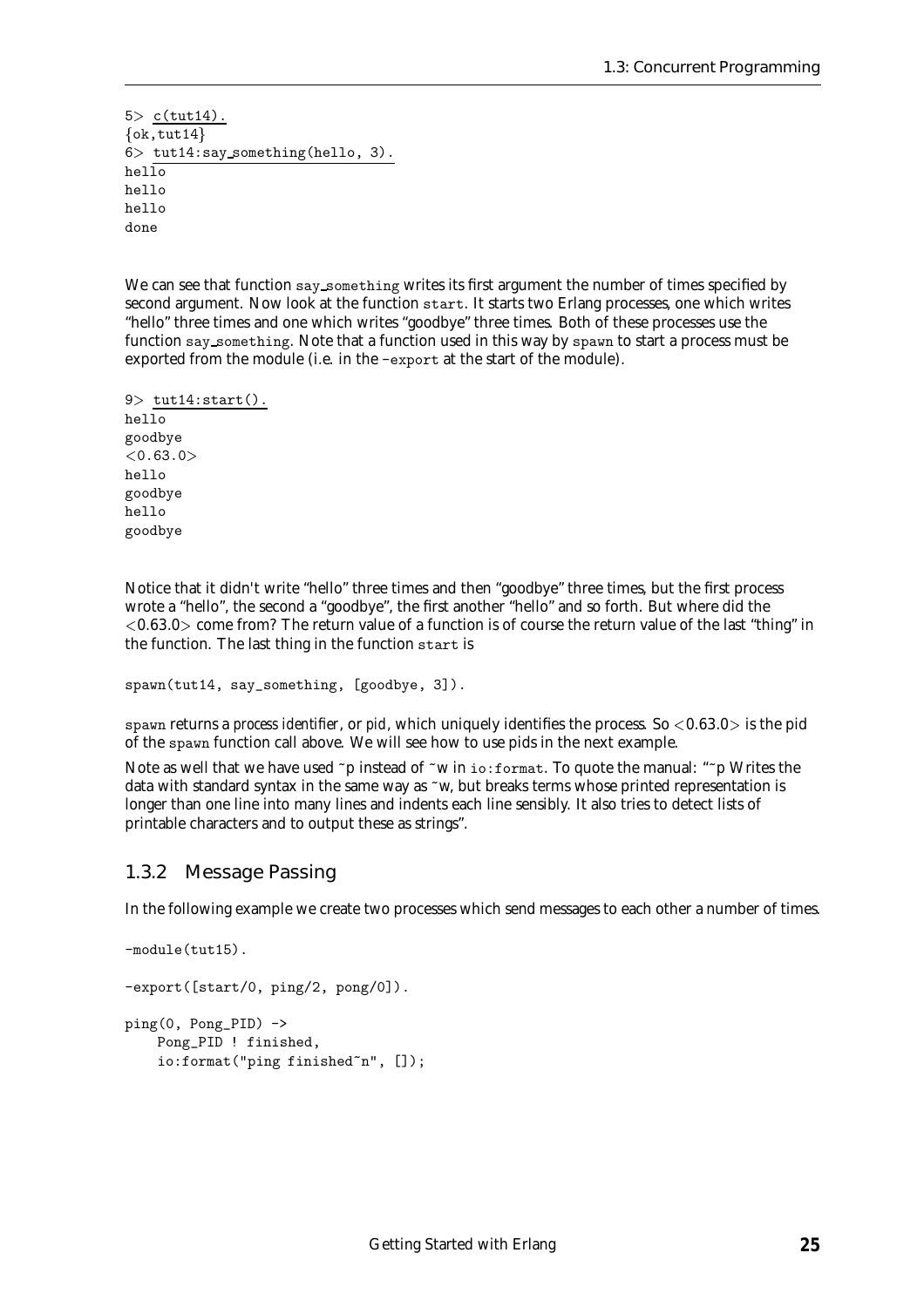```
5> c(tut14).
{ok,tut14}
6> tut14:say_something(hello, 3).
hello
hello
hello
done
```

We can see that function `say_something` writes its first argument the number of times specified by second argument. Now look at the function `start`. It starts two Erlang processes, one which writes "hello" three times and one which writes "goodbye" three times. Both of these processes use the function `say_something`. Note that a function used in this way by `spawn` to start a process must be exported from the module (i.e. in the `-export` at the start of the module).

```
9> tut14:start().
hello
goodbye
<0.63.0>
hello
goodbye
hello
goodbye
```

Notice that it didn't write "hello" three times and then "goodbye" three times, but the first process wrote a "hello", the second a "goodbye", the first another "hello" and so forth. But where did the <0.63.0> come from? The return value of a function is of course the return value of the last "thing" in the function. The last thing in the function `start` is

```
spawn(tut14, say_something, [goodbye, 3]).
```

`spawn` returns a *process identifier*, or *pid*, which uniquely identifies the process. So <0.63.0> is the pid of the `spawn` function call above. We will see how to use pids in the next example.

Note as well that we have used ~p instead of ~w in `io:format`. To quote the manual: "~p Writes the data with standard syntax in the same way as ~w, but breaks terms whose printed representation is longer than one line into many lines and indents each line sensibly. It also tries to detect lists of printable characters and to output these as strings".

### 1.3.2 Message Passing

In the following example we create two processes which send messages to each other a number of times.

```
-module(tut15).

-export([start/0, ping/2, pong/0]).

ping(0, Pong_PID) ->
    Pong_PID ! finished,
    io:format("ping finished~n", []);
```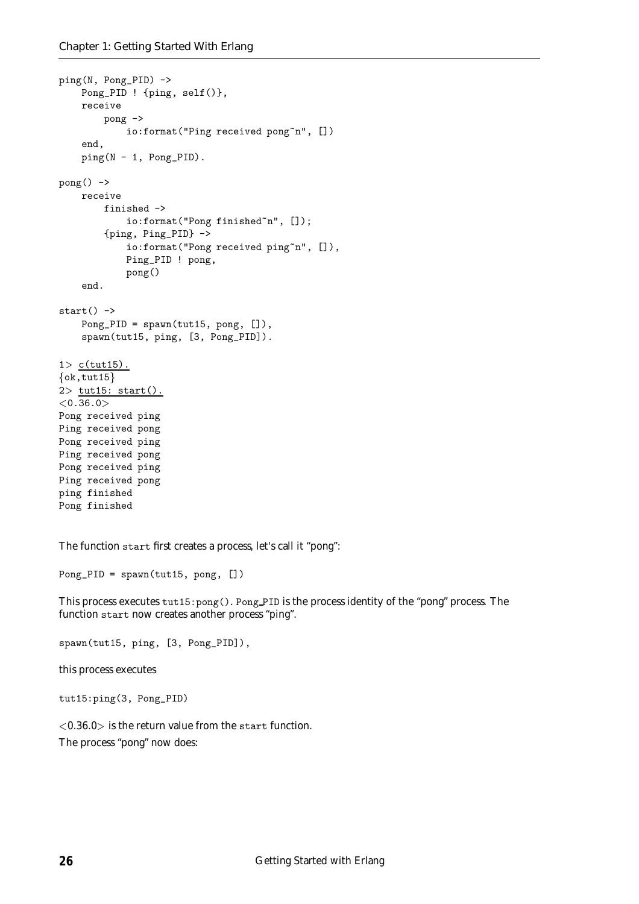```
ping(N, Pong_PID) ->
    Pong_PID ! {ping, self()},
    receive
        pong ->
            io:format("Ping received pong~n", [])
    end,
    ping(N - 1, Pong_PID).

pong() ->
    receive
        finished ->
            io:format("Pong finished~n", []);
        {ping, Ping_PID} ->
            io:format("Pong received ping~n", []),
            Ping_PID ! pong,
            pong()
    end.

start() ->
    Pong_PID = spawn(tut15, pong, []),
    spawn(tut15, ping, [3, Pong_PID]).
```

```
1> c(tut15).
{ok,tut15}
2> tut15: start().
<0.36.0>
Pong received ping
Ping received pong
Pong received ping
Ping received pong
Pong received ping
Ping received pong
ping finished
Pong finished
```

The function `start` first creates a process, let's call it "pong":

```
Pong_PID = spawn(tut15, pong, [])
```

This process executes `tut15:pong()`. `Pong_PID` is the process identity of the "pong" process. The function `start` now creates another process "ping".

```
spawn(tut15, ping, [3, Pong_PID]),
```

this process executes

```
tut15:ping(3, Pong_PID)
```

<0.36.0> is the return value from the `start` function.

The process "pong" now does: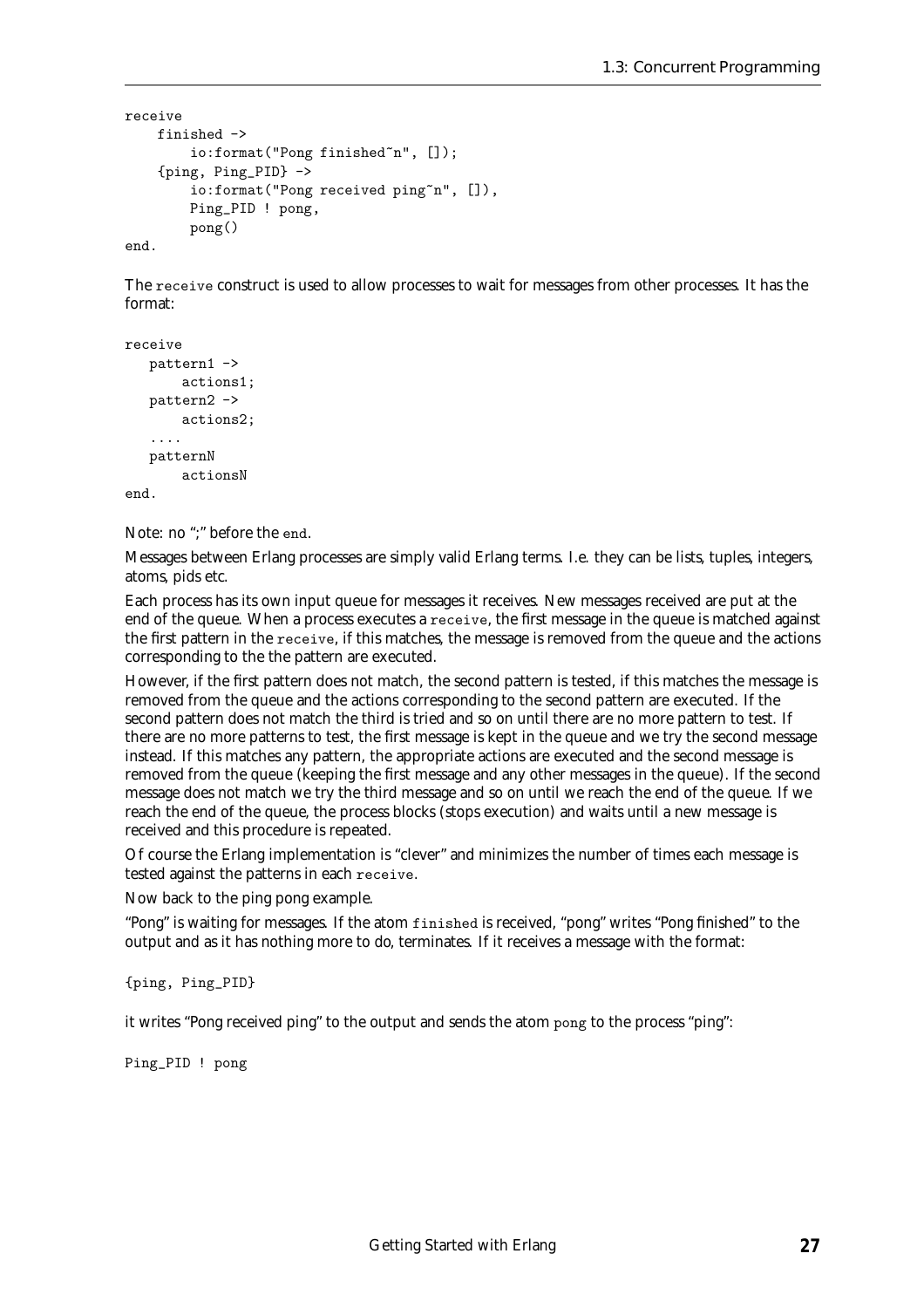```
receive
    finished ->
        io:format("Pong finished~n", []);
    {ping, Ping_PID} ->
        io:format("Pong received ping~n", []),
        Ping_PID ! pong,
        pong()
end.
```

The `receive` construct is used to allow processes to wait for messages from other processes. It has the format:

```
receive
   pattern1 ->
       actions1;
   pattern2 ->
       actions2;
   ....
   patternN
       actionsN
end.
```

Note: no ";" before the `end`.

Messages between Erlang processes are simply valid Erlang terms. I.e. they can be lists, tuples, integers, atoms, pids etc.

Each process has its own input queue for messages it receives. New messages received are put at the end of the queue. When a process executes a `receive`, the first message in the queue is matched against the first pattern in the `receive`, if this matches, the message is removed from the queue and the actions corresponding to the the pattern are executed.

However, if the first pattern does not match, the second pattern is tested, if this matches the message is removed from the queue and the actions corresponding to the second pattern are executed. If the second pattern does not match the third is tried and so on until there are no more pattern to test. If there are no more patterns to test, the first message is kept in the queue and we try the second message instead. If this matches any pattern, the appropriate actions are executed and the second message is removed from the queue (keeping the first message and any other messages in the queue). If the second message does not match we try the third message and so on until we reach the end of the queue. If we reach the end of the queue, the process blocks (stops execution) and waits until a new message is received and this procedure is repeated.

Of course the Erlang implementation is "clever" and minimizes the number of times each message is tested against the patterns in each `receive`.

Now back to the ping pong example.

"Pong" is waiting for messages. If the atom `finished` is received, "pong" writes "Pong finished" to the output and as it has nothing more to do, terminates. If it receives a message with the format:

```
{ping, Ping_PID}
```

it writes "Pong received ping" to the output and sends the atom `pong` to the process "ping":

```
Ping_PID ! pong
```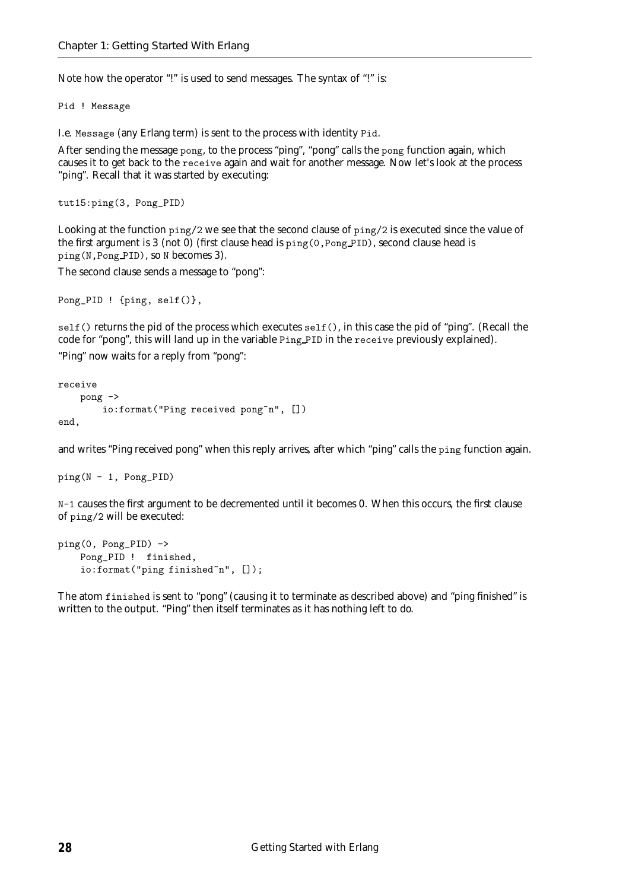Note how the operator "!" is used to send messages. The syntax of "!" is:

```
Pid ! Message
```

I.e. `Message` (any Erlang term) is sent to the process with identity `Pid`.

After sending the message `pong`, to the process "ping", "pong" calls the `pong` function again, which causes it to get back to the `receive` again and wait for another message. Now let's look at the process "ping". Recall that it was started by executing:

```
tut15:ping(3, Pong_PID)
```

Looking at the function `ping/2` we see that the second clause of `ping/2` is executed since the value of the first argument is 3 (not 0) (first clause head is `ping(0,Pong_PID)`, second clause head is `ping(N,Pong_PID)`, so `N` becomes 3).

The second clause sends a message to "pong":

```
Pong_PID ! {ping, self()},
```

`self()` returns the pid of the process which executes `self()`, in this case the pid of "ping". (Recall the code for "pong", this will land up in the variable `Ping_PID` in the `receive` previously explained).

"Ping" now waits for a reply from "pong":

```
receive
    pong ->
        io:format("Ping received pong~n", [])
end,
```

and writes "Ping received pong" when this reply arrives, after which "ping" calls the `ping` function again.

```
ping(N - 1, Pong_PID)
```

`N-1` causes the first argument to be decremented until it becomes 0. When this occurs, the first clause of `ping/2` will be executed:

```
ping(0, Pong_PID) ->
    Pong_PID !  finished,
    io:format("ping finished~n", []);
```

The atom `finished` is sent to "pong" (causing it to terminate as described above) and "ping finished" is written to the output. "Ping" then itself terminates as it has nothing left to do.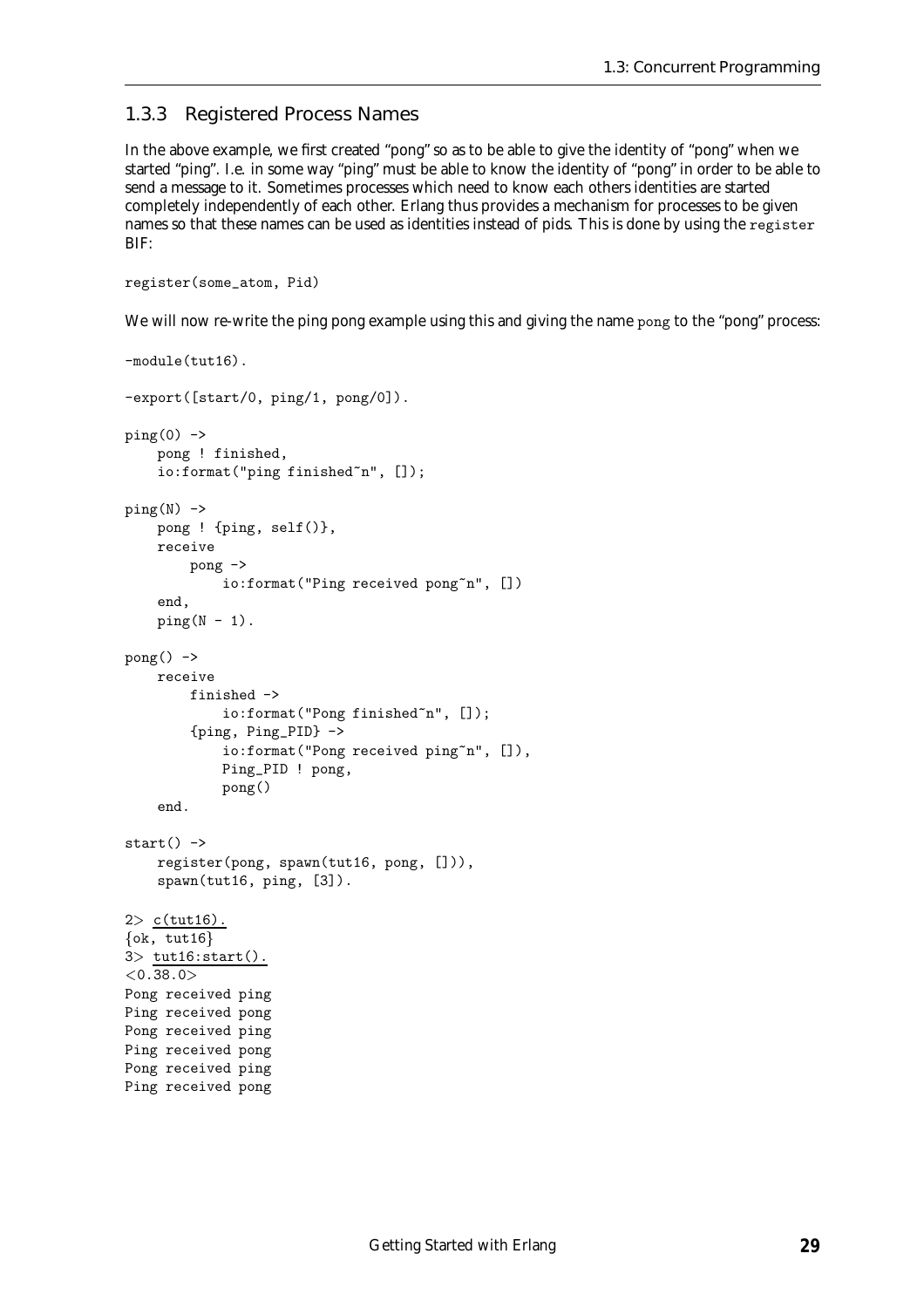### 1.3.3 Registered Process Names

In the above example, we first created "pong" so as to be able to give the identity of "pong" when we started "ping". I.e. in some way "ping" must be able to know the identity of "pong" in order to be able to send a message to it. Sometimes processes which need to know each others identities are started completely independently of each other. Erlang thus provides a mechanism for processes to be given names so that these names can be used as identities instead of pids. This is done by using the `register` BIF:

```
register(some_atom, Pid)
```

We will now re-write the ping pong example using this and giving the name `pong` to the "pong" process:

```
-module(tut16).

-export([start/0, ping/1, pong/0]).

ping(0) ->
    pong ! finished,
    io:format("ping finished~n", []);

ping(N) ->
    pong ! {ping, self()},
    receive
        pong ->
            io:format("Ping received pong~n", [])
    end,
    ping(N - 1).

pong() ->
    receive
        finished ->
            io:format("Pong finished~n", []);
        {ping, Ping_PID} ->
            io:format("Pong received ping~n", []),
            Ping_PID ! pong,
            pong()
    end.

start() ->
    register(pong, spawn(tut16, pong, [])),
    spawn(tut16, ping, [3]).
```

```
2> c(tut16).
{ok, tut16}
3> tut16:start().
<0.38.0>
Pong received ping
Ping received pong
Pong received ping
Ping received pong
Pong received ping
Ping received pong
```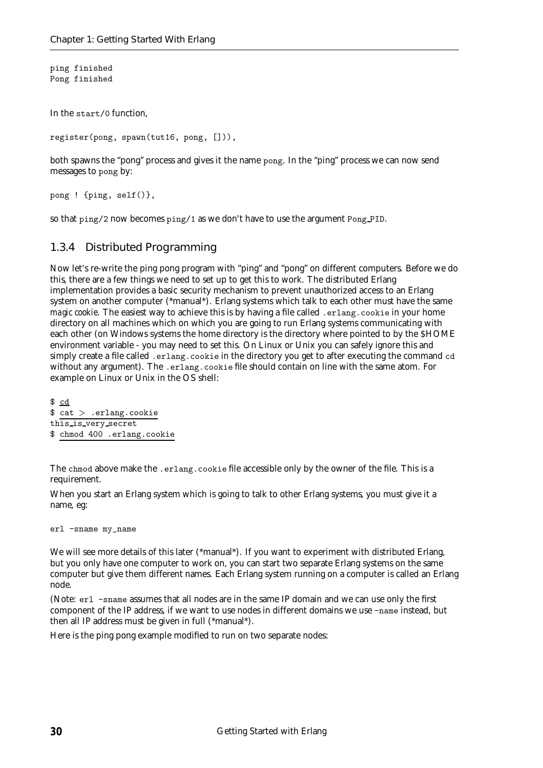```
ping finished
Pong finished
```

In the `start/0` function,

```
register(pong, spawn(tut16, pong, [])),
```

both spawns the "pong" process and gives it the name `pong`. In the "ping" process we can now send messages to `pong` by:

```
pong ! {ping, self()},
```

so that `ping/2` now becomes `ping/1` as we don't have to use the argument `Pong_PID`.

### 1.3.4 Distributed Programming

Now let's re-write the ping pong program with "ping" and "pong" on different computers. Before we do this, there are a few things we need to set up to get this to work. The distributed Erlang implementation provides a basic security mechanism to prevent unauthorized access to an Erlang system on another computer (*manual*). Erlang systems which talk to each other must have the same *magic cookie*. The easiest way to achieve this is by having a file called `.erlang.cookie` in your home directory on all machines which on which you are going to run Erlang systems communicating with each other (on Windows systems the home directory is the directory where pointed to by the $HOME environment variable - you may need to set this. On Linux or Unix you can safely ignore this and simply create a file called `.erlang.cookie` in the directory you get to after executing the command `cd` without any argument). The `.erlang.cookie` file should contain on line with the same atom. For example on Linux or Unix in the OS shell:

```
$ cd
$ cat > .erlang.cookie
this_is_very_secret
$ chmod 400 .erlang.cookie
```

The `chmod` above make the `.erlang.cookie` file accessible only by the owner of the file. This is a requirement.

When you start an Erlang system which is going to talk to other Erlang systems, you must give it a name, eg:

```
erl -sname my_name
```

We will see more details of this later (*manual*). If you want to experiment with distributed Erlang, but you only have one computer to work on, you can start two separate Erlang systems on the same computer but give them different names. Each Erlang system running on a computer is called an Erlang node.

(Note: `erl -sname` assumes that all nodes are in the same IP domain and we can use only the first component of the IP address, if we want to use nodes in different domains we use `-name` instead, but then all IP address must be given in full (*manual*).

Here is the ping pong example modified to run on two separate nodes: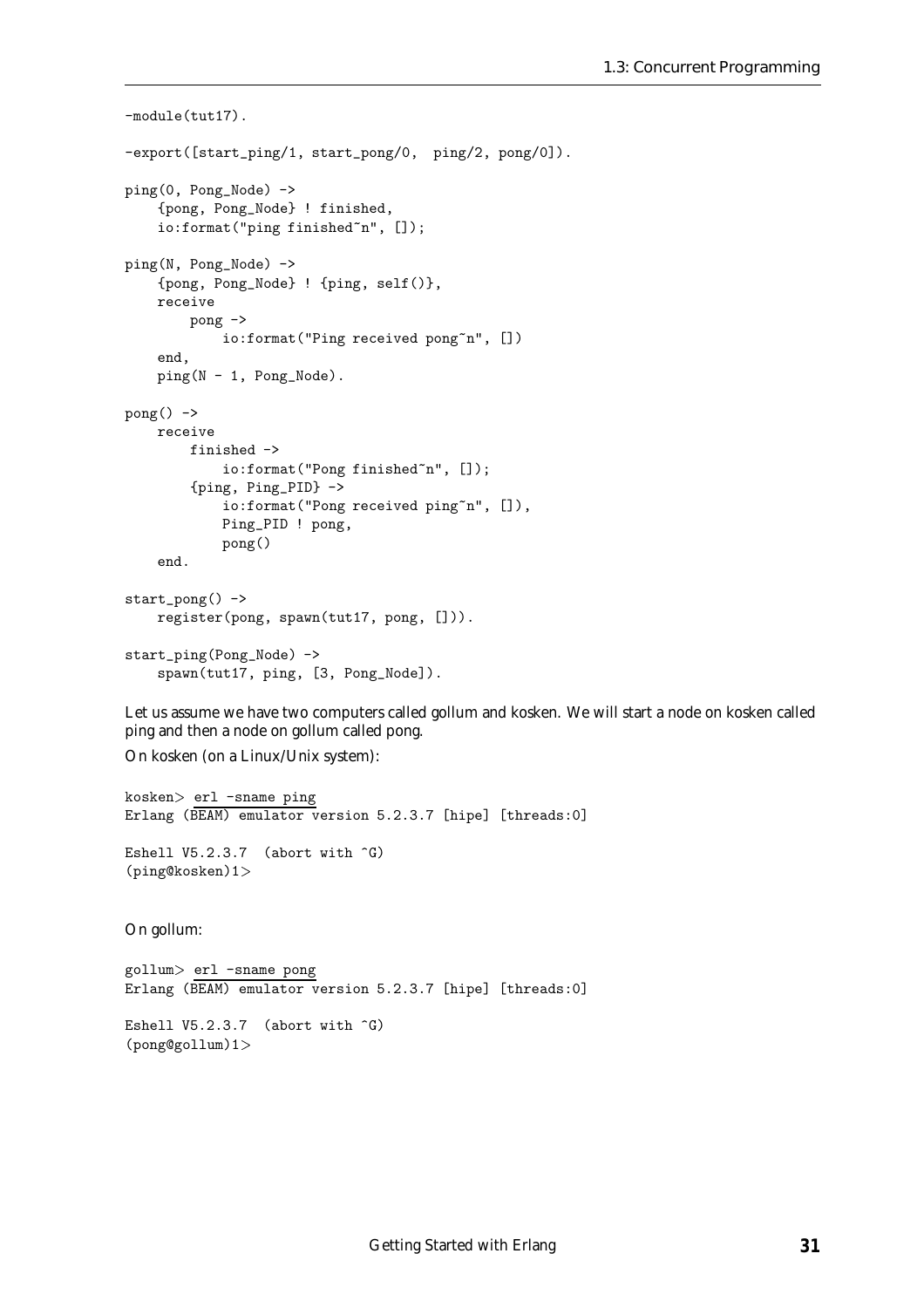```
-module(tut17).

-export([start_ping/1, start_pong/0,  ping/2, pong/0]).

ping(0, Pong_Node) ->
    {pong, Pong_Node} ! finished,
    io:format("ping finished~n", []);

ping(N, Pong_Node) ->
    {pong, Pong_Node} ! {ping, self()},
    receive
        pong ->
            io:format("Ping received pong~n", [])
    end,
    ping(N - 1, Pong_Node).

pong() ->
    receive
        finished ->
            io:format("Pong finished~n", []);
        {ping, Ping_PID} ->
            io:format("Pong received ping~n", []),
            Ping_PID ! pong,
            pong()
    end.

start_pong() ->
    register(pong, spawn(tut17, pong, [])).

start_ping(Pong_Node) ->
    spawn(tut17, ping, [3, Pong_Node]).
```

Let us assume we have two computers called gollum and kosken. We will start a node on kosken called ping and then a node on gollum called pong.

On kosken (on a Linux/Unix system):

```
kosken> erl -sname ping
Erlang (BEAM) emulator version 5.2.3.7 [hipe] [threads:0]

Eshell V5.2.3.7  (abort with ^G)
(ping@kosken)1>
```

On gollum:

```
gollum> erl -sname pong
Erlang (BEAM) emulator version 5.2.3.7 [hipe] [threads:0]

Eshell V5.2.3.7  (abort with ^G)
(pong@gollum)1>
```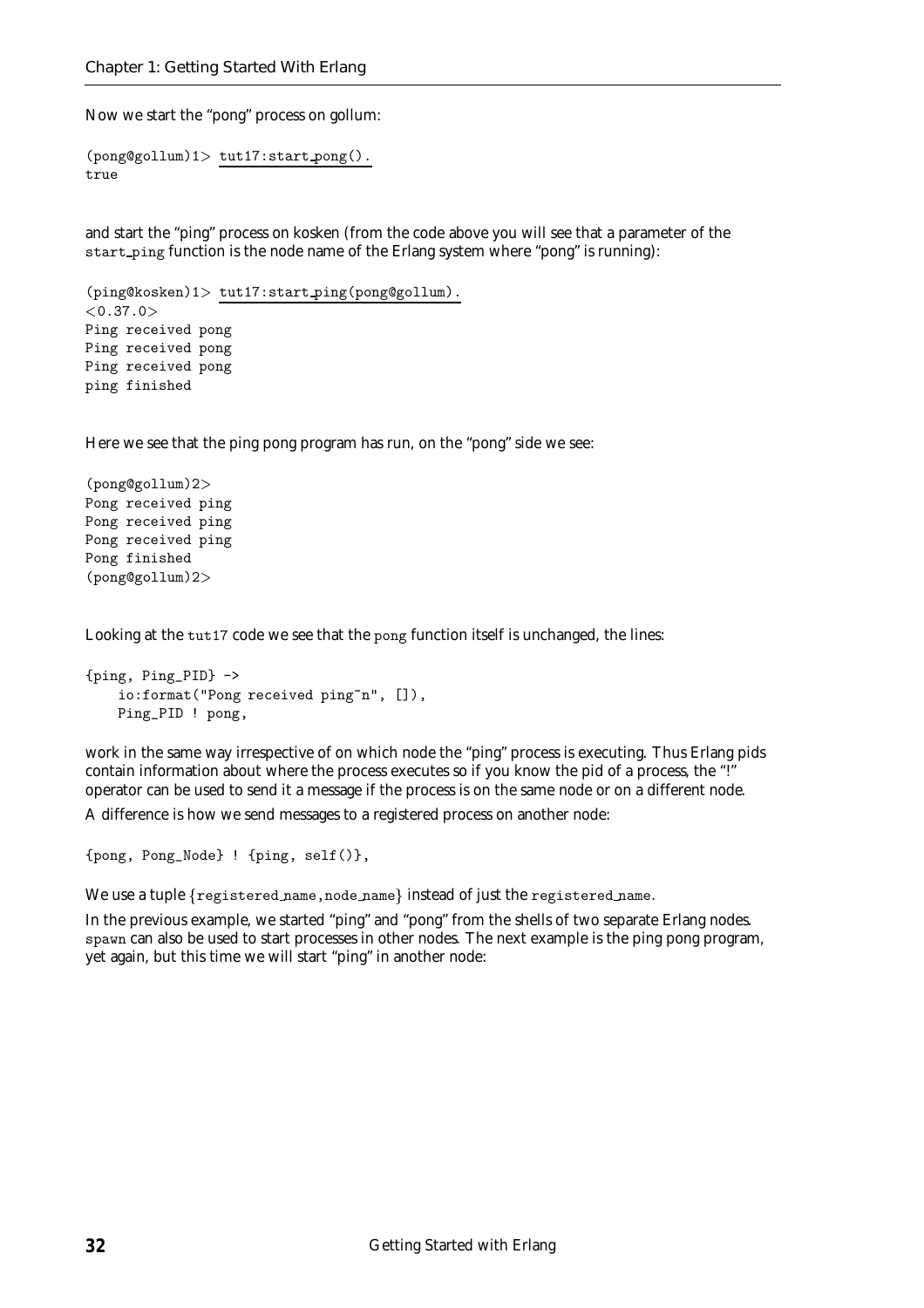Now we start the "pong" process on gollum:

```
(pong@gollum)1> tut17:start_pong().
true
```

and start the "ping" process on kosken (from the code above you will see that a parameter of the start_ping function is the node name of the Erlang system where "pong" is running):

```
(ping@kosken)1> tut17:start_ping(pong@gollum).
<0.37.0>
Ping received pong
Ping received pong
Ping received pong
ping finished
```

Here we see that the ping pong program has run, on the "pong" side we see:

```
(pong@gollum)2>
Pong received ping
Pong received ping
Pong received ping
Pong finished
(pong@gollum)2>
```

Looking at the tut17 code we see that the pong function itself is unchanged, the lines:

```
{ping, Ping_PID} ->
    io:format("Pong received ping~n", []),
    Ping_PID ! pong,
```

work in the same way irrespective of on which node the "ping" process is executing. Thus Erlang pids contain information about where the process executes so if you know the pid of a process, the "!" operator can be used to send it a message if the process is on the same node or on a different node.

A difference is how we send messages to a registered process on another node:

```
{pong, Pong_Node} ! {ping, self()},
```

We use a tuple {registered_name,node_name} instead of just the registered_name.

In the previous example, we started "ping" and "pong" from the shells of two separate Erlang nodes. spawn can also be used to start processes in other nodes. The next example is the ping pong program, yet again, but this time we will start "ping" in another node: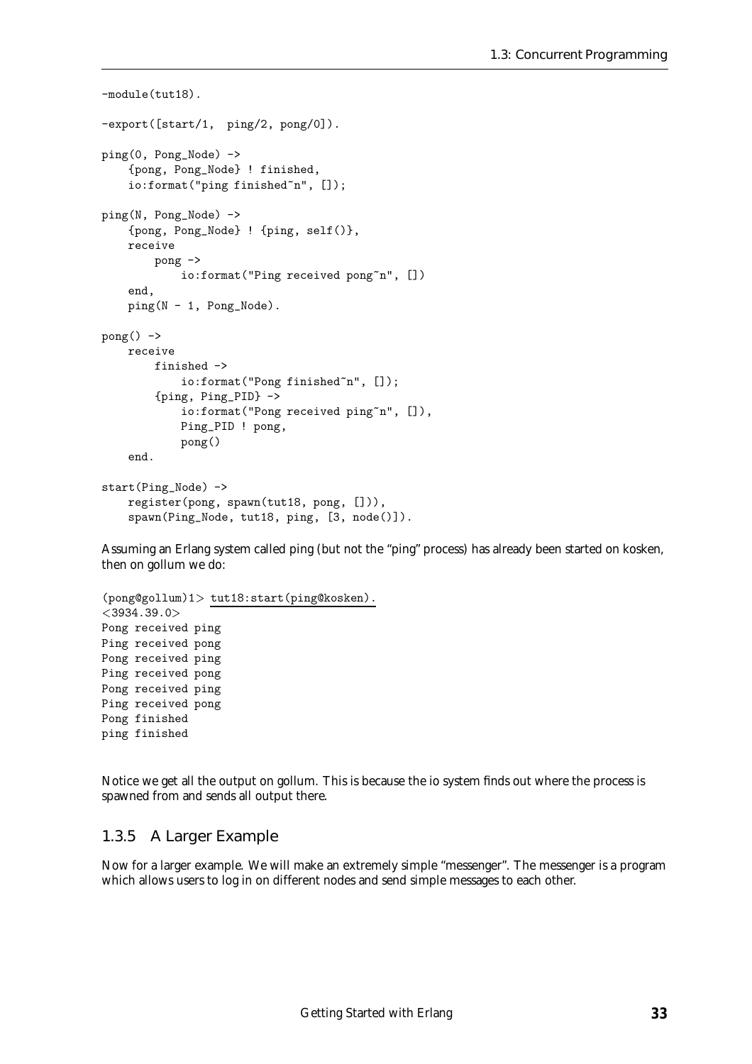```
-module(tut18).

-export([start/1,  ping/2, pong/0]).

ping(0, Pong_Node) ->
    {pong, Pong_Node} ! finished,
    io:format("ping finished~n", []);

ping(N, Pong_Node) ->
    {pong, Pong_Node} ! {ping, self()},
    receive
        pong ->
            io:format("Ping received pong~n", [])
    end,
    ping(N - 1, Pong_Node).

pong() ->
    receive
        finished ->
            io:format("Pong finished~n", []);
        {ping, Ping_PID} ->
            io:format("Pong received ping~n", []),
            Ping_PID ! pong,
            pong()
    end.

start(Ping_Node) ->
    register(pong, spawn(tut18, pong, [])),
    spawn(Ping_Node, tut18, ping, [3, node()]).
```

Assuming an Erlang system called ping (but not the "ping" process) has already been started on kosken, then on gollum we do:

```
(pong@gollum)1> tut18:start(ping@kosken).
<3934.39.0>
Pong received ping
Ping received pong
Pong received ping
Ping received pong
Pong received ping
Ping received pong
Pong finished
ping finished
```

Notice we get all the output on gollum. This is because the io system finds out where the process is spawned from and sends all output there.

### 1.3.5 A Larger Example

Now for a larger example. We will make an extremely simple "messenger". The messenger is a program which allows users to log in on different nodes and send simple messages to each other.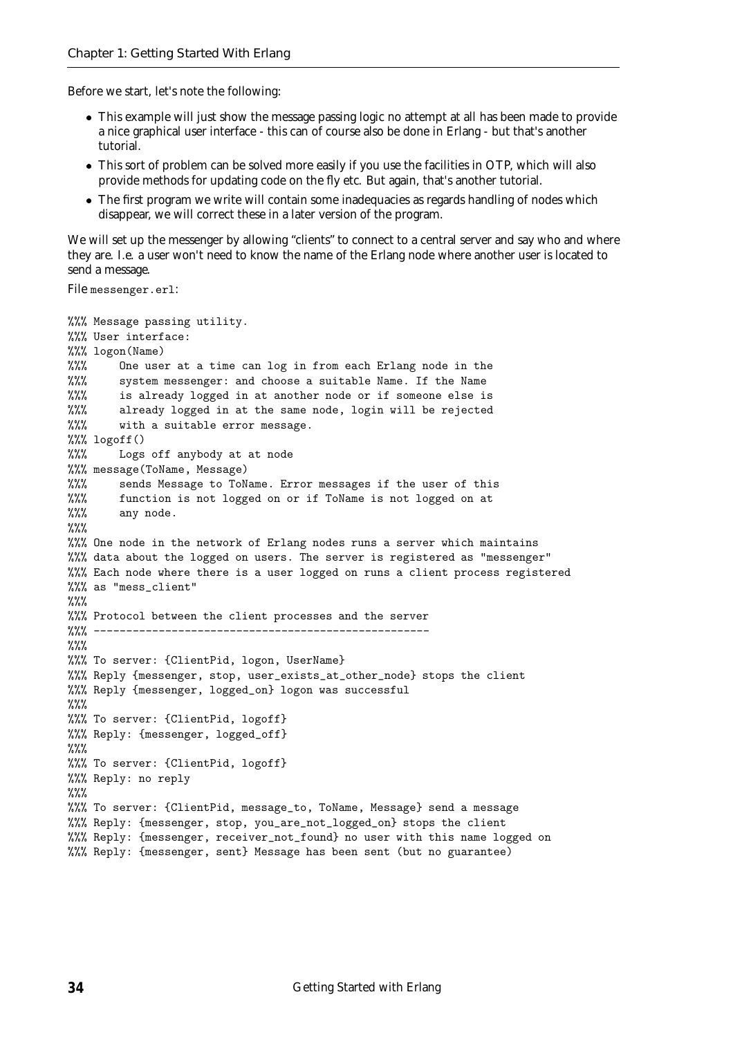Before we start, let's note the following:

- This example will just show the message passing logic no attempt at all has been made to provide a nice graphical user interface - this can of course also be done in Erlang - but that's another tutorial.
- This sort of problem can be solved more easily if you use the facilities in OTP, which will also provide methods for updating code on the fly etc. But again, that's another tutorial.
- The first program we write will contain some inadequacies as regards handling of nodes which disappear, we will correct these in a later version of the program.

We will set up the messenger by allowing "clients" to connect to a central server and say who and where they are. I.e. a user won't need to know the name of the Erlang node where another user is located to send a message.

File `messenger.erl`:

```
%%% Message passing utility.
%%% User interface:
%%% logon(Name)
%%%     One user at a time can log in from each Erlang node in the
%%%     system messenger: and choose a suitable Name. If the Name
%%%     is already logged in at another node or if someone else is
%%%     already logged in at the same node, login will be rejected
%%%     with a suitable error message.
%%% logoff()
%%%     Logs off anybody at at node
%%% message(ToName, Message)
%%%     sends Message to ToName. Error messages if the user of this
%%%     function is not logged on or if ToName is not logged on at
%%%     any node.
%%%
%%% One node in the network of Erlang nodes runs a server which maintains
%%% data about the logged on users. The server is registered as "messenger"
%%% Each node where there is a user logged on runs a client process registered
%%% as "mess_client"
%%%
%%% Protocol between the client processes and the server
%%% ----------------------------------------------------
%%%
%%% To server: {ClientPid, logon, UserName}
%%% Reply {messenger, stop, user_exists_at_other_node} stops the client
%%% Reply {messenger, logged_on} logon was successful
%%%
%%% To server: {ClientPid, logoff}
%%% Reply: {messenger, logged_off}
%%%
%%% To server: {ClientPid, logoff}
%%% Reply: no reply
%%%
%%% To server: {ClientPid, message_to, ToName, Message} send a message
%%% Reply: {messenger, stop, you_are_not_logged_on} stops the client
%%% Reply: {messenger, receiver_not_found} no user with this name logged on
%%% Reply: {messenger, sent} Message has been sent (but no guarantee)
```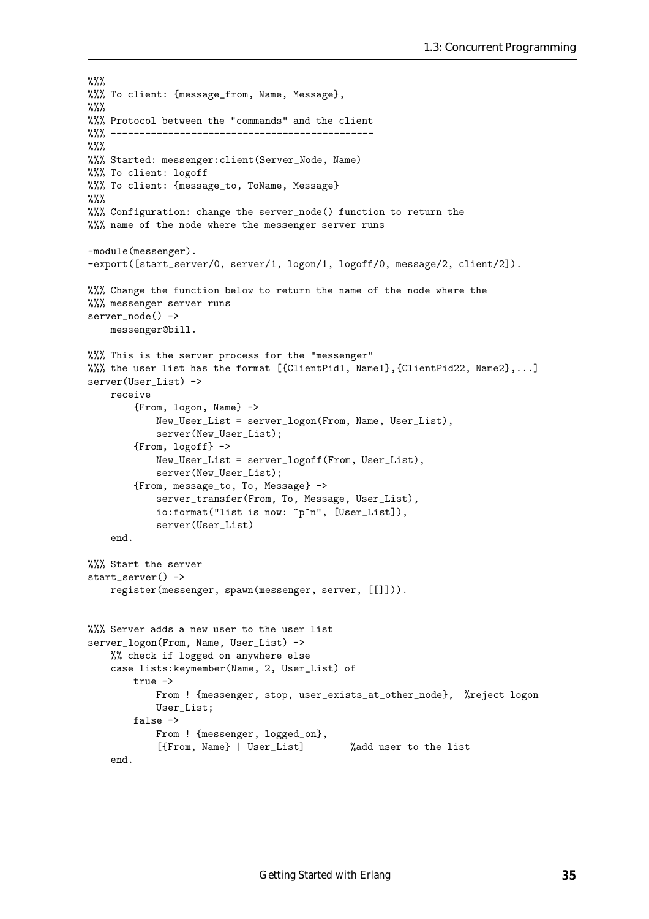```
%%%
%%% To client: {message_from, Name, Message},
%%%
%%% Protocol between the "commands" and the client
%%% ----------------------------------------------
%%%
%%% Started: messenger:client(Server_Node, Name)
%%% To client: logoff
%%% To client: {message_to, ToName, Message}
%%%
%%% Configuration: change the server_node() function to return the
%%% name of the node where the messenger server runs

-module(messenger).
-export([start_server/0, server/1, logon/1, logoff/0, message/2, client/2]).

%%% Change the function below to return the name of the node where the
%%% messenger server runs
server_node() ->
    messenger@bill.

%%% This is the server process for the "messenger"
%%% the user list has the format [{ClientPid1, Name1},{ClientPid22, Name2},...]
server(User_List) ->
    receive
        {From, logon, Name} ->
            New_User_List = server_logon(From, Name, User_List),
            server(New_User_List);
        {From, logoff} ->
            New_User_List = server_logoff(From, User_List),
            server(New_User_List);
        {From, message_to, To, Message} ->
            server_transfer(From, To, Message, User_List),
            io:format("list is now: ~p~n", [User_List]),
            server(User_List)
    end.

%%% Start the server
start_server() ->
    register(messenger, spawn(messenger, server, [[]])).


%%% Server adds a new user to the user list
server_logon(From, Name, User_List) ->
    %% check if logged on anywhere else
    case lists:keymember(Name, 2, User_List) of
        true ->
            From ! {messenger, stop, user_exists_at_other_node},  %reject logon
            User_List;
        false ->
            From ! {messenger, logged_on},
            [{From, Name} | User_List]        %add user to the list
    end.
```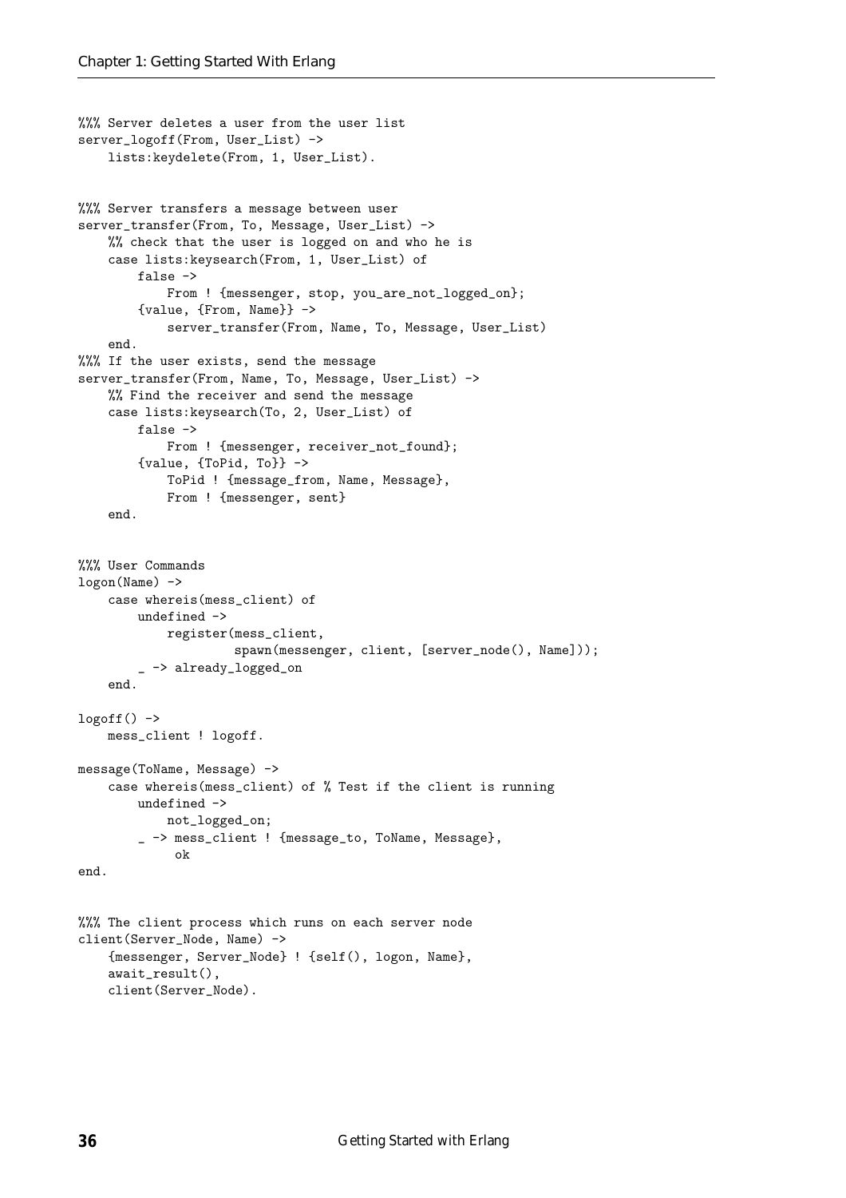```
%%% Server deletes a user from the user list
server_logoff(From, User_List) ->
    lists:keydelete(From, 1, User_List).


%%% Server transfers a message between user
server_transfer(From, To, Message, User_List) ->
    %% check that the user is logged on and who he is
    case lists:keysearch(From, 1, User_List) of
        false ->
            From ! {messenger, stop, you_are_not_logged_on};
        {value, {From, Name}} ->
            server_transfer(From, Name, To, Message, User_List)
    end.
%%% If the user exists, send the message
server_transfer(From, Name, To, Message, User_List) ->
    %% Find the receiver and send the message
    case lists:keysearch(To, 2, User_List) of
        false ->
            From ! {messenger, receiver_not_found};
        {value, {ToPid, To}} ->
            ToPid ! {message_from, Name, Message},
            From ! {messenger, sent}
    end.


%%% User Commands
logon(Name) ->
    case whereis(mess_client) of
        undefined ->
            register(mess_client,
                     spawn(messenger, client, [server_node(), Name]));
        _ -> already_logged_on
    end.

logoff() ->
    mess_client ! logoff.

message(ToName, Message) ->
    case whereis(mess_client) of % Test if the client is running
        undefined ->
            not_logged_on;
        _ -> mess_client ! {message_to, ToName, Message},
             ok
end.


%%% The client process which runs on each server node
client(Server_Node, Name) ->
    {messenger, Server_Node} ! {self(), logon, Name},
    await_result(),
    client(Server_Node).
```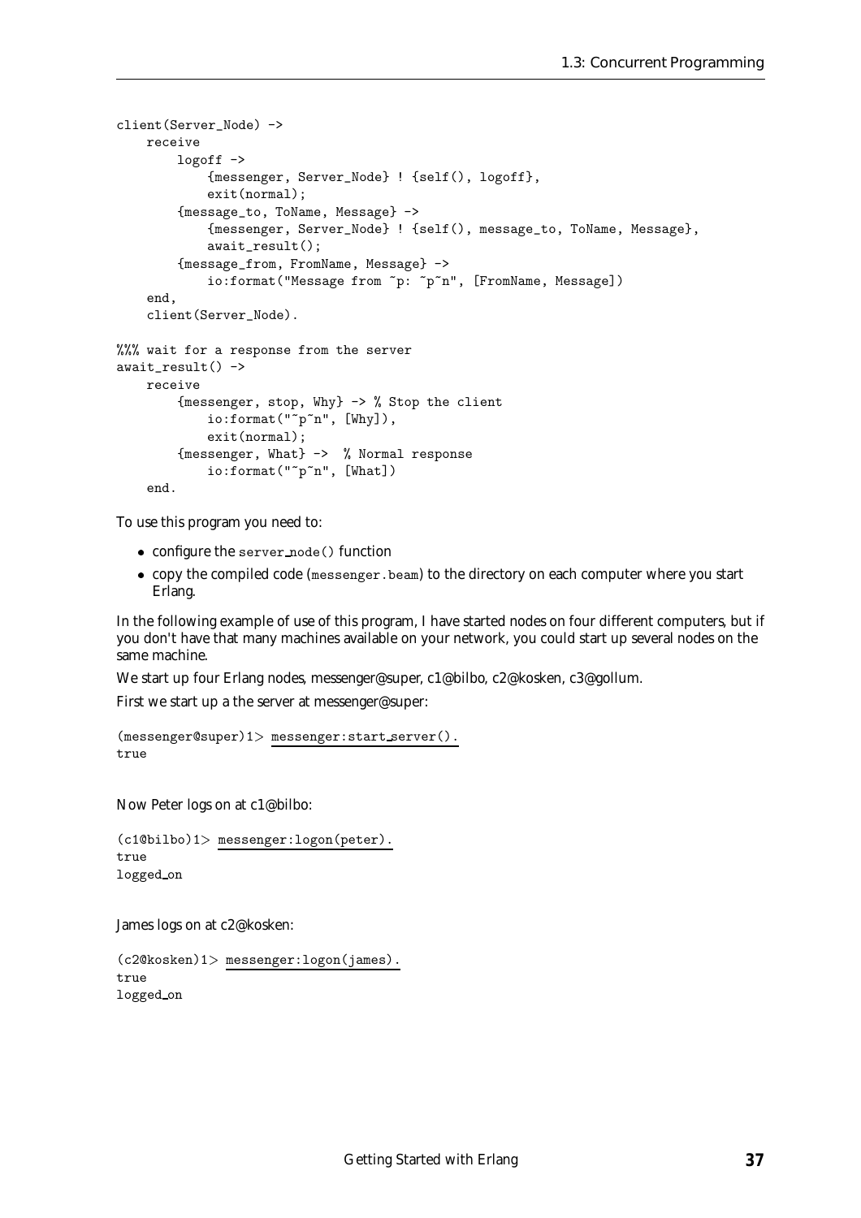```
client(Server_Node) ->
    receive
        logoff ->
            {messenger, Server_Node} ! {self(), logoff},
            exit(normal);
        {message_to, ToName, Message} ->
            {messenger, Server_Node} ! {self(), message_to, ToName, Message},
            await_result();
        {message_from, FromName, Message} ->
            io:format("Message from ~p: ~p~n", [FromName, Message])
    end,
    client(Server_Node).

%%% wait for a response from the server
await_result() ->
    receive
        {messenger, stop, Why} -> % Stop the client
            io:format("~p~n", [Why]),
            exit(normal);
        {messenger, What} ->  % Normal response
            io:format("~p~n", [What])
    end.
```

To use this program you need to:

- configure the `server_node()` function
- copy the compiled code (`messenger.beam`) to the directory on each computer where you start Erlang.

In the following example of use of this program, I have started nodes on four different computers, but if you don't have that many machines available on your network, you could start up several nodes on the same machine.

We start up four Erlang nodes, messenger@super, c1@bilbo, c2@kosken, c3@gollum.

First we start up a the server at messenger@super:

```
(messenger@super)1> messenger:start_server().
true
```

Now Peter logs on at c1@bilbo:

```
(c1@bilbo)1> messenger:logon(peter).
true
logged_on
```

James logs on at c2@kosken:

```
(c2@kosken)1> messenger:logon(james).
true
logged_on
```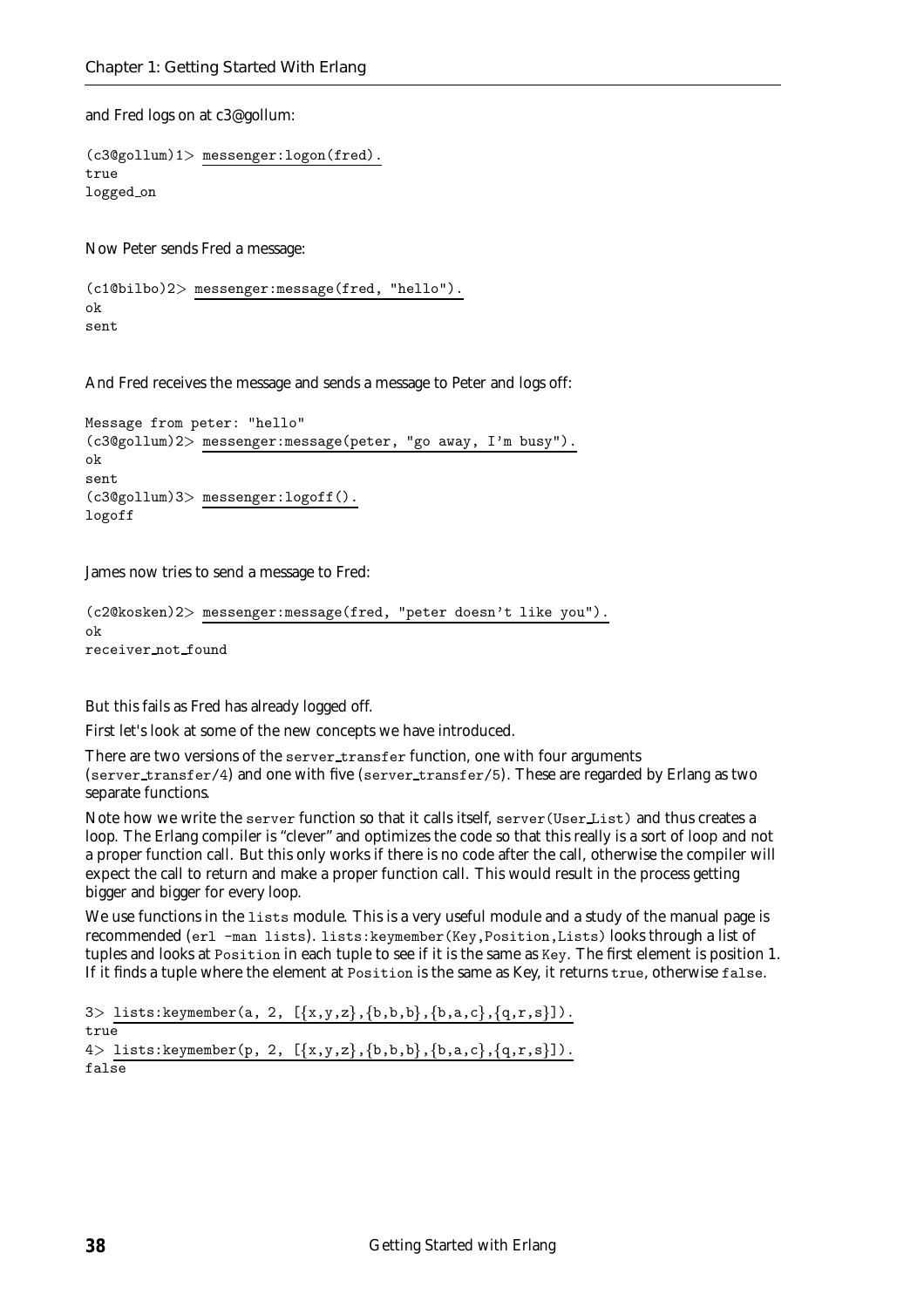and Fred logs on at c3@gollum:

```
(c3@gollum)1> messenger:logon(fred).
true
logged_on
```

Now Peter sends Fred a message:

```
(c1@bilbo)2> messenger:message(fred, "hello").
ok
sent
```

And Fred receives the message and sends a message to Peter and logs off:

```
Message from peter: "hello"
(c3@gollum)2> messenger:message(peter, "go away, I'm busy").
ok
sent
(c3@gollum)3> messenger:logoff().
logoff
```

James now tries to send a message to Fred:

```
(c2@kosken)2> messenger:message(fred, "peter doesn't like you").
ok
receiver_not_found
```

But this fails as Fred has already logged off.

First let's look at some of the new concepts we have introduced.

There are two versions of the `server_transfer` function, one with four arguments (`server_transfer/4`) and one with five (`server_transfer/5`). These are regarded by Erlang as two separate functions.

Note how we write the `server` function so that it calls itself, `server(User_List)` and thus creates a loop. The Erlang compiler is "clever" and optimizes the code so that this really is a sort of loop and not a proper function call. But this only works if there is no code after the call, otherwise the compiler will expect the call to return and make a proper function call. This would result in the process getting bigger and bigger for every loop.

We use functions in the `lists` module. This is a very useful module and a study of the manual page is recommended (`erl -man lists`). `lists:keymember(Key,Position,Lists)` looks through a list of tuples and looks at `Position` in each tuple to see if it is the same as `Key`. The first element is position 1. If it finds a tuple where the element at `Position` is the same as Key, it returns `true`, otherwise `false`.

```
3> lists:keymember(a, 2, [{x,y,z},{b,b,b},{b,a,c},{q,r,s}]).
true
4> lists:keymember(p, 2, [{x,y,z},{b,b,b},{b,a,c},{q,r,s}]).
false
```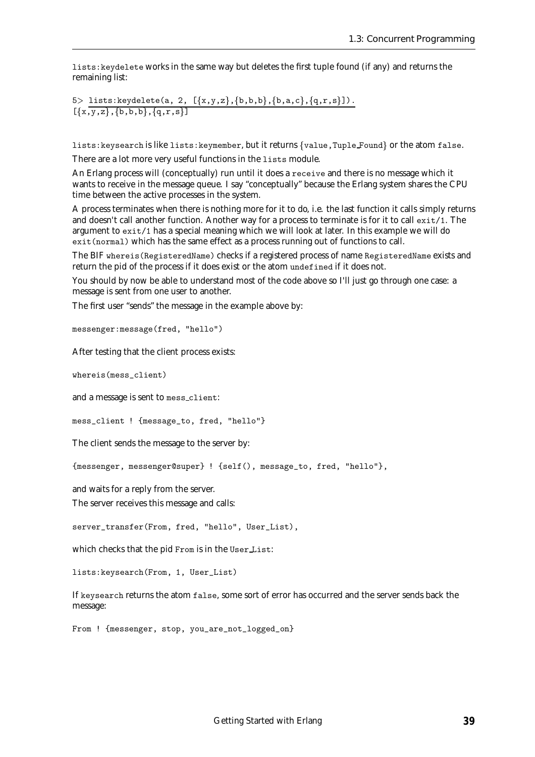`lists:keydelete` works in the same way but deletes the first tuple found (if any) and returns the remaining list:

```
5> lists:keydelete(a, 2, [{x,y,z},{b,b,b},{b,a,c},{q,r,s}]).
[{x,y,z},{b,b,b},{q,r,s}]
```

`lists:keysearch` is like `lists:keymember`, but it returns `{value,Tuple_Found}` or the atom `false`.

There are a lot more very useful functions in the `lists` module.

An Erlang process will (conceptually) run until it does a `receive` and there is no message which it wants to receive in the message queue. I say "conceptually" because the Erlang system shares the CPU time between the active processes in the system.

A process terminates when there is nothing more for it to do, i.e. the last function it calls simply returns and doesn't call another function. Another way for a process to terminate is for it to call `exit/1`. The argument to `exit/1` has a special meaning which we will look at later. In this example we will do `exit(normal)` which has the same effect as a process running out of functions to call.

The BIF `whereis(RegisteredName)` checks if a registered process of name `RegisteredName` exists and return the pid of the process if it does exist or the atom `undefined` if it does not.

You should by now be able to understand most of the code above so I'll just go through one case: a message is sent from one user to another.

The first user "sends" the message in the example above by:

```
messenger:message(fred, "hello")
```

After testing that the client process exists:

```
whereis(mess_client)
```

and a message is sent to `mess_client`:

```
mess_client ! {message_to, fred, "hello"}
```

The client sends the message to the server by:

```
{messenger, messenger@super} ! {self(), message_to, fred, "hello"},
```

and waits for a reply from the server.

The server receives this message and calls:

```
server_transfer(From, fred, "hello", User_List),
```

which checks that the pid `From` is in the `User_List`:

```
lists:keysearch(From, 1, User_List)
```

If `keysearch` returns the atom `false`, some sort of error has occurred and the server sends back the message:

```
From ! {messenger, stop, you_are_not_logged_on}
```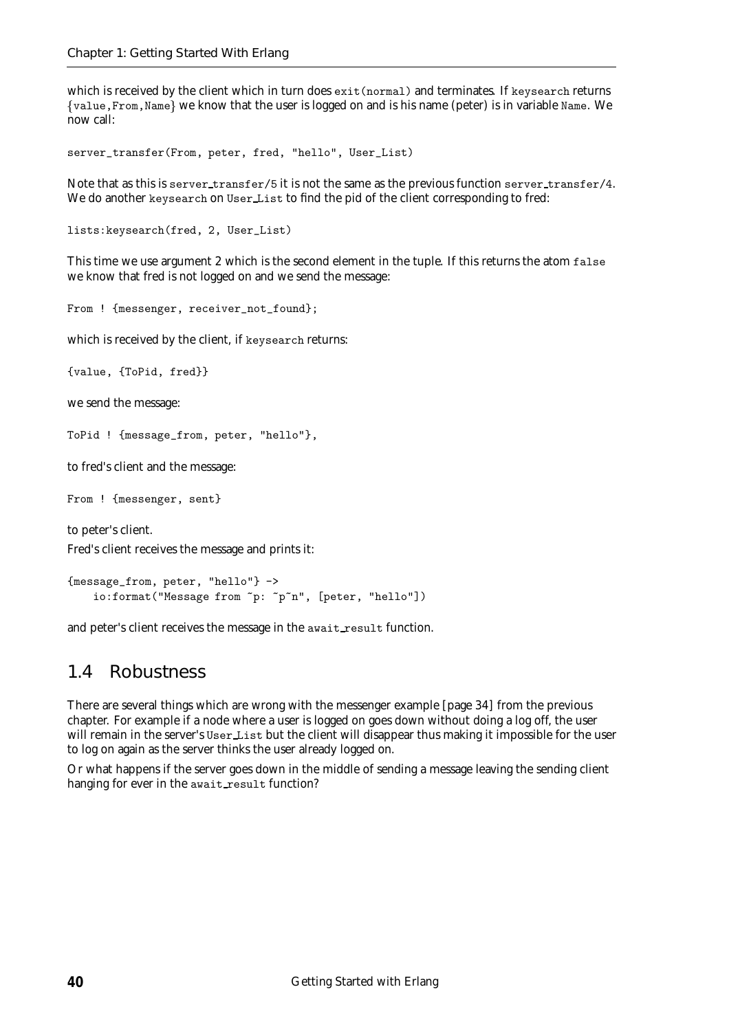which is received by the client which in turn does `exit(normal)` and terminates. If `keysearch` returns `{value,From,Name}` we know that the user is logged on and is his name (peter) is in variable `Name`. We now call:

```
server_transfer(From, peter, fred, "hello", User_List)
```

Note that as this is `server_transfer/5` it is not the same as the previous function `server_transfer/4`. We do another `keysearch` on `User_List` to find the pid of the client corresponding to fred:

```
lists:keysearch(fred, 2, User_List)
```

This time we use argument 2 which is the second element in the tuple. If this returns the atom `false` we know that fred is not logged on and we send the message:

```
From ! {messenger, receiver_not_found};
```

which is received by the client, if `keysearch` returns:

```
{value, {ToPid, fred}}
```

we send the message:

```
ToPid ! {message_from, peter, "hello"},
```

to fred's client and the message:

```
From ! {messenger, sent}
```

to peter's client.

Fred's client receives the message and prints it:

```
{message_from, peter, "hello"} ->
    io:format("Message from ~p: ~p~n", [peter, "hello"])
```

and peter's client receives the message in the `await_result` function.

## 1.4 Robustness

There are several things which are wrong with the messenger example [page 34] from the previous chapter. For example if a node where a user is logged on goes down without doing a log off, the user will remain in the server's `User_List` but the client will disappear thus making it impossible for the user to log on again as the server thinks the user already logged on.

Or what happens if the server goes down in the middle of sending a message leaving the sending client hanging for ever in the `await_result` function?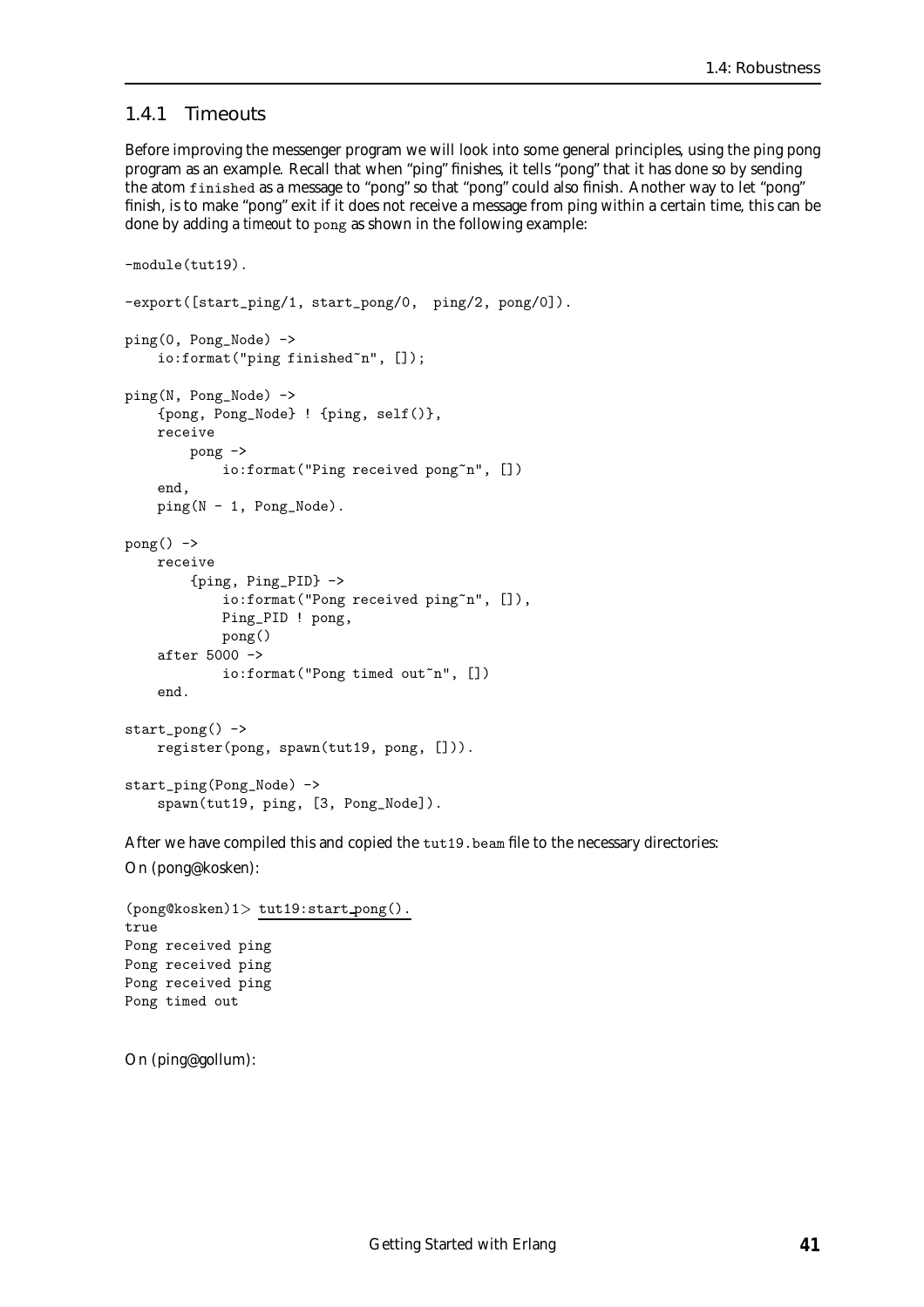### 1.4.1 Timeouts

Before improving the messenger program we will look into some general principles, using the ping pong program as an example. Recall that when "ping" finishes, it tells "pong" that it has done so by sending the atom `finished` as a message to "pong" so that "pong" could also finish. Another way to let "pong" finish, is to make "pong" exit if it does not receive a message from ping within a certain time, this can be done by adding a *timeout* to `pong` as shown in the following example:

```
-module(tut19).

-export([start_ping/1, start_pong/0,  ping/2, pong/0]).

ping(0, Pong_Node) ->
    io:format("ping finished~n", []);

ping(N, Pong_Node) ->
    {pong, Pong_Node} ! {ping, self()},
    receive
        pong ->
            io:format("Ping received pong~n", [])
    end,
    ping(N - 1, Pong_Node).

pong() ->
    receive
        {ping, Ping_PID} ->
            io:format("Pong received ping~n", []),
            Ping_PID ! pong,
            pong()
    after 5000 ->
            io:format("Pong timed out~n", [])
    end.

start_pong() ->
    register(pong, spawn(tut19, pong, [])).

start_ping(Pong_Node) ->
    spawn(tut19, ping, [3, Pong_Node]).
```

After we have compiled this and copied the `tut19.beam` file to the necessary directories:

On (pong@kosken):

```
(pong@kosken)1> tut19:start_pong().
true
Pong received ping
Pong received ping
Pong received ping
Pong timed out
```

On (ping@gollum):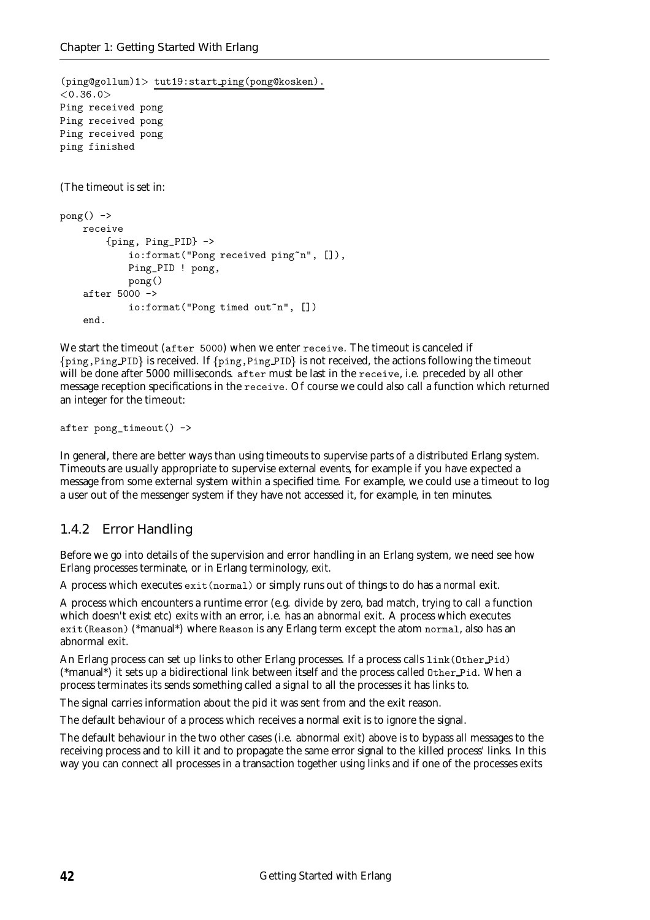```
(ping@gollum)1> tut19:start_ping(pong@kosken).
<0.36.0>
Ping received pong
Ping received pong
Ping received pong
ping finished
```

(The timeout is set in:

```
pong() ->
    receive
        {ping, Ping_PID} ->
            io:format("Pong received ping~n", []),
            Ping_PID ! pong,
            pong()
    after 5000 ->
            io:format("Pong timed out~n", [])
    end.
```

We start the timeout (`after 5000`) when we enter `receive`. The timeout is canceled if `{ping,Ping_PID}` is received. If `{ping,Ping_PID}` is not received, the actions following the timeout will be done after 5000 milliseconds. `after` must be last in the `receive`, i.e. preceded by all other message reception specifications in the `receive`. Of course we could also call a function which returned an integer for the timeout:

```
after pong_timeout() ->
```

In general, there are better ways than using timeouts to supervise parts of a distributed Erlang system. Timeouts are usually appropriate to supervise external events, for example if you have expected a message from some external system within a specified time. For example, we could use a timeout to log a user out of the messenger system if they have not accessed it, for example, in ten minutes.

### 1.4.2 Error Handling

Before we go into details of the supervision and error handling in an Erlang system, we need see how Erlang processes terminate, or in Erlang terminology, *exit*.

A process which executes `exit(normal)` or simply runs out of things to do has a *normal* exit.

A process which encounters a runtime error (e.g. divide by zero, bad match, trying to call a function which doesn't exist etc) exits with an error, i.e. has an *abnormal* exit. A process which executes `exit(Reason)` (*manual*) where `Reason` is any Erlang term except the atom `normal`, also has an abnormal exit.

An Erlang process can set up links to other Erlang processes. If a process calls `link(Other_Pid)` (*manual*) it sets up a bidirectional link between itself and the process called `Other_Pid`. When a process terminates its sends something called a *signal* to all the processes it has links to.

The signal carries information about the pid it was sent from and the exit reason.

The default behaviour of a process which receives a normal exit is to ignore the signal.

The default behaviour in the two other cases (i.e. abnormal exit) above is to bypass all messages to the receiving process and to kill it and to propagate the same error signal to the killed process' links. In this way you can connect all processes in a transaction together using links and if one of the processes exits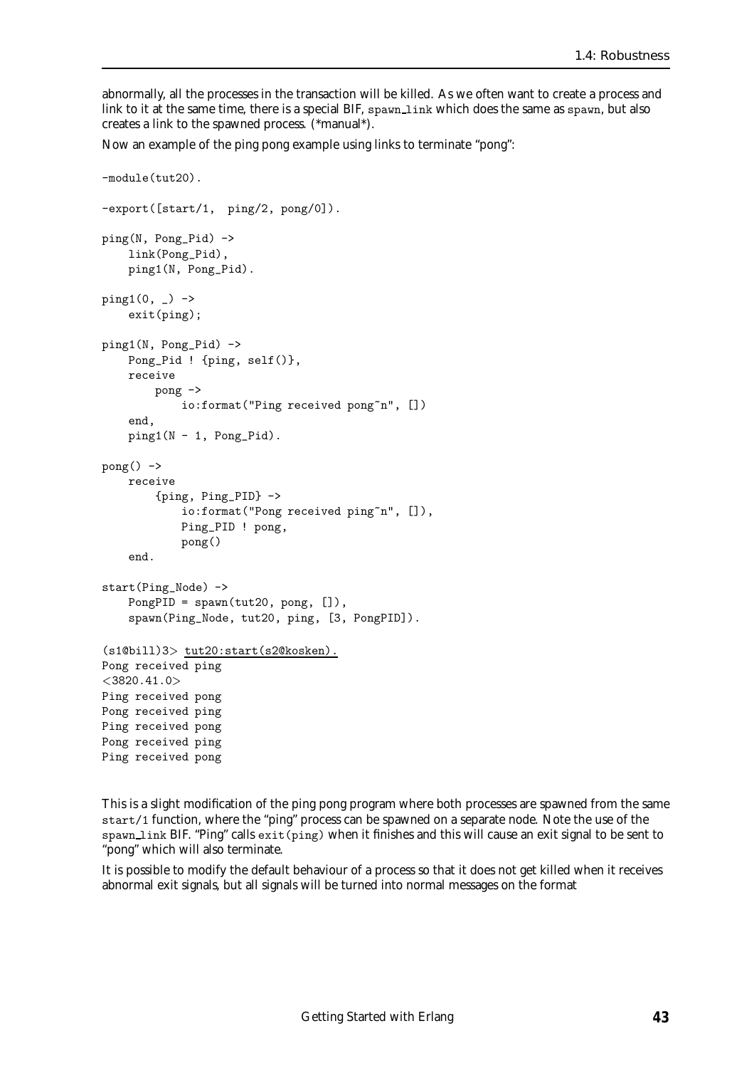abnormally, all the processes in the transaction will be killed. As we often want to create a process and link to it at the same time, there is a special BIF, `spawn_link` which does the same as `spawn`, but also creates a link to the spawned process. (*manual*).

Now an example of the ping pong example using links to terminate "pong":

```
-module(tut20).

-export([start/1,  ping/2, pong/0]).

ping(N, Pong_Pid) ->
    link(Pong_Pid),
    ping1(N, Pong_Pid).

ping1(0, _) ->
    exit(ping);

ping1(N, Pong_Pid) ->
    Pong_Pid ! {ping, self()},
    receive
        pong ->
            io:format("Ping received pong~n", [])
    end,
    ping1(N - 1, Pong_Pid).

pong() ->
    receive
        {ping, Ping_PID} ->
            io:format("Pong received ping~n", []),
            Ping_PID ! pong,
            pong()
    end.

start(Ping_Node) ->
    PongPID = spawn(tut20, pong, []),
    spawn(Ping_Node, tut20, ping, [3, PongPID]).
```

```
(s1@bill)3> tut20:start(s2@kosken).
Pong received ping
<3820.41.0>
Ping received pong
Pong received ping
Ping received pong
Pong received ping
Ping received pong
```

This is a slight modification of the ping pong program where both processes are spawned from the same `start/1` function, where the "ping" process can be spawned on a separate node. Note the use of the `spawn_link` BIF. "Ping" calls `exit(ping)` when it finishes and this will cause an exit signal to be sent to "pong" which will also terminate.

It is possible to modify the default behaviour of a process so that it does not get killed when it receives abnormal exit signals, but all signals will be turned into normal messages on the format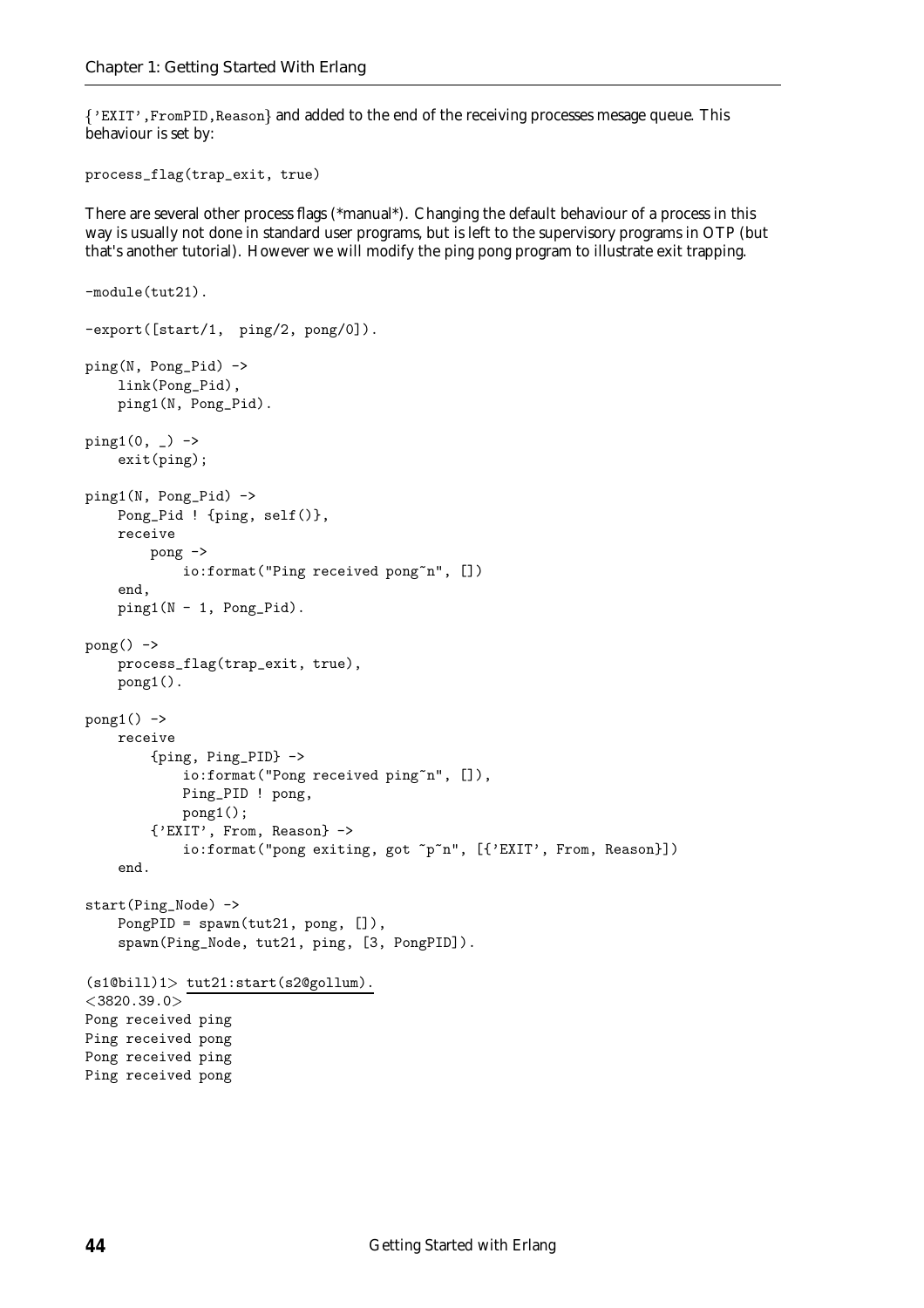{'EXIT',FromPID,Reason} and added to the end of the receiving processes mesage queue. This behaviour is set by:

```
process_flag(trap_exit, true)
```

There are several other process flags (*manual*). Changing the default behaviour of a process in this way is usually not done in standard user programs, but is left to the supervisory programs in OTP (but that's another tutorial). However we will modify the ping pong program to illustrate exit trapping.

```
-module(tut21).

-export([start/1,  ping/2, pong/0]).

ping(N, Pong_Pid) ->
    link(Pong_Pid),
    ping1(N, Pong_Pid).

ping1(0, _) ->
    exit(ping);

ping1(N, Pong_Pid) ->
    Pong_Pid ! {ping, self()},
    receive
        pong ->
            io:format("Ping received pong~n", [])
    end,
    ping1(N - 1, Pong_Pid).

pong() ->
    process_flag(trap_exit, true),
    pong1().

pong1() ->
    receive
        {ping, Ping_PID} ->
            io:format("Pong received ping~n", []),
            Ping_PID ! pong,
            pong1();
        {'EXIT', From, Reason} ->
            io:format("pong exiting, got ~p~n", [{'EXIT', From, Reason}])
    end.

start(Ping_Node) ->
    PongPID = spawn(tut21, pong, []),
    spawn(Ping_Node, tut21, ping, [3, PongPID]).
```

```
(s1@bill)1> tut21:start(s2@gollum).
<3820.39.0>
Pong received ping
Ping received pong
Pong received ping
Ping received pong
```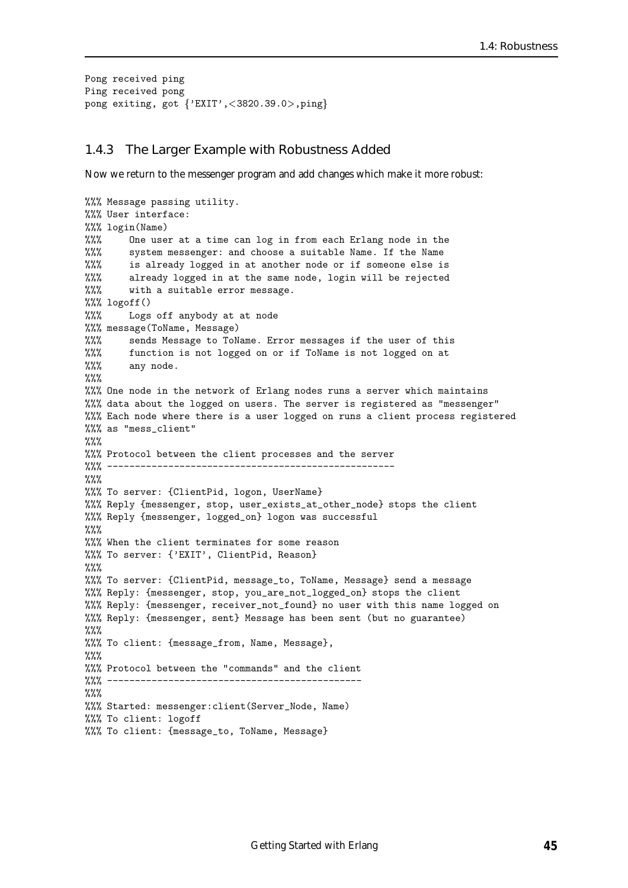```
Pong received ping
Ping received pong
pong exiting, got {'EXIT',<3820.39.0>,ping}
```

### 1.4.3 The Larger Example with Robustness Added

Now we return to the messenger program and add changes which make it more robust:

```
%%% Message passing utility.
%%% User interface:
%%% login(Name)
%%%     One user at a time can log in from each Erlang node in the
%%%     system messenger: and choose a suitable Name. If the Name
%%%     is already logged in at another node or if someone else is
%%%     already logged in at the same node, login will be rejected
%%%     with a suitable error message.
%%% logoff()
%%%     Logs off anybody at at node
%%% message(ToName, Message)
%%%     sends Message to ToName. Error messages if the user of this
%%%     function is not logged on or if ToName is not logged on at
%%%     any node.
%%%
%%% One node in the network of Erlang nodes runs a server which maintains
%%% data about the logged on users. The server is registered as "messenger"
%%% Each node where there is a user logged on runs a client process registered
%%% as "mess_client"
%%%
%%% Protocol between the client processes and the server
%%% ----------------------------------------------------
%%%
%%% To server: {ClientPid, logon, UserName}
%%% Reply {messenger, stop, user_exists_at_other_node} stops the client
%%% Reply {messenger, logged_on} logon was successful
%%%
%%% When the client terminates for some reason
%%% To server: {'EXIT', ClientPid, Reason}
%%%
%%% To server: {ClientPid, message_to, ToName, Message} send a message
%%% Reply: {messenger, stop, you_are_not_logged_on} stops the client
%%% Reply: {messenger, receiver_not_found} no user with this name logged on
%%% Reply: {messenger, sent} Message has been sent (but no guarantee)
%%%
%%% To client: {message_from, Name, Message},
%%%
%%% Protocol between the "commands" and the client
%%% ----------------------------------------------
%%%
%%% Started: messenger:client(Server_Node, Name)
%%% To client: logoff
%%% To client: {message_to, ToName, Message}
```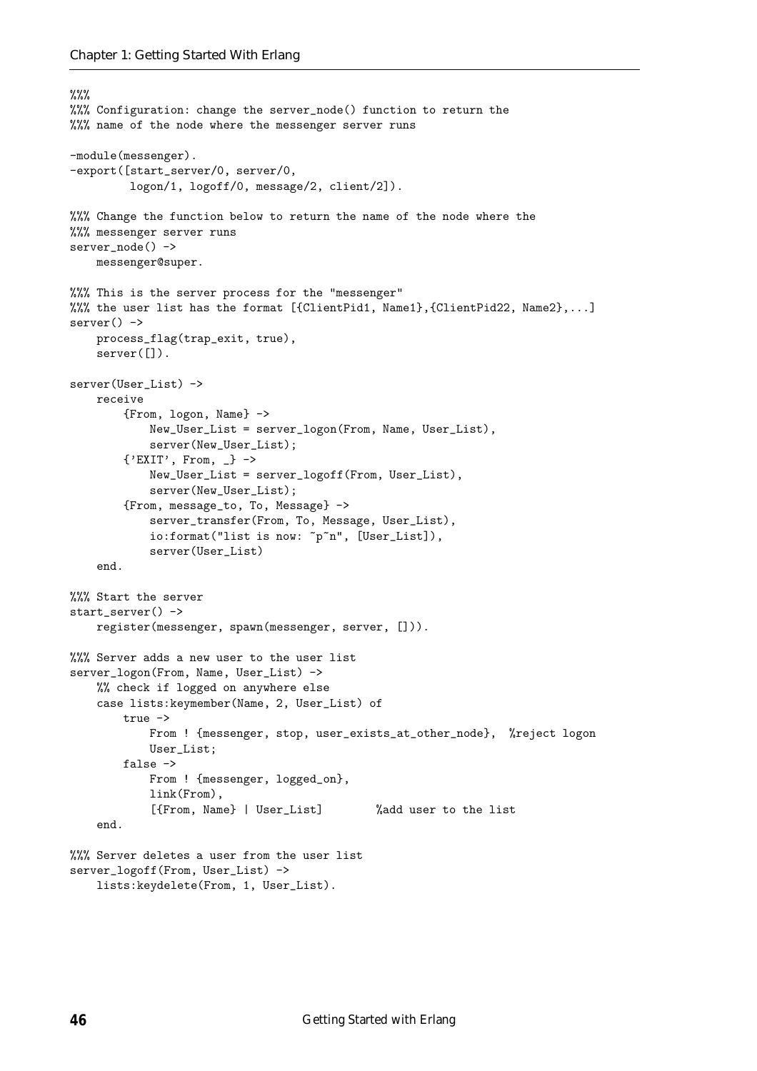```
%%%
%%% Configuration: change the server_node() function to return the
%%% name of the node where the messenger server runs

-module(messenger).
-export([start_server/0, server/0,
         logon/1, logoff/0, message/2, client/2]).

%%% Change the function below to return the name of the node where the
%%% messenger server runs
server_node() ->
    messenger@super.

%%% This is the server process for the "messenger"
%%% the user list has the format [{ClientPid1, Name1},{ClientPid22, Name2},...]
server() ->
    process_flag(trap_exit, true),
    server([]).

server(User_List) ->
    receive
        {From, logon, Name} ->
            New_User_List = server_logon(From, Name, User_List),
            server(New_User_List);
        {'EXIT', From, _} ->
            New_User_List = server_logoff(From, User_List),
            server(New_User_List);
        {From, message_to, To, Message} ->
            server_transfer(From, To, Message, User_List),
            io:format("list is now: ~p~n", [User_List]),
            server(User_List)
    end.

%%% Start the server
start_server() ->
    register(messenger, spawn(messenger, server, [])).

%%% Server adds a new user to the user list
server_logon(From, Name, User_List) ->
    %% check if logged on anywhere else
    case lists:keymember(Name, 2, User_List) of
        true ->
            From ! {messenger, stop, user_exists_at_other_node},  %reject logon
            User_List;
        false ->
            From ! {messenger, logged_on},
            link(From),
            [{From, Name} | User_List]        %add user to the list
    end.

%%% Server deletes a user from the user list
server_logoff(From, User_List) ->
    lists:keydelete(From, 1, User_List).
```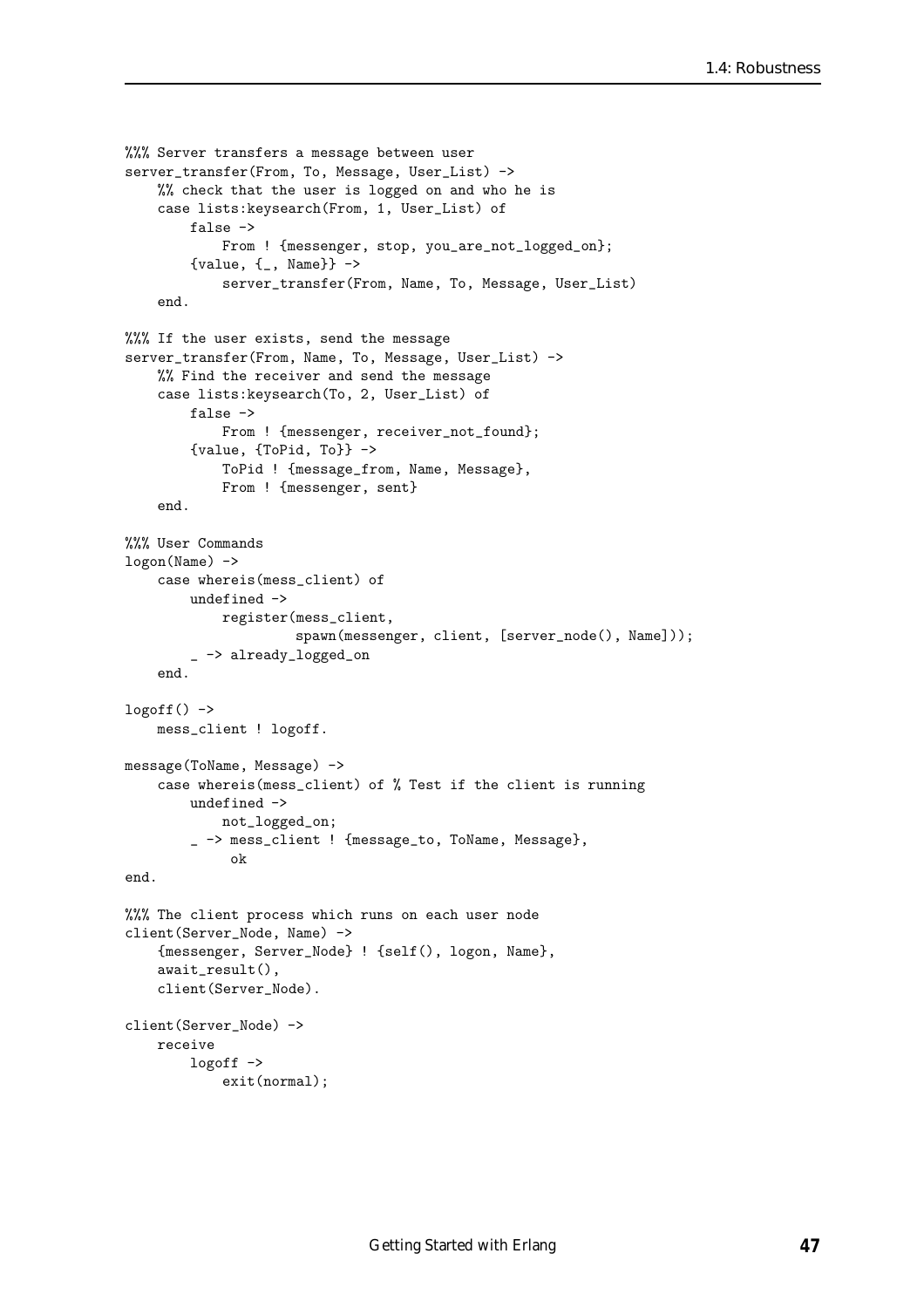```
%%% Server transfers a message between user
server_transfer(From, To, Message, User_List) ->
    %% check that the user is logged on and who he is
    case lists:keysearch(From, 1, User_List) of
        false ->
            From ! {messenger, stop, you_are_not_logged_on};
        {value, {_, Name}} ->
            server_transfer(From, Name, To, Message, User_List)
    end.

%%% If the user exists, send the message
server_transfer(From, Name, To, Message, User_List) ->
    %% Find the receiver and send the message
    case lists:keysearch(To, 2, User_List) of
        false ->
            From ! {messenger, receiver_not_found};
        {value, {ToPid, To}} ->
            ToPid ! {message_from, Name, Message},
            From ! {messenger, sent}
    end.

%%% User Commands
logon(Name) ->
    case whereis(mess_client) of
        undefined ->
            register(mess_client,
                     spawn(messenger, client, [server_node(), Name]));
        _ -> already_logged_on
    end.

logoff() ->
    mess_client ! logoff.

message(ToName, Message) ->
    case whereis(mess_client) of % Test if the client is running
        undefined ->
            not_logged_on;
        _ -> mess_client ! {message_to, ToName, Message},
             ok
end.

%%% The client process which runs on each user node
client(Server_Node, Name) ->
    {messenger, Server_Node} ! {self(), logon, Name},
    await_result(),
    client(Server_Node).

client(Server_Node) ->
    receive
        logoff ->
            exit(normal);
```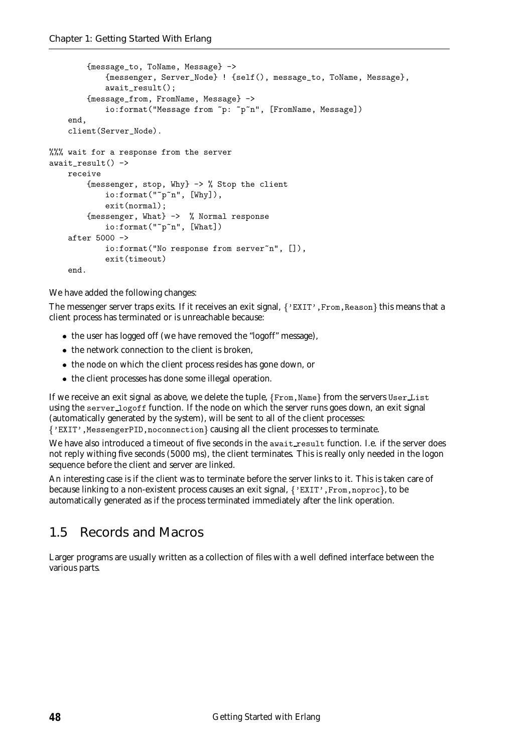```
        {message_to, ToName, Message} ->
            {messenger, Server_Node} ! {self(), message_to, ToName, Message},
            await_result();
        {message_from, FromName, Message} ->
            io:format("Message from ~p: ~p~n", [FromName, Message])
    end,
    client(Server_Node).

%%% wait for a response from the server
await_result() ->
    receive
        {messenger, stop, Why} -> % Stop the client
            io:format("~p~n", [Why]),
            exit(normal);
        {messenger, What} ->  % Normal response
            io:format("~p~n", [What])
    after 5000 ->
            io:format("No response from server~n", []),
            exit(timeout)
    end.
```

We have added the following changes:

The messenger server traps exits. If it receives an exit signal, `{'EXIT',From,Reason}` this means that a client process has terminated or is unreachable because:

- the user has logged off (we have removed the "logoff" message),
- the network connection to the client is broken,
- the node on which the client process resides has gone down, or
- the client processes has done some illegal operation.

If we receive an exit signal as above, we delete the tuple, `{From,Name}` from the servers `User_List` using the `server_logoff` function. If the node on which the server runs goes down, an exit signal (automatically generated by the system), will be sent to all of the client processes: `{'EXIT',MessengerPID,noconnection}` causing all the client processes to terminate.

We have also introduced a timeout of five seconds in the `await_result` function. I.e. if the server does not reply withing five seconds (5000 ms), the client terminates. This is really only needed in the logon sequence before the client and server are linked.

An interesting case is if the client was to terminate before the server links to it. This is taken care of because linking to a non-existent process causes an exit signal, `{'EXIT',From,noproc}`, to be automatically generated as if the process terminated immediately after the link operation.

## 1.5 Records and Macros

Larger programs are usually written as a collection of files with a well defined interface between the various parts.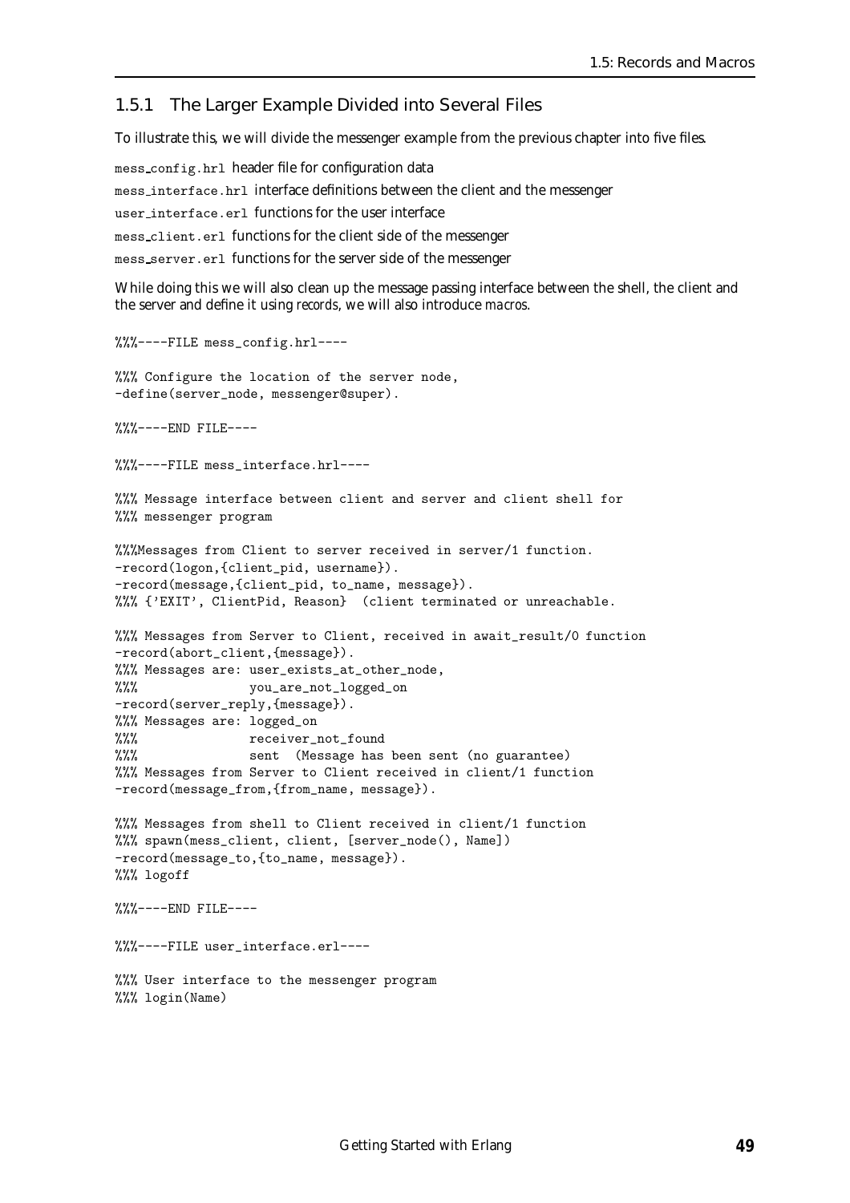### 1.5.1 The Larger Example Divided into Several Files

To illustrate this, we will divide the messenger example from the previous chapter into five files.

mess_config.hrl header file for configuration data

mess_interface.hrl interface definitions between the client and the messenger

user_interface.erl functions for the user interface

mess_client.erl functions for the client side of the messenger

mess_server.erl functions for the server side of the messenger

While doing this we will also clean up the message passing interface between the shell, the client and the server and define it using *records*, we will also introduce *macros*.

```
%%%----FILE mess_config.hrl----

%%% Configure the location of the server node,
-define(server_node, messenger@super).

%%%----END FILE----

%%%----FILE mess_interface.hrl----

%%% Message interface between client and server and client shell for
%%% messenger program

%%%Messages from Client to server received in server/1 function.
-record(logon,{client_pid, username}).
-record(message,{client_pid, to_name, message}).
%%% {'EXIT', ClientPid, Reason}  (client terminated or unreachable.

%%% Messages from Server to Client, received in await_result/0 function
-record(abort_client,{message}).
%%% Messages are: user_exists_at_other_node,
%%%               you_are_not_logged_on
-record(server_reply,{message}).
%%% Messages are: logged_on
%%%               receiver_not_found
%%%               sent  (Message has been sent (no guarantee)
%%% Messages from Server to Client received in client/1 function
-record(message_from,{from_name, message}).

%%% Messages from shell to Client received in client/1 function
%%% spawn(mess_client, client, [server_node(), Name])
-record(message_to,{to_name, message}).
%%% logoff

%%%----END FILE----

%%%----FILE user_interface.erl----

%%% User interface to the messenger program
%%% login(Name)
```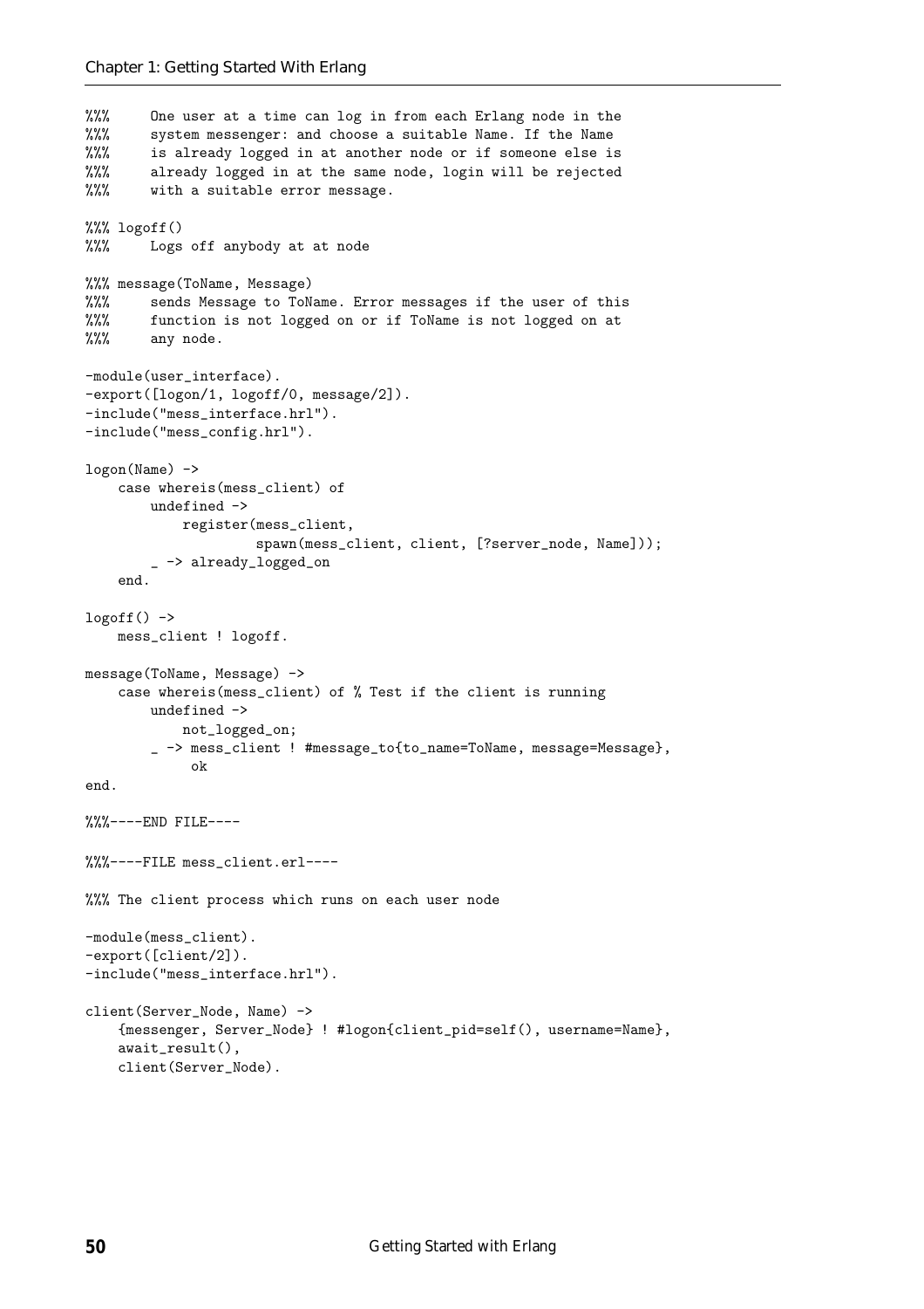```
%%%     One user at a time can log in from each Erlang node in the
%%%     system messenger: and choose a suitable Name. If the Name
%%%     is already logged in at another node or if someone else is
%%%     already logged in at the same node, login will be rejected
%%%     with a suitable error message.

%%% logoff()
%%%     Logs off anybody at at node

%%% message(ToName, Message)
%%%     sends Message to ToName. Error messages if the user of this
%%%     function is not logged on or if ToName is not logged on at
%%%     any node.

-module(user_interface).
-export([logon/1, logoff/0, message/2]).
-include("mess_interface.hrl").
-include("mess_config.hrl").

logon(Name) ->
    case whereis(mess_client) of
        undefined ->
            register(mess_client,
                     spawn(mess_client, client, [?server_node, Name]));
        _ -> already_logged_on
    end.

logoff() ->
    mess_client ! logoff.

message(ToName, Message) ->
    case whereis(mess_client) of % Test if the client is running
        undefined ->
            not_logged_on;
        _ -> mess_client ! #message_to{to_name=ToName, message=Message},
             ok
end.

%%%----END FILE----

%%%----FILE mess_client.erl----

%%% The client process which runs on each user node

-module(mess_client).
-export([client/2]).
-include("mess_interface.hrl").

client(Server_Node, Name) ->
    {messenger, Server_Node} ! #logon{client_pid=self(), username=Name},
    await_result(),
    client(Server_Node).
```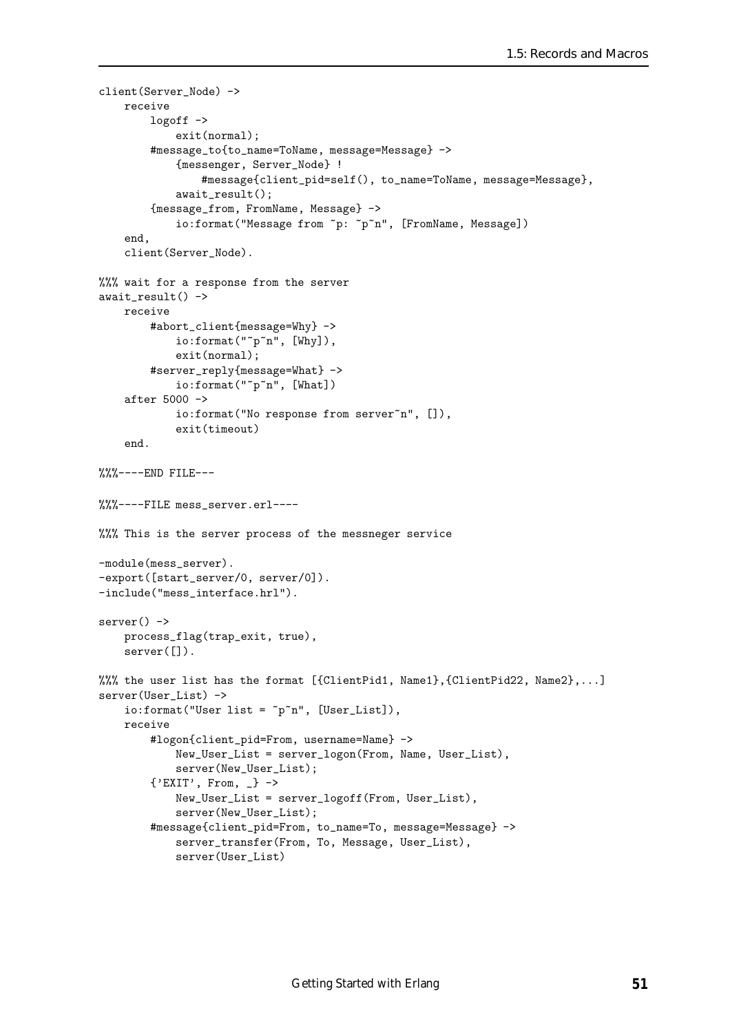```
client(Server_Node) ->
    receive
        logoff ->
            exit(normal);
        #message_to{to_name=ToName, message=Message} ->
            {messenger, Server_Node} !
                #message{client_pid=self(), to_name=ToName, message=Message},
            await_result();
        {message_from, FromName, Message} ->
            io:format("Message from ~p: ~p~n", [FromName, Message])
    end,
    client(Server_Node).

%%% wait for a response from the server
await_result() ->
    receive
        #abort_client{message=Why} ->
            io:format("~p~n", [Why]),
            exit(normal);
        #server_reply{message=What} ->
            io:format("~p~n", [What])
    after 5000 ->
            io:format("No response from server~n", []),
            exit(timeout)
    end.

%%%----END FILE---

%%%----FILE mess_server.erl----

%%% This is the server process of the messneger service

-module(mess_server).
-export([start_server/0, server/0]).
-include("mess_interface.hrl").

server() ->
    process_flag(trap_exit, true),
    server([]).

%%% the user list has the format [{ClientPid1, Name1},{ClientPid22, Name2},...]
server(User_List) ->
    io:format("User list = ~p~n", [User_List]),
    receive
        #logon{client_pid=From, username=Name} ->
            New_User_List = server_logon(From, Name, User_List),
            server(New_User_List);
        {'EXIT', From, _} ->
            New_User_List = server_logoff(From, User_List),
            server(New_User_List);
        #message{client_pid=From, to_name=To, message=Message} ->
            server_transfer(From, To, Message, User_List),
            server(User_List)
```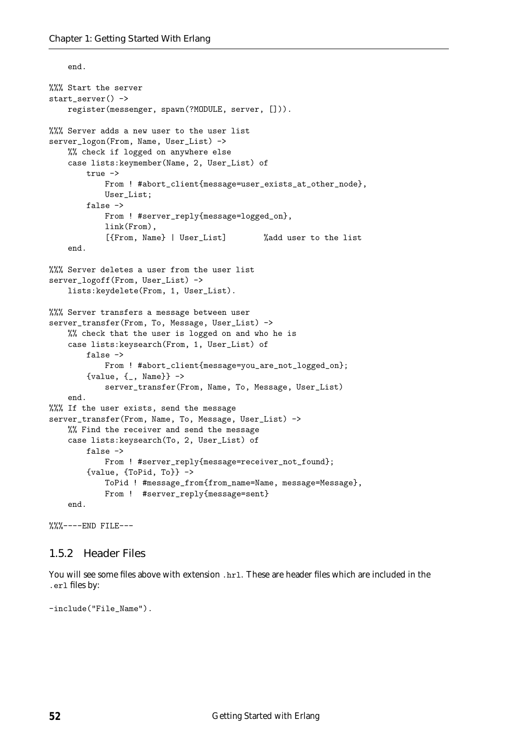```
    end.

%%% Start the server
start_server() ->
    register(messenger, spawn(?MODULE, server, [])).

%%% Server adds a new user to the user list
server_logon(From, Name, User_List) ->
    %% check if logged on anywhere else
    case lists:keymember(Name, 2, User_List) of
        true ->
            From ! #abort_client{message=user_exists_at_other_node},
            User_List;
        false ->
            From ! #server_reply{message=logged_on},
            link(From),
            [{From, Name} | User_List]        %add user to the list
    end.

%%% Server deletes a user from the user list
server_logoff(From, User_List) ->
    lists:keydelete(From, 1, User_List).

%%% Server transfers a message between user
server_transfer(From, To, Message, User_List) ->
    %% check that the user is logged on and who he is
    case lists:keysearch(From, 1, User_List) of
        false ->
            From ! #abort_client{message=you_are_not_logged_on};
        {value, {_, Name}} ->
            server_transfer(From, Name, To, Message, User_List)
    end.
%%% If the user exists, send the message
server_transfer(From, Name, To, Message, User_List) ->
    %% Find the receiver and send the message
    case lists:keysearch(To, 2, User_List) of
        false ->
            From ! #server_reply{message=receiver_not_found};
        {value, {ToPid, To}} ->
            ToPid ! #message_from{from_name=Name, message=Message},
            From !  #server_reply{message=sent}
    end.

%%%----END FILE---
```

### 1.5.2 Header Files

You will see some files above with extension `.hrl`. These are header files which are included in the `.erl` files by:

```
-include("File_Name").
```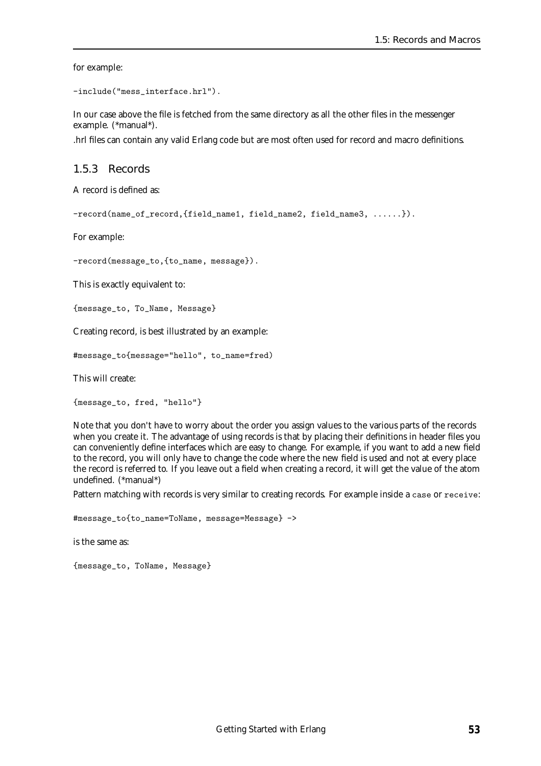for example:

```
-include("mess_interface.hrl").
```

In our case above the file is fetched from the same directory as all the other files in the messenger example. (*manual*).

.hrl files can contain any valid Erlang code but are most often used for record and macro definitions.

### 1.5.3 Records

A record is defined as:

```
-record(name_of_record,{field_name1, field_name2, field_name3, ......}).
```

For example:

```
-record(message_to,{to_name, message}).
```

This is exactly equivalent to:

```
{message_to, To_Name, Message}
```

Creating record, is best illustrated by an example:

```
#message_to{message="hello", to_name=fred)
```

This will create:

```
{message_to, fred, "hello"}
```

Note that you don't have to worry about the order you assign values to the various parts of the records when you create it. The advantage of using records is that by placing their definitions in header files you can conveniently define interfaces which are easy to change. For example, if you want to add a new field to the record, you will only have to change the code where the new field is used and not at every place the record is referred to. If you leave out a field when creating a record, it will get the value of the atom undefined. (*manual*)

Pattern matching with records is very similar to creating records. For example inside a `case` or `receive`:

```
#message_to{to_name=ToName, message=Message} ->
```

is the same as:

```
{message_to, ToName, Message}
```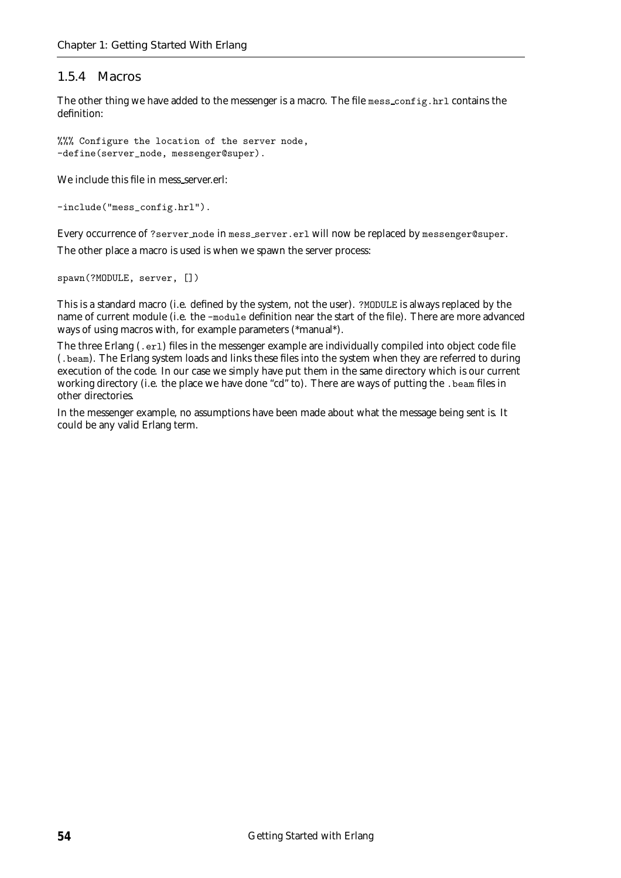### 1.5.4 Macros

The other thing we have added to the messenger is a macro. The file `mess_config.hrl` contains the definition:

```
%%% Configure the location of the server node,
-define(server_node, messenger@super).
```

We include this file in mess_server.erl:

```
-include("mess_config.hrl").
```

Every occurrence of `?server_node` in `mess_server.erl` will now be replaced by `messenger@super`.

The other place a macro is used is when we spawn the server process:

```
spawn(?MODULE, server, [])
```

This is a standard macro (i.e. defined by the system, not the user). `?MODULE` is always replaced by the name of current module (i.e. the `-module` definition near the start of the file). There are more advanced ways of using macros with, for example parameters (*manual*).

The three Erlang (`.erl`) files in the messenger example are individually compiled into object code file (`.beam`). The Erlang system loads and links these files into the system when they are referred to during execution of the code. In our case we simply have put them in the same directory which is our current working directory (i.e. the place we have done "cd" to). There are ways of putting the `.beam` files in other directories.

In the messenger example, no assumptions have been made about what the message being sent is. It could be any valid Erlang term.